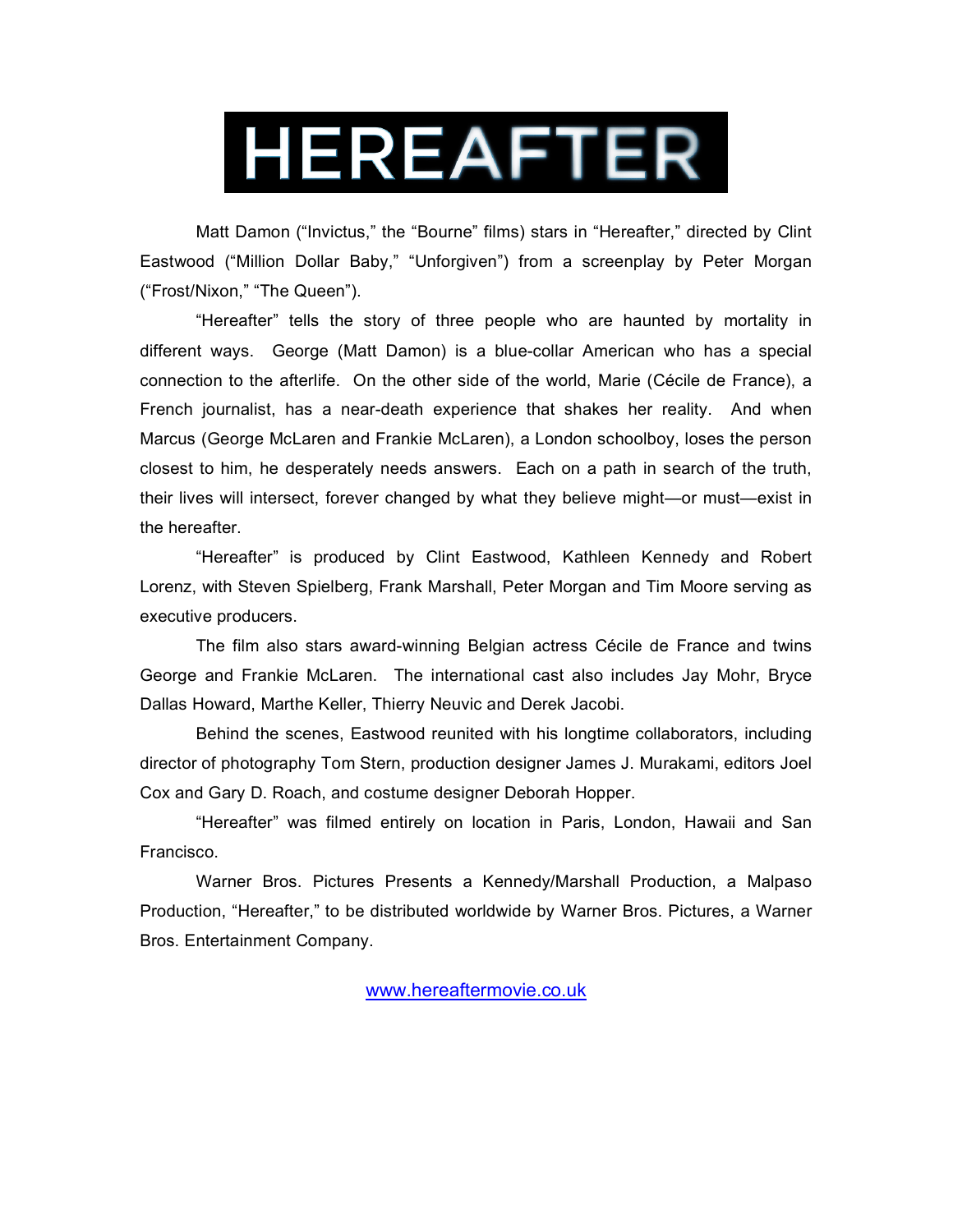# HEREAFTER

Matt Damon ("Invictus," the "Bourne" films) stars in "Hereafter," directed by Clint Eastwood ("Million Dollar Baby," "Unforgiven") from a screenplay by Peter Morgan ("Frost/Nixon," "The Queen").

"Hereafter" tells the story of three people who are haunted by mortality in different ways. George (Matt Damon) is a blue-collar American who has a special connection to the afterlife. On the other side of the world, Marie (Cécile de France), a French journalist, has a near-death experience that shakes her reality. And when Marcus (George McLaren and Frankie McLaren), a London schoolboy, loses the person closest to him, he desperately needs answers. Each on a path in search of the truth, their lives will intersect, forever changed by what they believe might—or must—exist in the hereafter.

"Hereafter" is produced by Clint Eastwood, Kathleen Kennedy and Robert Lorenz, with Steven Spielberg, Frank Marshall, Peter Morgan and Tim Moore serving as executive producers.

The film also stars award-winning Belgian actress Cécile de France and twins George and Frankie McLaren. The international cast also includes Jay Mohr, Bryce Dallas Howard, Marthe Keller, Thierry Neuvic and Derek Jacobi.

Behind the scenes, Eastwood reunited with his longtime collaborators, including director of photography Tom Stern, production designer James J. Murakami, editors Joel Cox and Gary D. Roach, and costume designer Deborah Hopper.

"Hereafter" was filmed entirely on location in Paris, London, Hawaii and San Francisco.

Warner Bros. Pictures Presents a Kennedy/Marshall Production, a Malpaso Production, "Hereafter," to be distributed worldwide by Warner Bros. Pictures, a Warner Bros. Entertainment Company.

www.hereaftermovie.co.uk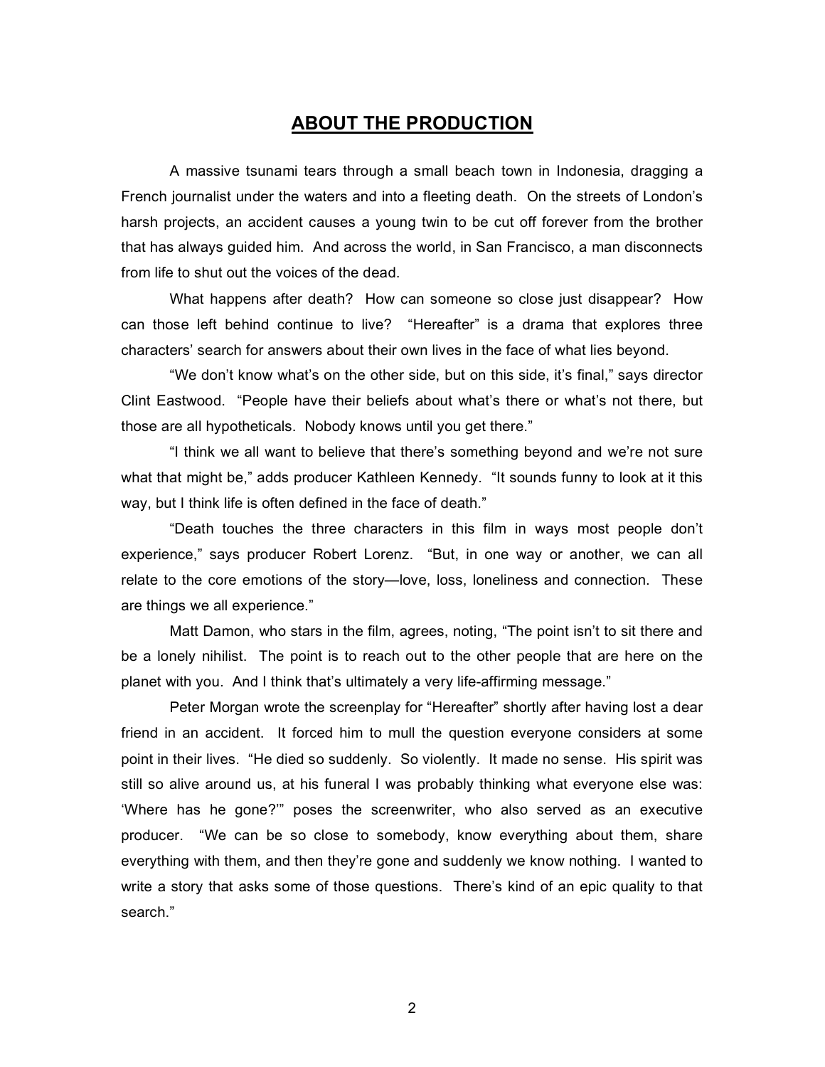## ABOUT THE PRODUCTION

A massive tsunami tears through a small beach town in Indonesia, dragging a French journalist under the waters and into a fleeting death. On the streets of London's harsh projects, an accident causes a young twin to be cut off forever from the brother that has always guided him. And across the world, in San Francisco, a man disconnects from life to shut out the voices of the dead.

What happens after death? How can someone so close just disappear? How can those left behind continue to live? "Hereafter" is a drama that explores three characters' search for answers about their own lives in the face of what lies beyond.

"We don't know what's on the other side, but on this side, it's final," says director Clint Eastwood. "People have their beliefs about what's there or what's not there, but those are all hypotheticals. Nobody knows until you get there."

"I think we all want to believe that there's something beyond and we're not sure what that might be," adds producer Kathleen Kennedy. "It sounds funny to look at it this way, but I think life is often defined in the face of death."

"Death touches the three characters in this film in ways most people don't experience," says producer Robert Lorenz. "But, in one way or another, we can all relate to the core emotions of the story—love, loss, loneliness and connection. These are things we all experience."

Matt Damon, who stars in the film, agrees, noting, "The point isn't to sit there and be a lonely nihilist. The point is to reach out to the other people that are here on the planet with you. And I think that's ultimately a very life-affirming message."

Peter Morgan wrote the screenplay for "Hereafter" shortly after having lost a dear friend in an accident. It forced him to mull the question everyone considers at some point in their lives. "He died so suddenly. So violently. It made no sense. His spirit was still so alive around us, at his funeral I was probably thinking what everyone else was: 'Where has he gone?'" poses the screenwriter, who also served as an executive producer. "We can be so close to somebody, know everything about them, share everything with them, and then they're gone and suddenly we know nothing. I wanted to write a story that asks some of those questions. There's kind of an epic quality to that search."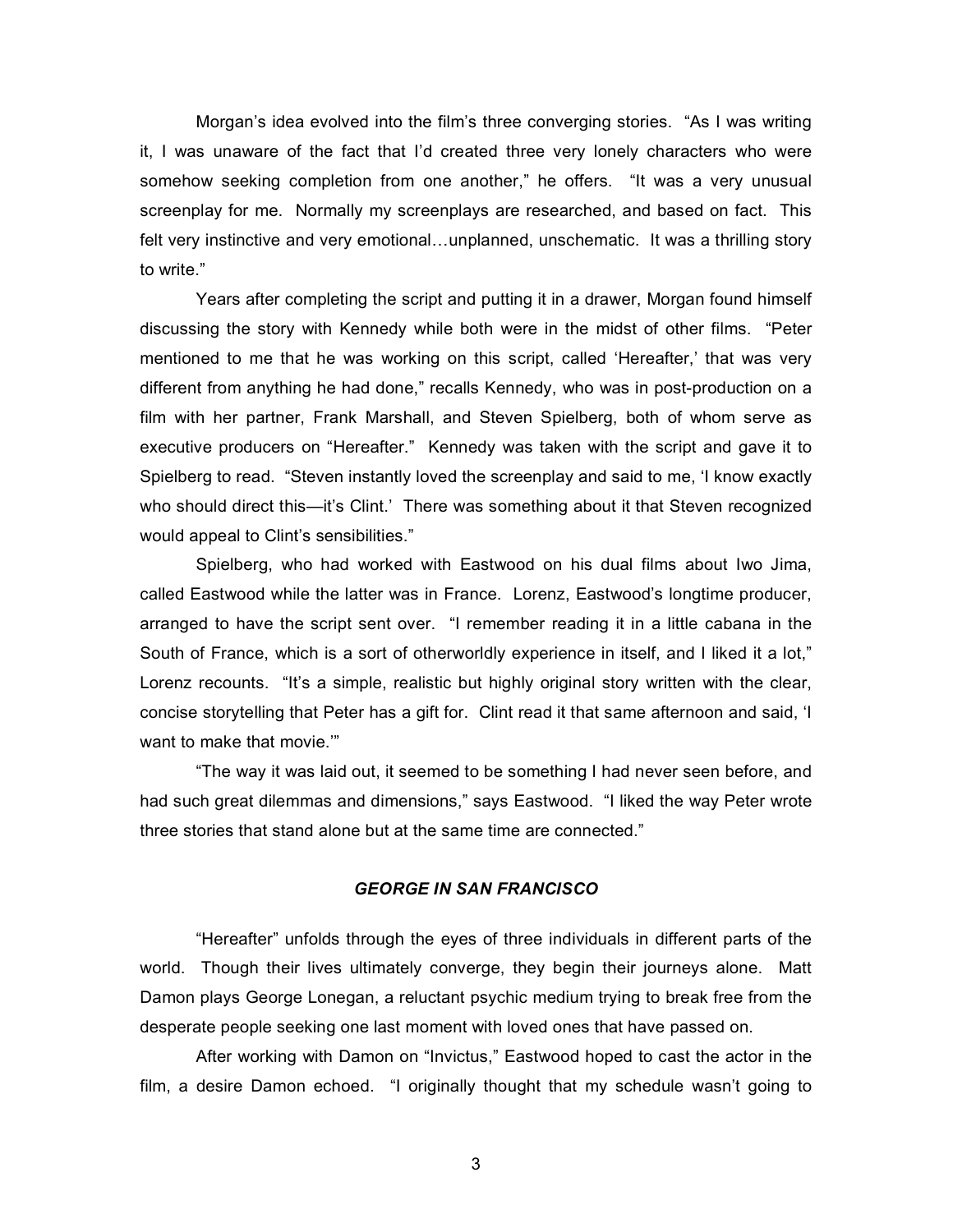Morgan's idea evolved into the film's three converging stories. "As I was writing it, I was unaware of the fact that I'd created three very lonely characters who were somehow seeking completion from one another," he offers. "It was a very unusual screenplay for me. Normally my screenplays are researched, and based on fact. This felt very instinctive and very emotional…unplanned, unschematic. It was a thrilling story to write."

Years after completing the script and putting it in a drawer, Morgan found himself discussing the story with Kennedy while both were in the midst of other films. "Peter mentioned to me that he was working on this script, called 'Hereafter,' that was very different from anything he had done," recalls Kennedy, who was in post-production on a film with her partner, Frank Marshall, and Steven Spielberg, both of whom serve as executive producers on "Hereafter." Kennedy was taken with the script and gave it to Spielberg to read. "Steven instantly loved the screenplay and said to me, 'I know exactly who should direct this—it's Clint.' There was something about it that Steven recognized would appeal to Clint's sensibilities."

Spielberg, who had worked with Eastwood on his dual films about Iwo Jima, called Eastwood while the latter was in France. Lorenz, Eastwood's longtime producer, arranged to have the script sent over. "I remember reading it in a little cabana in the South of France, which is a sort of otherworldly experience in itself, and I liked it a lot," Lorenz recounts. "It's a simple, realistic but highly original story written with the clear, concise storytelling that Peter has a gift for. Clint read it that same afternoon and said, 'I want to make that movie.'"

"The way it was laid out, it seemed to be something I had never seen before, and had such great dilemmas and dimensions," says Eastwood. "I liked the way Peter wrote three stories that stand alone but at the same time are connected."

### *GEORGE IN SAN FRANCISCO*

"Hereafter" unfolds through the eyes of three individuals in different parts of the world. Though their lives ultimately converge, they begin their journeys alone. Matt Damon plays George Lonegan, a reluctant psychic medium trying to break free from the desperate people seeking one last moment with loved ones that have passed on.

After working with Damon on "Invictus," Eastwood hoped to cast the actor in the film, a desire Damon echoed. "I originally thought that my schedule wasn't going to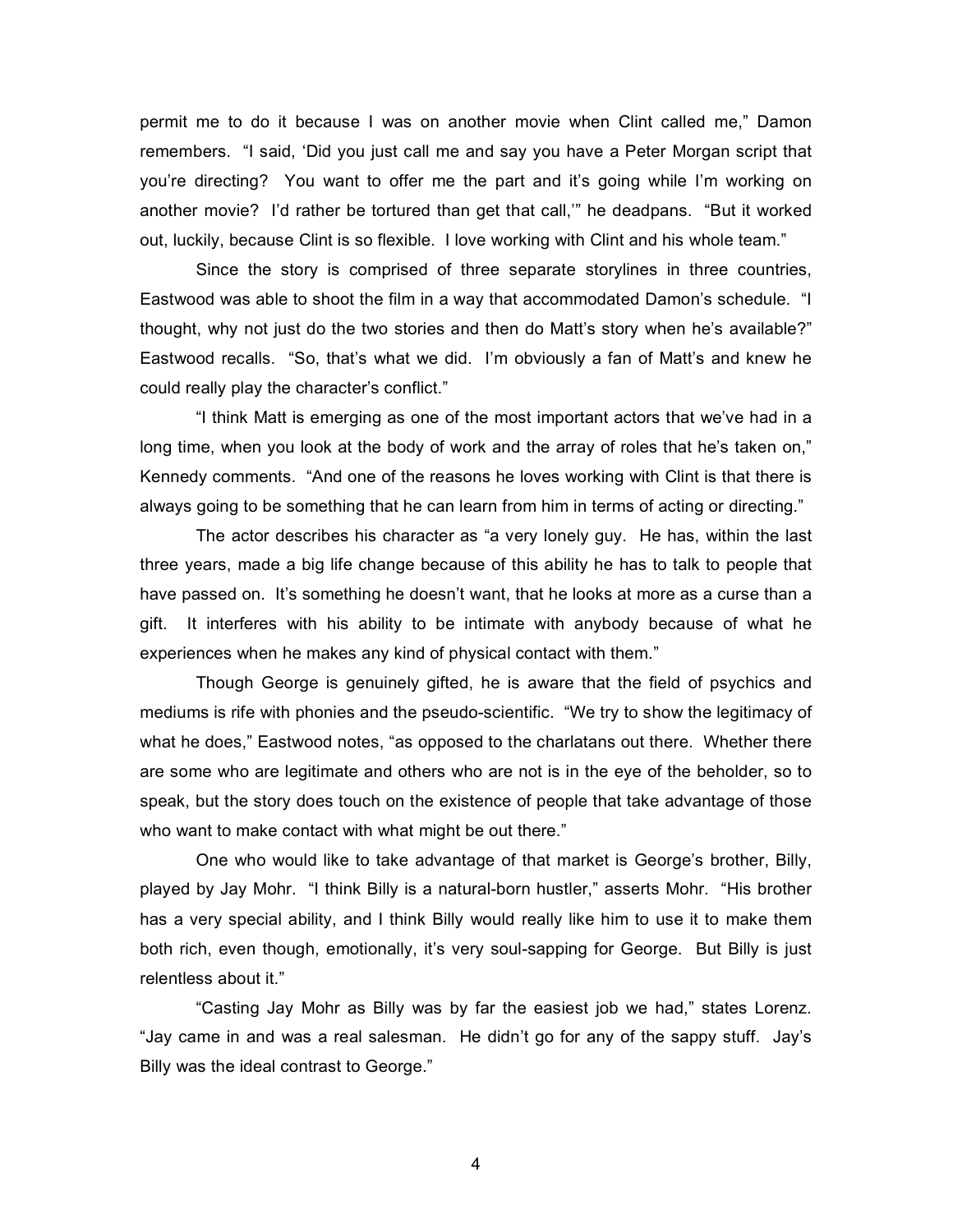permit me to do it because I was on another movie when Clint called me," Damon remembers. "I said, 'Did you just call me and say you have a Peter Morgan script that you're directing? You want to offer me the part and it's going while I'm working on another movie? I'd rather be tortured than get that call,'" he deadpans. "But it worked out, luckily, because Clint is so flexible. I love working with Clint and his whole team."

Since the story is comprised of three separate storylines in three countries, Eastwood was able to shoot the film in a way that accommodated Damon's schedule. "I thought, why not just do the two stories and then do Matt's story when he's available?" Eastwood recalls. "So, that's what we did. I'm obviously a fan of Matt's and knew he could really play the character's conflict."

"I think Matt is emerging as one of the most important actors that we've had in a long time, when you look at the body of work and the array of roles that he's taken on," Kennedy comments. "And one of the reasons he loves working with Clint is that there is always going to be something that he can learn from him in terms of acting or directing."

The actor describes his character as "a very lonely guy. He has, within the last three years, made a big life change because of this ability he has to talk to people that have passed on. It's something he doesn't want, that he looks at more as a curse than a gift. It interferes with his ability to be intimate with anybody because of what he experiences when he makes any kind of physical contact with them."

Though George is genuinely gifted, he is aware that the field of psychics and mediums is rife with phonies and the pseudo-scientific. "We try to show the legitimacy of what he does," Eastwood notes, "as opposed to the charlatans out there. Whether there are some who are legitimate and others who are not is in the eye of the beholder, so to speak, but the story does touch on the existence of people that take advantage of those who want to make contact with what might be out there."

One who would like to take advantage of that market is George's brother, Billy, played by Jay Mohr. "I think Billy is a natural-born hustler," asserts Mohr. "His brother has a very special ability, and I think Billy would really like him to use it to make them both rich, even though, emotionally, it's very soul-sapping for George. But Billy is just relentless about it."

"Casting Jay Mohr as Billy was by far the easiest job we had," states Lorenz. "Jay came in and was a real salesman. He didn't go for any of the sappy stuff. Jay's Billy was the ideal contrast to George."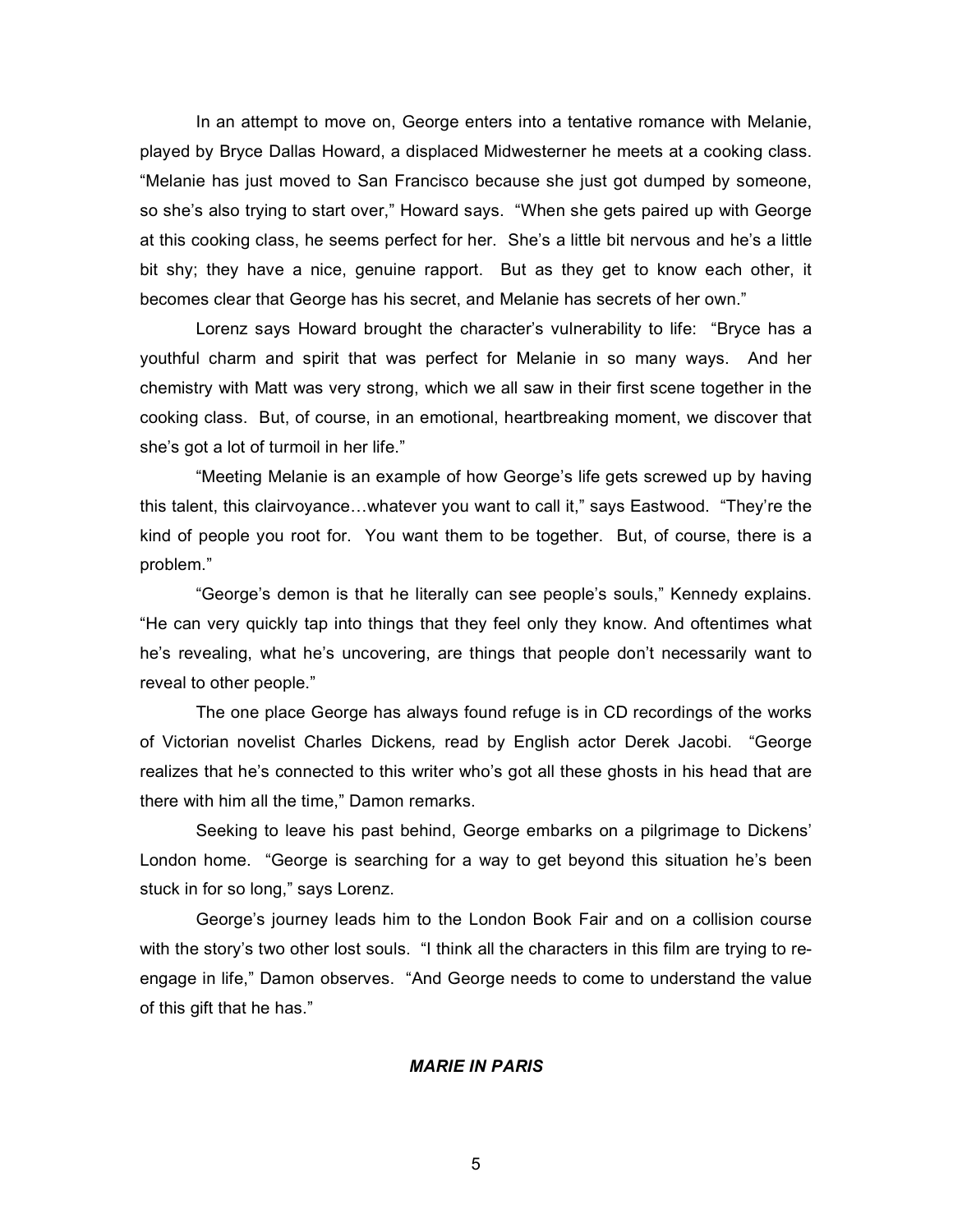In an attempt to move on, George enters into a tentative romance with Melanie, played by Bryce Dallas Howard, a displaced Midwesterner he meets at a cooking class. "Melanie has just moved to San Francisco because she just got dumped by someone, so she's also trying to start over," Howard says. "When she gets paired up with George at this cooking class, he seems perfect for her. She's a little bit nervous and he's a little bit shy; they have a nice, genuine rapport. But as they get to know each other, it becomes clear that George has his secret, and Melanie has secrets of her own."

Lorenz says Howard brought the character's vulnerability to life: "Bryce has a youthful charm and spirit that was perfect for Melanie in so many ways. And her chemistry with Matt was very strong, which we all saw in their first scene together in the cooking class. But, of course, in an emotional, heartbreaking moment, we discover that she's got a lot of turmoil in her life."

"Meeting Melanie is an example of how George's life gets screwed up by having this talent, this clairvoyance…whatever you want to call it," says Eastwood. "They're the kind of people you root for. You want them to be together. But, of course, there is a problem."

"George's demon is that he literally can see people's souls," Kennedy explains. "He can very quickly tap into things that they feel only they know. And oftentimes what he's revealing, what he's uncovering, are things that people don't necessarily want to reveal to other people."

The one place George has always found refuge is in CD recordings of the works of Victorian novelist Charles Dickens*,* read by English actor Derek Jacobi. "George realizes that he's connected to this writer who's got all these ghosts in his head that are there with him all the time," Damon remarks.

Seeking to leave his past behind, George embarks on a pilgrimage to Dickens' London home. "George is searching for a way to get beyond this situation he's been stuck in for so long," says Lorenz.

George's journey leads him to the London Book Fair and on a collision course with the story's two other lost souls. "I think all the characters in this film are trying to re-engage in life," Damon observes. "And George needs to come to understand the value of this gift that he has."

### ***MARIE IN PARIS***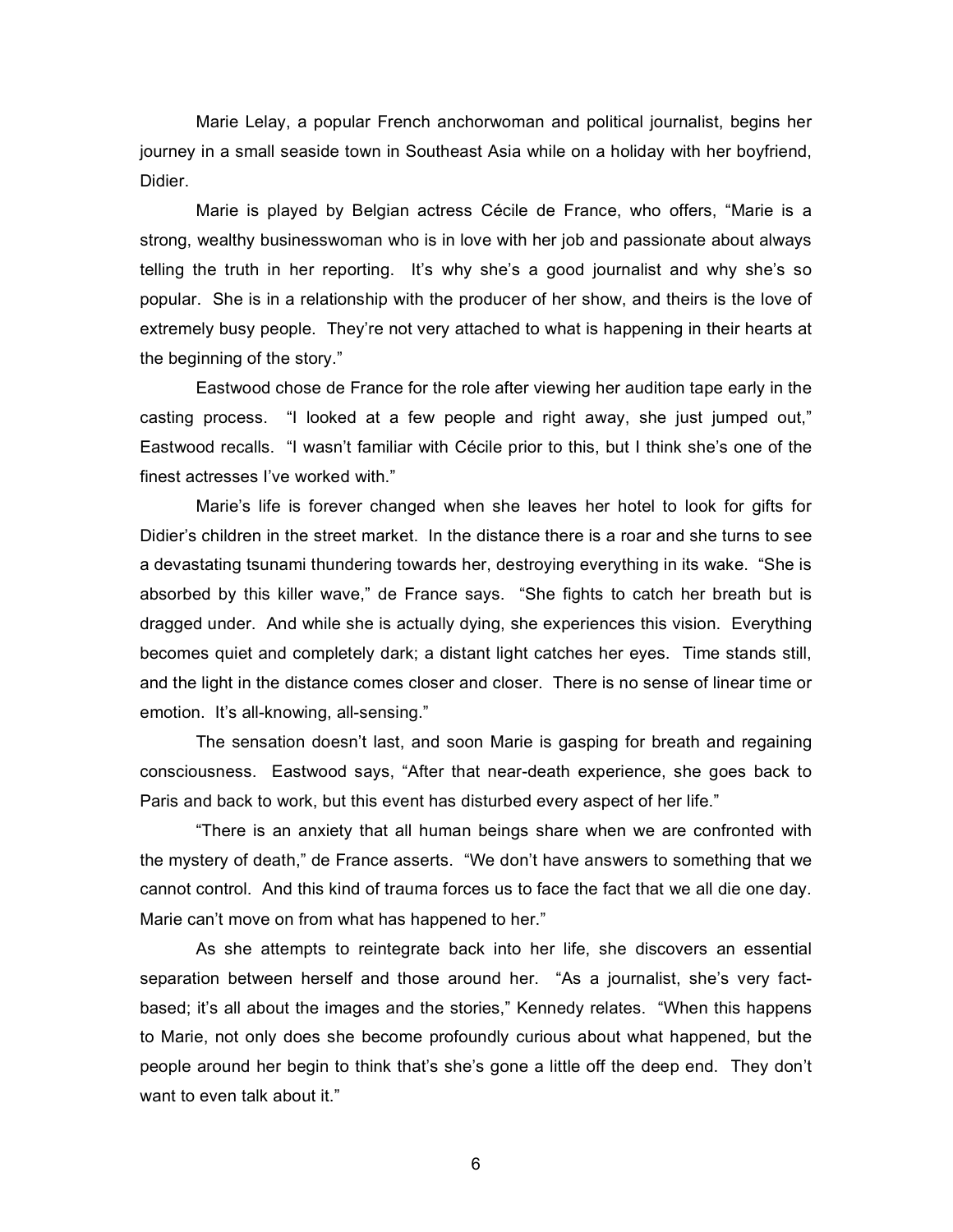Marie Lelay, a popular French anchorwoman and political journalist, begins her journey in a small seaside town in Southeast Asia while on a holiday with her boyfriend, Didier.

Marie is played by Belgian actress Cécile de France, who offers, "Marie is a strong, wealthy businesswoman who is in love with her job and passionate about always telling the truth in her reporting. It's why she's a good journalist and why she's so popular. She is in a relationship with the producer of her show, and theirs is the love of extremely busy people. They're not very attached to what is happening in their hearts at the beginning of the story."

Eastwood chose de France for the role after viewing her audition tape early in the casting process. "I looked at a few people and right away, she just jumped out," Eastwood recalls. "I wasn't familiar with Cécile prior to this, but I think she's one of the finest actresses I've worked with."

Marie's life is forever changed when she leaves her hotel to look for gifts for Didier's children in the street market. In the distance there is a roar and she turns to see a devastating tsunami thundering towards her, destroying everything in its wake. "She is absorbed by this killer wave," de France says. "She fights to catch her breath but is dragged under. And while she is actually dying, she experiences this vision. Everything becomes quiet and completely dark; a distant light catches her eyes. Time stands still, and the light in the distance comes closer and closer. There is no sense of linear time or emotion. It's all-knowing, all-sensing."

The sensation doesn't last, and soon Marie is gasping for breath and regaining consciousness. Eastwood says, "After that near-death experience, she goes back to Paris and back to work, but this event has disturbed every aspect of her life."

"There is an anxiety that all human beings share when we are confronted with the mystery of death," de France asserts. "We don't have answers to something that we cannot control. And this kind of trauma forces us to face the fact that we all die one day. Marie can't move on from what has happened to her."

As she attempts to reintegrate back into her life, she discovers an essential separation between herself and those around her. "As a journalist, she's very fact-based; it's all about the images and the stories," Kennedy relates. "When this happens to Marie, not only does she become profoundly curious about what happened, but the people around her begin to think that's she's gone a little off the deep end. They don't want to even talk about it."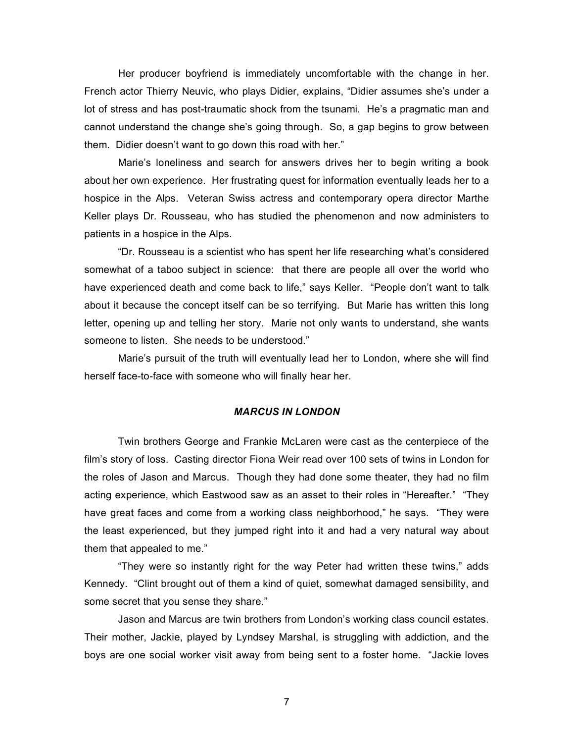Her producer boyfriend is immediately uncomfortable with the change in her. French actor Thierry Neuvic, who plays Didier, explains, "Didier assumes she's under a lot of stress and has post-traumatic shock from the tsunami. He's a pragmatic man and cannot understand the change she's going through. So, a gap begins to grow between them. Didier doesn't want to go down this road with her."

Marie's loneliness and search for answers drives her to begin writing a book about her own experience. Her frustrating quest for information eventually leads her to a hospice in the Alps. Veteran Swiss actress and contemporary opera director Marthe Keller plays Dr. Rousseau, who has studied the phenomenon and now administers to patients in a hospice in the Alps.

"Dr. Rousseau is a scientist who has spent her life researching what's considered somewhat of a taboo subject in science: that there are people all over the world who have experienced death and come back to life," says Keller. "People don't want to talk about it because the concept itself can be so terrifying. But Marie has written this long letter, opening up and telling her story. Marie not only wants to understand, she wants someone to listen. She needs to be understood."

Marie's pursuit of the truth will eventually lead her to London, where she will find herself face-to-face with someone who will finally hear her.

### *MARCUS IN LONDON*

Twin brothers George and Frankie McLaren were cast as the centerpiece of the film's story of loss. Casting director Fiona Weir read over 100 sets of twins in London for the roles of Jason and Marcus. Though they had done some theater, they had no film acting experience, which Eastwood saw as an asset to their roles in "Hereafter." "They have great faces and come from a working class neighborhood," he says. "They were the least experienced, but they jumped right into it and had a very natural way about them that appealed to me."

"They were so instantly right for the way Peter had written these twins," adds Kennedy. "Clint brought out of them a kind of quiet, somewhat damaged sensibility, and some secret that you sense they share."

Jason and Marcus are twin brothers from London's working class council estates. Their mother, Jackie, played by Lyndsey Marshal, is struggling with addiction, and the boys are one social worker visit away from being sent to a foster home. "Jackie loves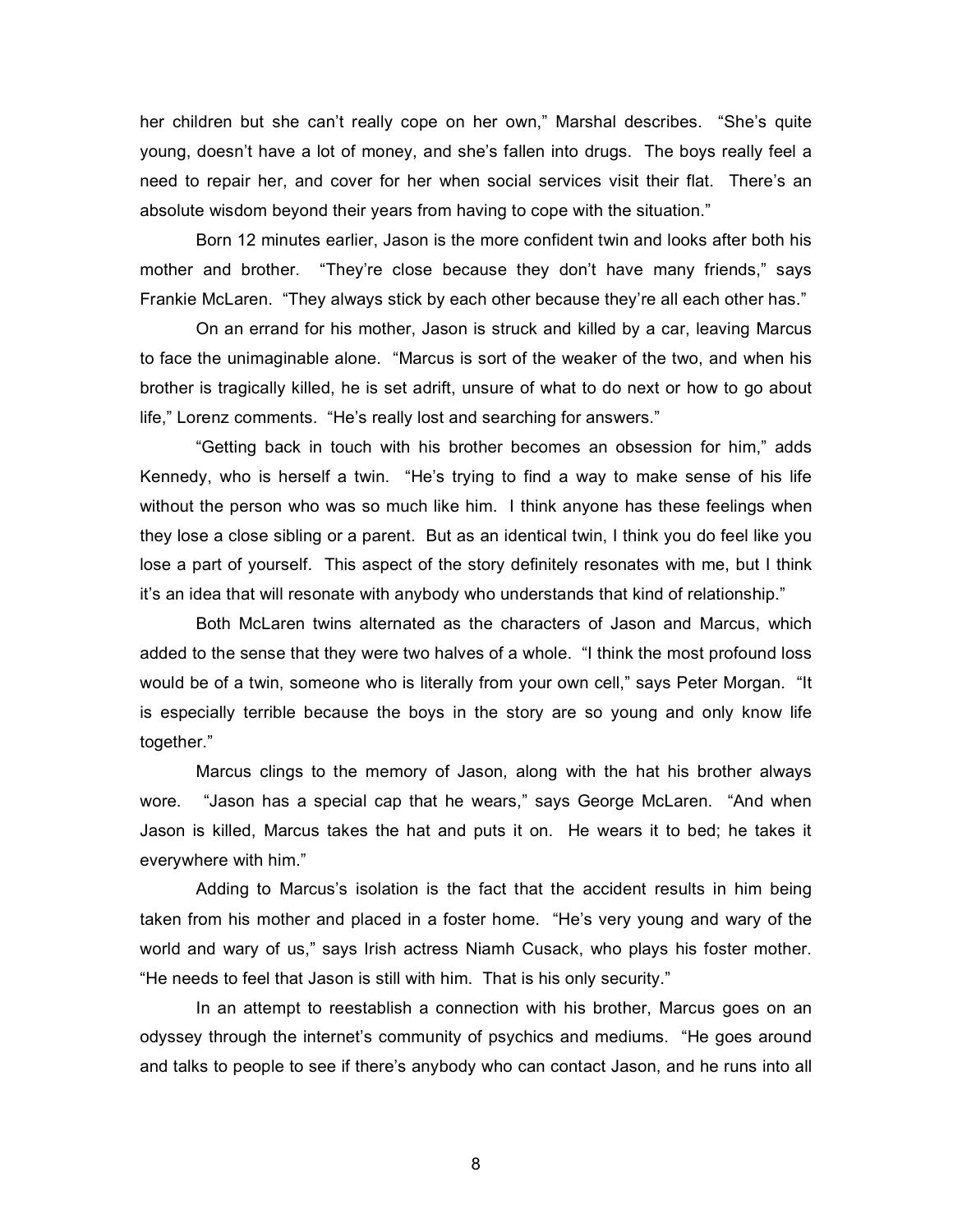her children but she can't really cope on her own," Marshal describes. "She's quite young, doesn't have a lot of money, and she's fallen into drugs. The boys really feel a need to repair her, and cover for her when social services visit their flat. There's an absolute wisdom beyond their years from having to cope with the situation."

Born 12 minutes earlier, Jason is the more confident twin and looks after both his mother and brother. "They're close because they don't have many friends," says Frankie McLaren. "They always stick by each other because they're all each other has."

On an errand for his mother, Jason is struck and killed by a car, leaving Marcus to face the unimaginable alone. "Marcus is sort of the weaker of the two, and when his brother is tragically killed, he is set adrift, unsure of what to do next or how to go about life," Lorenz comments. "He's really lost and searching for answers."

"Getting back in touch with his brother becomes an obsession for him," adds Kennedy, who is herself a twin. "He's trying to find a way to make sense of his life without the person who was so much like him. I think anyone has these feelings when they lose a close sibling or a parent. But as an identical twin, I think you do feel like you lose a part of yourself. This aspect of the story definitely resonates with me, but I think it's an idea that will resonate with anybody who understands that kind of relationship."

Both McLaren twins alternated as the characters of Jason and Marcus, which added to the sense that they were two halves of a whole. "I think the most profound loss would be of a twin, someone who is literally from your own cell," says Peter Morgan. "It is especially terrible because the boys in the story are so young and only know life together."

Marcus clings to the memory of Jason, along with the hat his brother always wore. "Jason has a special cap that he wears," says George McLaren. "And when Jason is killed, Marcus takes the hat and puts it on. He wears it to bed; he takes it everywhere with him."

Adding to Marcus's isolation is the fact that the accident results in him being taken from his mother and placed in a foster home. "He's very young and wary of the world and wary of us," says Irish actress Niamh Cusack, who plays his foster mother. "He needs to feel that Jason is still with him. That is his only security."

In an attempt to reestablish a connection with his brother, Marcus goes on an odyssey through the internet's community of psychics and mediums. "He goes around and talks to people to see if there's anybody who can contact Jason, and he runs into all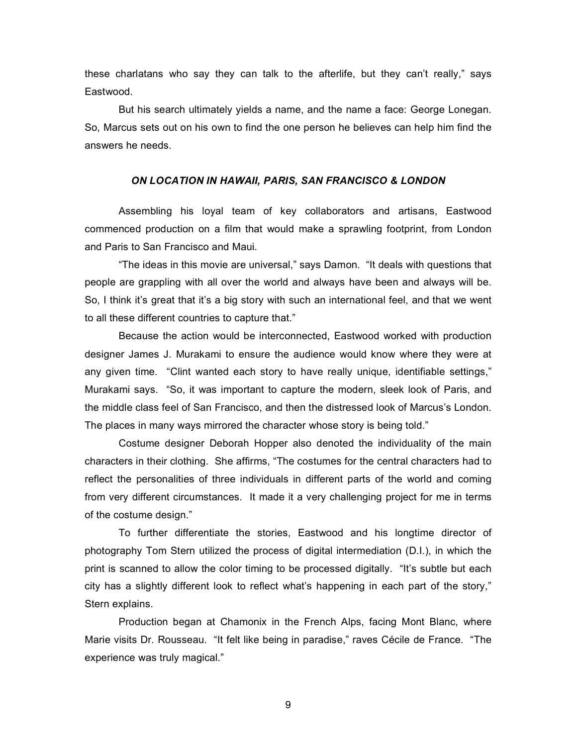these charlatans who say they can talk to the afterlife, but they can't really," says Eastwood.

But his search ultimately yields a name, and the name a face: George Lonegan. So, Marcus sets out on his own to find the one person he believes can help him find the answers he needs.

### ***ON LOCATION IN HAWAII, PARIS, SAN FRANCISCO & LONDON***

Assembling his loyal team of key collaborators and artisans, Eastwood commenced production on a film that would make a sprawling footprint, from London and Paris to San Francisco and Maui.

"The ideas in this movie are universal," says Damon. "It deals with questions that people are grappling with all over the world and always have been and always will be. So, I think it's great that it's a big story with such an international feel, and that we went to all these different countries to capture that."

Because the action would be interconnected, Eastwood worked with production designer James J. Murakami to ensure the audience would know where they were at any given time. "Clint wanted each story to have really unique, identifiable settings," Murakami says. "So, it was important to capture the modern, sleek look of Paris, and the middle class feel of San Francisco, and then the distressed look of Marcus's London. The places in many ways mirrored the character whose story is being told."

Costume designer Deborah Hopper also denoted the individuality of the main characters in their clothing. She affirms, "The costumes for the central characters had to reflect the personalities of three individuals in different parts of the world and coming from very different circumstances. It made it a very challenging project for me in terms of the costume design."

To further differentiate the stories, Eastwood and his longtime director of photography Tom Stern utilized the process of digital intermediation (D.I.), in which the print is scanned to allow the color timing to be processed digitally. "It's subtle but each city has a slightly different look to reflect what's happening in each part of the story," Stern explains.

Production began at Chamonix in the French Alps, facing Mont Blanc, where Marie visits Dr. Rousseau. "It felt like being in paradise," raves Cécile de France. "The experience was truly magical."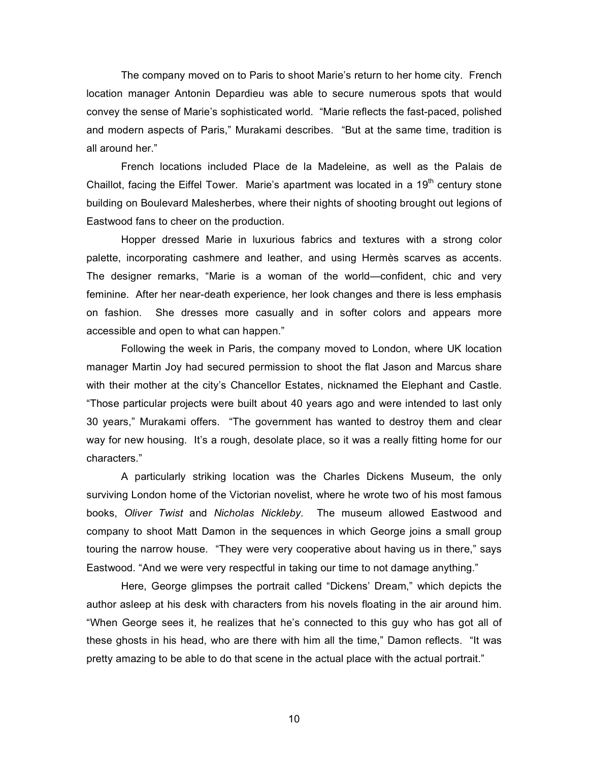The company moved on to Paris to shoot Marie's return to her home city. French location manager Antonin Depardieu was able to secure numerous spots that would convey the sense of Marie's sophisticated world. "Marie reflects the fast-paced, polished and modern aspects of Paris," Murakami describes. "But at the same time, tradition is all around her."

French locations included Place de la Madeleine, as well as the Palais de Chaillot, facing the Eiffel Tower. Marie's apartment was located in a 19th century stone building on Boulevard Malesherbes, where their nights of shooting brought out legions of Eastwood fans to cheer on the production.

Hopper dressed Marie in luxurious fabrics and textures with a strong color palette, incorporating cashmere and leather, and using Hermès scarves as accents. The designer remarks, "Marie is a woman of the world—confident, chic and very feminine. After her near-death experience, her look changes and there is less emphasis on fashion. She dresses more casually and in softer colors and appears more accessible and open to what can happen."

Following the week in Paris, the company moved to London, where UK location manager Martin Joy had secured permission to shoot the flat Jason and Marcus share with their mother at the city's Chancellor Estates, nicknamed the Elephant and Castle. "Those particular projects were built about 40 years ago and were intended to last only 30 years," Murakami offers. "The government has wanted to destroy them and clear way for new housing. It's a rough, desolate place, so it was a really fitting home for our characters."

A particularly striking location was the Charles Dickens Museum, the only surviving London home of the Victorian novelist, where he wrote two of his most famous books, *Oliver Twist* and *Nicholas Nickleby.* The museum allowed Eastwood and company to shoot Matt Damon in the sequences in which George joins a small group touring the narrow house. "They were very cooperative about having us in there," says Eastwood. "And we were very respectful in taking our time to not damage anything."

Here, George glimpses the portrait called "Dickens' Dream," which depicts the author asleep at his desk with characters from his novels floating in the air around him. "When George sees it, he realizes that he's connected to this guy who has got all of these ghosts in his head, who are there with him all the time," Damon reflects. "It was pretty amazing to be able to do that scene in the actual place with the actual portrait."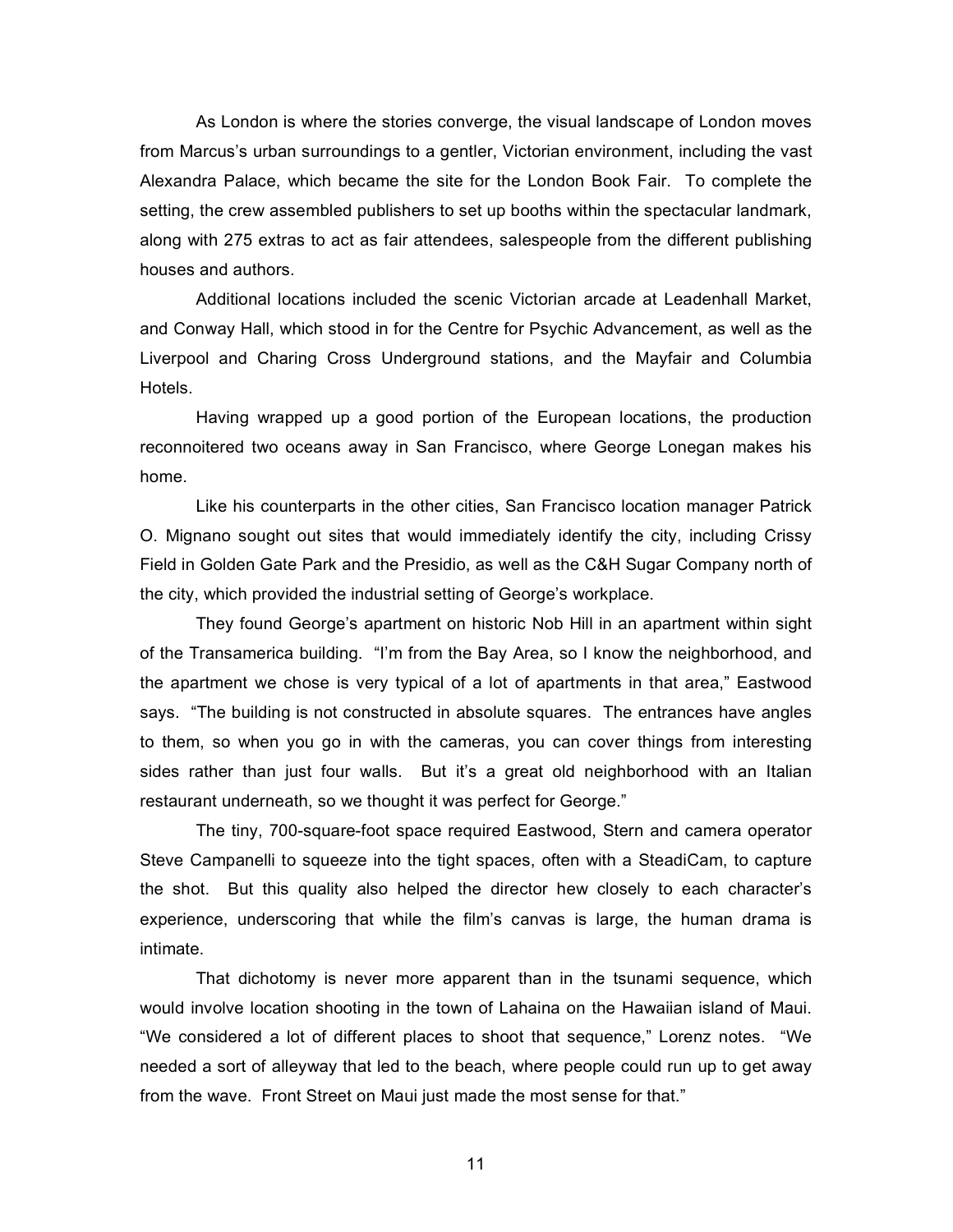As London is where the stories converge, the visual landscape of London moves from Marcus's urban surroundings to a gentler, Victorian environment, including the vast Alexandra Palace, which became the site for the London Book Fair. To complete the setting, the crew assembled publishers to set up booths within the spectacular landmark, along with 275 extras to act as fair attendees, salespeople from the different publishing houses and authors.

Additional locations included the scenic Victorian arcade at Leadenhall Market, and Conway Hall, which stood in for the Centre for Psychic Advancement, as well as the Liverpool and Charing Cross Underground stations, and the Mayfair and Columbia Hotels.

Having wrapped up a good portion of the European locations, the production reconnoitered two oceans away in San Francisco, where George Lonegan makes his home.

Like his counterparts in the other cities, San Francisco location manager Patrick O. Mignano sought out sites that would immediately identify the city, including Crissy Field in Golden Gate Park and the Presidio, as well as the C&H Sugar Company north of the city, which provided the industrial setting of George's workplace.

They found George's apartment on historic Nob Hill in an apartment within sight of the Transamerica building. "I'm from the Bay Area, so I know the neighborhood, and the apartment we chose is very typical of a lot of apartments in that area," Eastwood says. "The building is not constructed in absolute squares. The entrances have angles to them, so when you go in with the cameras, you can cover things from interesting sides rather than just four walls. But it's a great old neighborhood with an Italian restaurant underneath, so we thought it was perfect for George."

The tiny, 700-square-foot space required Eastwood, Stern and camera operator Steve Campanelli to squeeze into the tight spaces, often with a SteadiCam, to capture the shot. But this quality also helped the director hew closely to each character's experience, underscoring that while the film's canvas is large, the human drama is intimate.

That dichotomy is never more apparent than in the tsunami sequence, which would involve location shooting in the town of Lahaina on the Hawaiian island of Maui. "We considered a lot of different places to shoot that sequence," Lorenz notes. "We needed a sort of alleyway that led to the beach, where people could run up to get away from the wave. Front Street on Maui just made the most sense for that."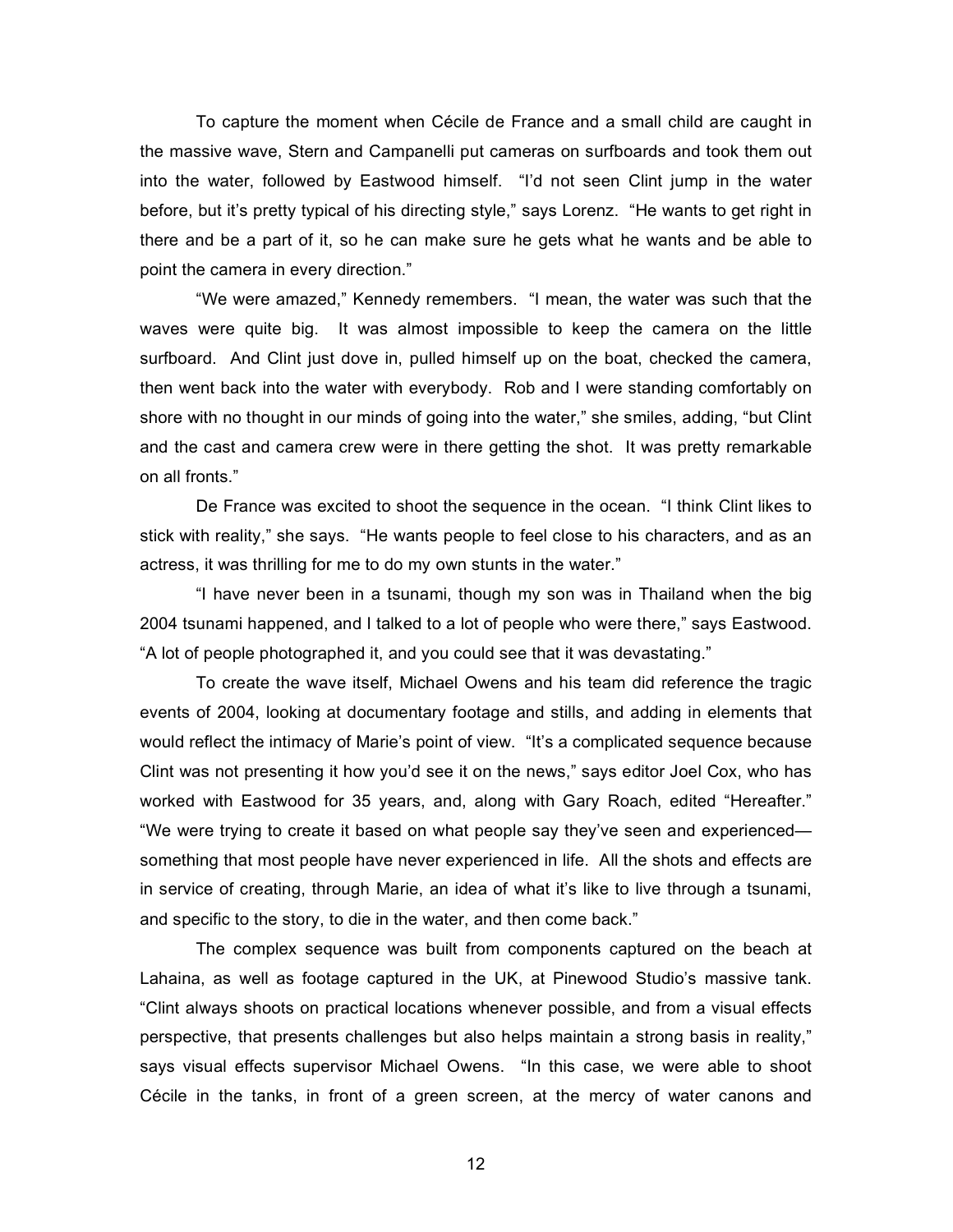To capture the moment when Cécile de France and a small child are caught in the massive wave, Stern and Campanelli put cameras on surfboards and took them out into the water, followed by Eastwood himself. "I'd not seen Clint jump in the water before, but it's pretty typical of his directing style," says Lorenz. "He wants to get right in there and be a part of it, so he can make sure he gets what he wants and be able to point the camera in every direction."

"We were amazed," Kennedy remembers. "I mean, the water was such that the waves were quite big. It was almost impossible to keep the camera on the little surfboard. And Clint just dove in, pulled himself up on the boat, checked the camera, then went back into the water with everybody. Rob and I were standing comfortably on shore with no thought in our minds of going into the water," she smiles, adding, "but Clint and the cast and camera crew were in there getting the shot. It was pretty remarkable on all fronts."

De France was excited to shoot the sequence in the ocean. "I think Clint likes to stick with reality," she says. "He wants people to feel close to his characters, and as an actress, it was thrilling for me to do my own stunts in the water."

"I have never been in a tsunami, though my son was in Thailand when the big 2004 tsunami happened, and I talked to a lot of people who were there," says Eastwood. "A lot of people photographed it, and you could see that it was devastating."

To create the wave itself, Michael Owens and his team did reference the tragic events of 2004, looking at documentary footage and stills, and adding in elements that would reflect the intimacy of Marie's point of view. "It's a complicated sequence because Clint was not presenting it how you'd see it on the news," says editor Joel Cox, who has worked with Eastwood for 35 years, and, along with Gary Roach, edited "Hereafter." "We were trying to create it based on what people say they've seen and experienced—something that most people have never experienced in life. All the shots and effects are in service of creating, through Marie, an idea of what it's like to live through a tsunami, and specific to the story, to die in the water, and then come back."

The complex sequence was built from components captured on the beach at Lahaina, as well as footage captured in the UK, at Pinewood Studio's massive tank. "Clint always shoots on practical locations whenever possible, and from a visual effects perspective, that presents challenges but also helps maintain a strong basis in reality," says visual effects supervisor Michael Owens. "In this case, we were able to shoot Cécile in the tanks, in front of a green screen, at the mercy of water canons and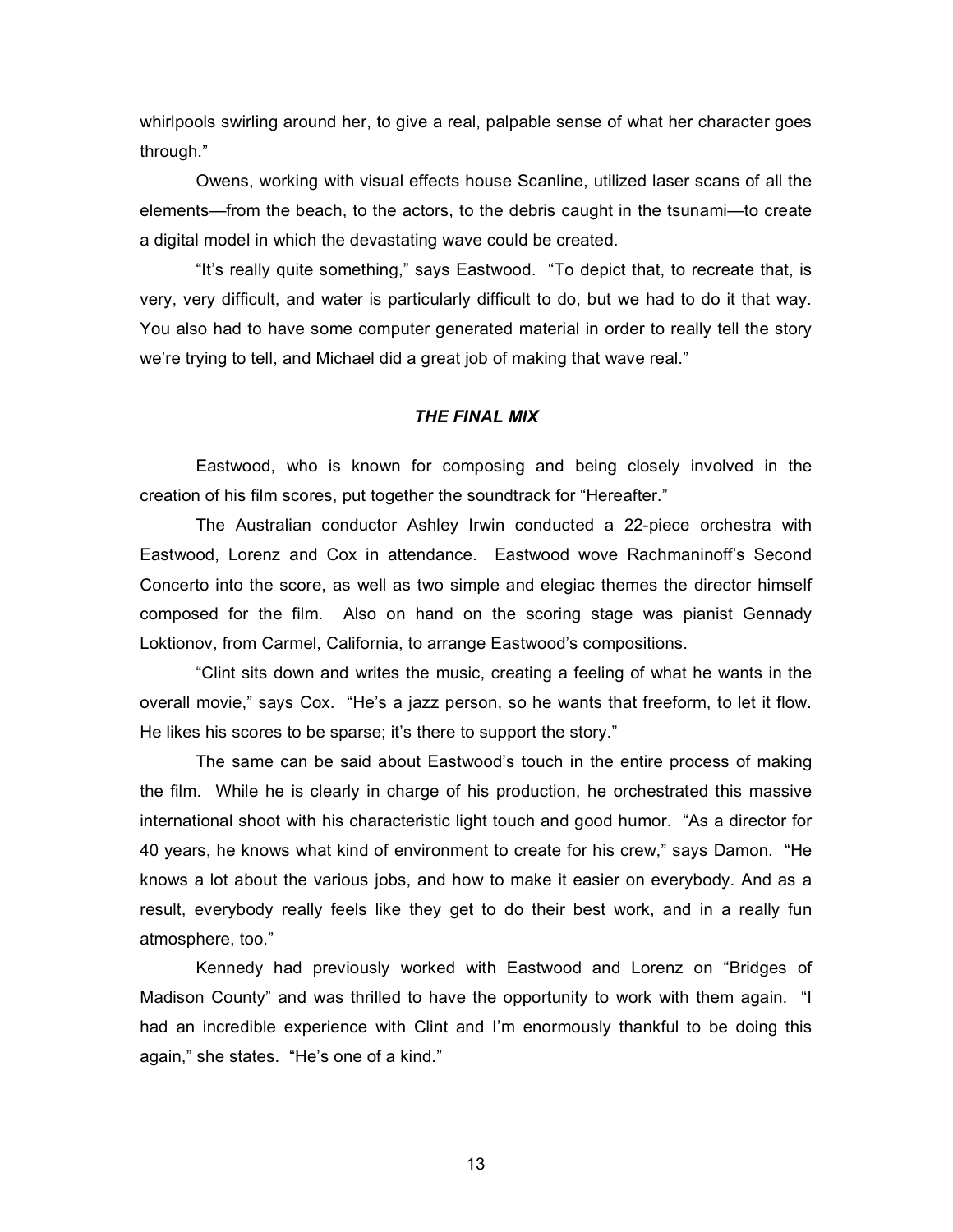whirlpools swirling around her, to give a real, palpable sense of what her character goes through."

Owens, working with visual effects house Scanline, utilized laser scans of all the elements—from the beach, to the actors, to the debris caught in the tsunami—to create a digital model in which the devastating wave could be created.

"It's really quite something," says Eastwood. "To depict that, to recreate that, is very, very difficult, and water is particularly difficult to do, but we had to do it that way. You also had to have some computer generated material in order to really tell the story we're trying to tell, and Michael did a great job of making that wave real."

### *THE FINAL MIX*

Eastwood, who is known for composing and being closely involved in the creation of his film scores, put together the soundtrack for "Hereafter."

The Australian conductor Ashley Irwin conducted a 22-piece orchestra with Eastwood, Lorenz and Cox in attendance. Eastwood wove Rachmaninoff's Second Concerto into the score, as well as two simple and elegiac themes the director himself composed for the film. Also on hand on the scoring stage was pianist Gennady Loktionov, from Carmel, California, to arrange Eastwood's compositions.

"Clint sits down and writes the music, creating a feeling of what he wants in the overall movie," says Cox. "He's a jazz person, so he wants that freeform, to let it flow. He likes his scores to be sparse; it's there to support the story."

The same can be said about Eastwood's touch in the entire process of making the film. While he is clearly in charge of his production, he orchestrated this massive international shoot with his characteristic light touch and good humor. "As a director for 40 years, he knows what kind of environment to create for his crew," says Damon. "He knows a lot about the various jobs, and how to make it easier on everybody. And as a result, everybody really feels like they get to do their best work, and in a really fun atmosphere, too."

Kennedy had previously worked with Eastwood and Lorenz on "Bridges of Madison County" and was thrilled to have the opportunity to work with them again. "I had an incredible experience with Clint and I'm enormously thankful to be doing this again," she states. "He's one of a kind."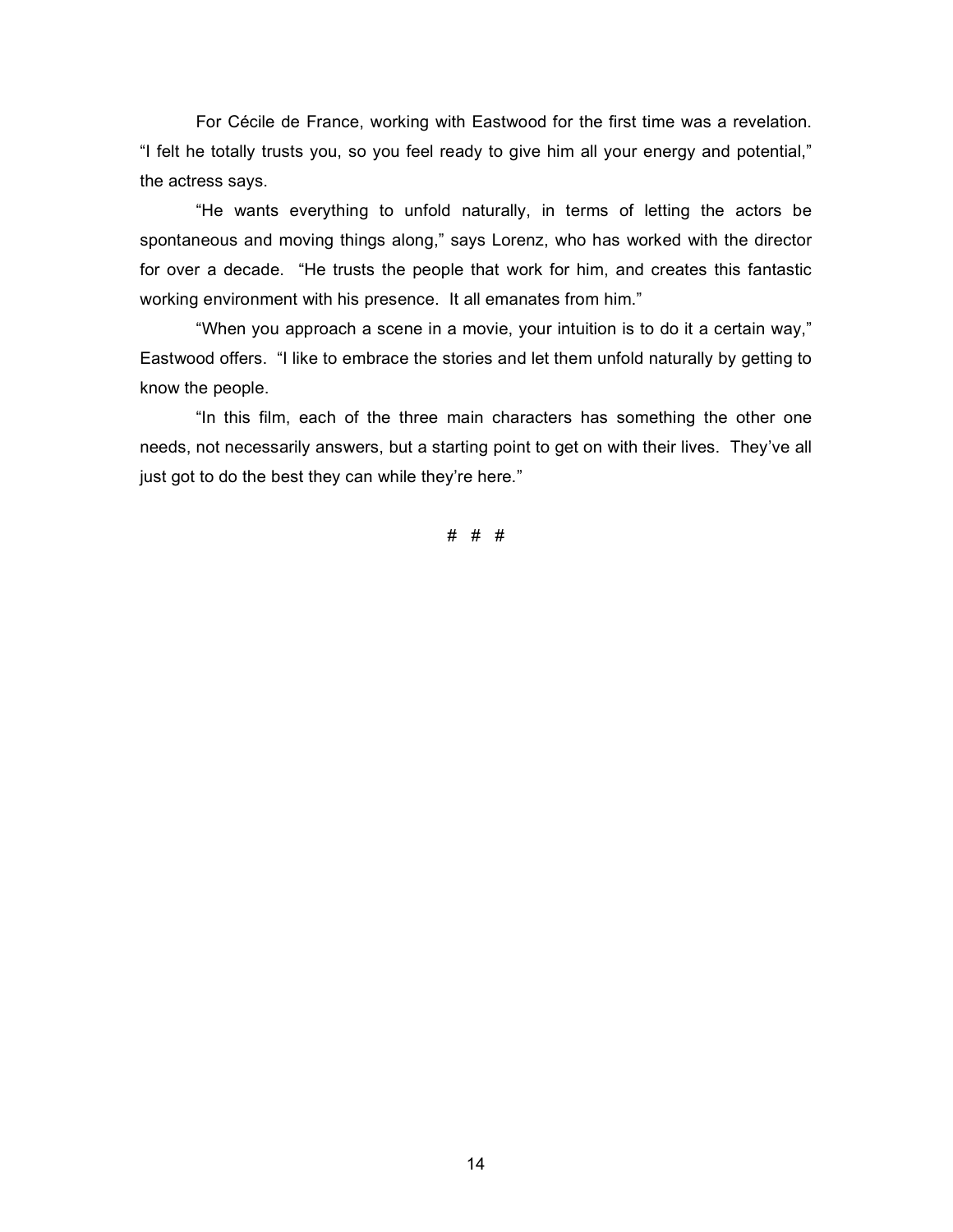For Cécile de France, working with Eastwood for the first time was a revelation. "I felt he totally trusts you, so you feel ready to give him all your energy and potential," the actress says.

"He wants everything to unfold naturally, in terms of letting the actors be spontaneous and moving things along," says Lorenz, who has worked with the director for over a decade. "He trusts the people that work for him, and creates this fantastic working environment with his presence. It all emanates from him."

"When you approach a scene in a movie, your intuition is to do it a certain way," Eastwood offers. "I like to embrace the stories and let them unfold naturally by getting to know the people.

"In this film, each of the three main characters has something the other one needs, not necessarily answers, but a starting point to get on with their lives. They've all just got to do the best they can while they're here."

# # #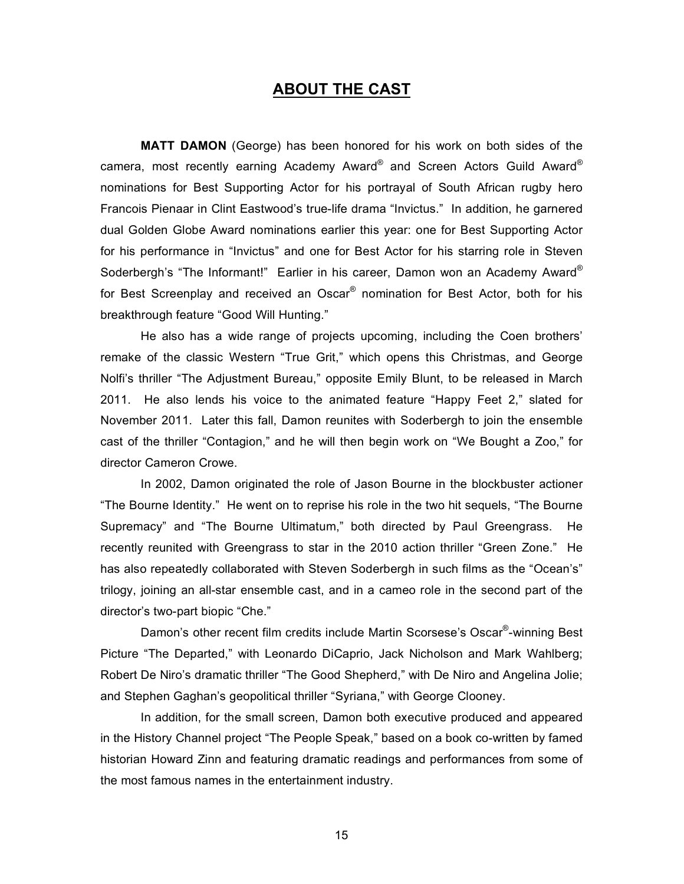## ABOUT THE CAST

**MATT DAMON** (George) has been honored for his work on both sides of the camera, most recently earning Academy Award® and Screen Actors Guild Award® nominations for Best Supporting Actor for his portrayal of South African rugby hero Francois Pienaar in Clint Eastwood's true-life drama "Invictus." In addition, he garnered dual Golden Globe Award nominations earlier this year: one for Best Supporting Actor for his performance in "Invictus" and one for Best Actor for his starring role in Steven Soderbergh's "The Informant!" Earlier in his career, Damon won an Academy Award® for Best Screenplay and received an Oscar® nomination for Best Actor, both for his breakthrough feature "Good Will Hunting."

He also has a wide range of projects upcoming, including the Coen brothers' remake of the classic Western "True Grit," which opens this Christmas, and George Nolfi's thriller "The Adjustment Bureau," opposite Emily Blunt, to be released in March 2011. He also lends his voice to the animated feature "Happy Feet 2," slated for November 2011. Later this fall, Damon reunites with Soderbergh to join the ensemble cast of the thriller "Contagion," and he will then begin work on "We Bought a Zoo," for director Cameron Crowe.

In 2002, Damon originated the role of Jason Bourne in the blockbuster actioner "The Bourne Identity." He went on to reprise his role in the two hit sequels, "The Bourne Supremacy" and "The Bourne Ultimatum," both directed by Paul Greengrass. He recently reunited with Greengrass to star in the 2010 action thriller "Green Zone." He has also repeatedly collaborated with Steven Soderbergh in such films as the "Ocean's" trilogy, joining an all-star ensemble cast, and in a cameo role in the second part of the director's two-part biopic "Che."

Damon's other recent film credits include Martin Scorsese's Oscar®-winning Best Picture "The Departed," with Leonardo DiCaprio, Jack Nicholson and Mark Wahlberg; Robert De Niro's dramatic thriller "The Good Shepherd," with De Niro and Angelina Jolie; and Stephen Gaghan's geopolitical thriller "Syriana," with George Clooney.

In addition, for the small screen, Damon both executive produced and appeared in the History Channel project "The People Speak," based on a book co-written by famed historian Howard Zinn and featuring dramatic readings and performances from some of the most famous names in the entertainment industry.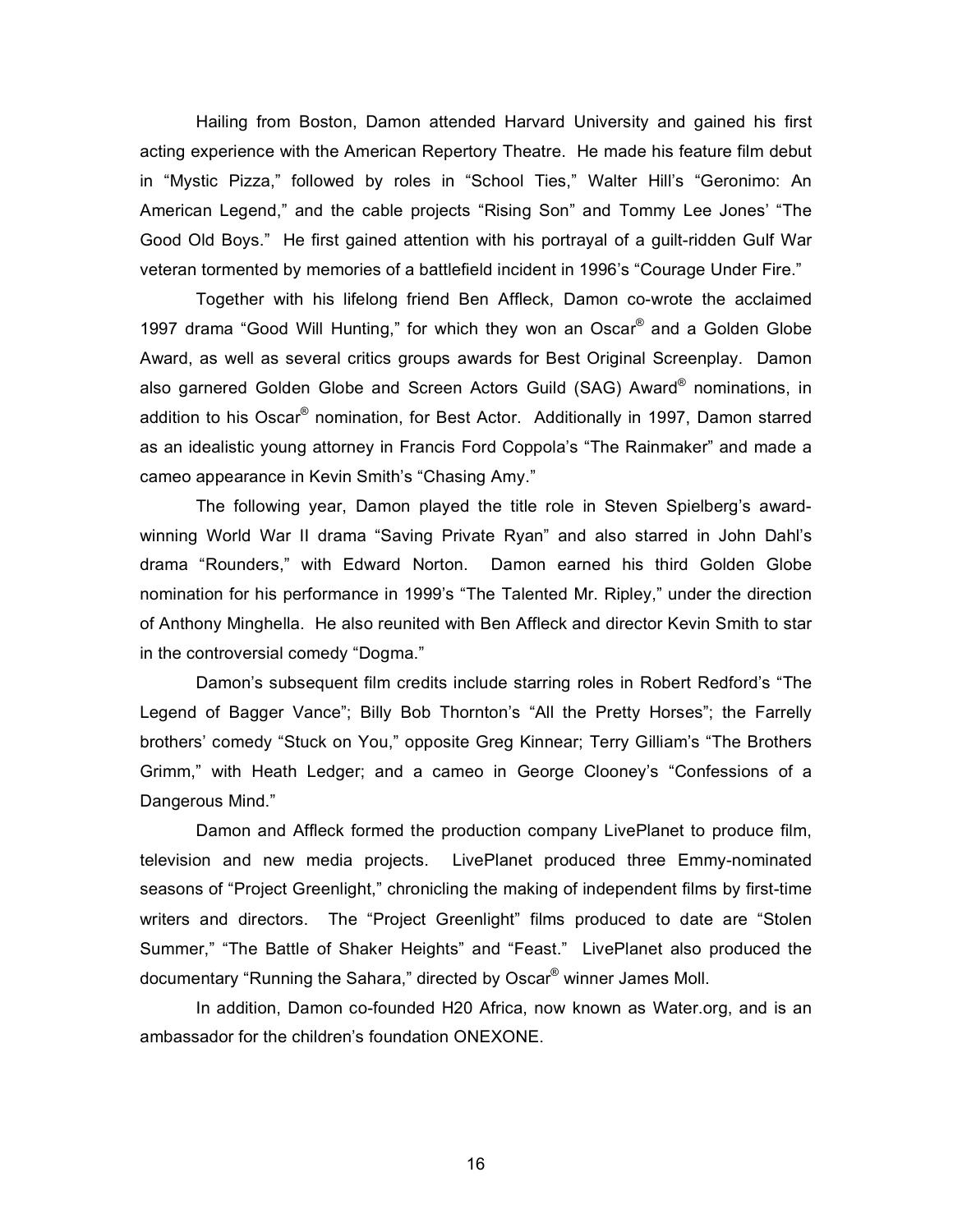Hailing from Boston, Damon attended Harvard University and gained his first acting experience with the American Repertory Theatre. He made his feature film debut in "Mystic Pizza," followed by roles in "School Ties," Walter Hill's "Geronimo: An American Legend," and the cable projects "Rising Son" and Tommy Lee Jones' "The Good Old Boys." He first gained attention with his portrayal of a guilt-ridden Gulf War veteran tormented by memories of a battlefield incident in 1996's "Courage Under Fire."

Together with his lifelong friend Ben Affleck, Damon co-wrote the acclaimed 1997 drama "Good Will Hunting," for which they won an Oscar® and a Golden Globe Award, as well as several critics groups awards for Best Original Screenplay. Damon also garnered Golden Globe and Screen Actors Guild (SAG) Award® nominations, in addition to his Oscar® nomination, for Best Actor. Additionally in 1997, Damon starred as an idealistic young attorney in Francis Ford Coppola's "The Rainmaker" and made a cameo appearance in Kevin Smith's "Chasing Amy."

The following year, Damon played the title role in Steven Spielberg's award-winning World War II drama "Saving Private Ryan" and also starred in John Dahl's drama "Rounders," with Edward Norton. Damon earned his third Golden Globe nomination for his performance in 1999's "The Talented Mr. Ripley," under the direction of Anthony Minghella. He also reunited with Ben Affleck and director Kevin Smith to star in the controversial comedy "Dogma."

Damon's subsequent film credits include starring roles in Robert Redford's "The Legend of Bagger Vance"; Billy Bob Thornton's "All the Pretty Horses"; the Farrelly brothers' comedy "Stuck on You," opposite Greg Kinnear; Terry Gilliam's "The Brothers Grimm," with Heath Ledger; and a cameo in George Clooney's "Confessions of a Dangerous Mind."

Damon and Affleck formed the production company LivePlanet to produce film, television and new media projects. LivePlanet produced three Emmy-nominated seasons of "Project Greenlight," chronicling the making of independent films by first-time writers and directors. The "Project Greenlight" films produced to date are "Stolen Summer," "The Battle of Shaker Heights" and "Feast." LivePlanet also produced the documentary "Running the Sahara," directed by Oscar® winner James Moll.

In addition, Damon co-founded H20 Africa, now known as Water.org, and is an ambassador for the children's foundation ONEXONE.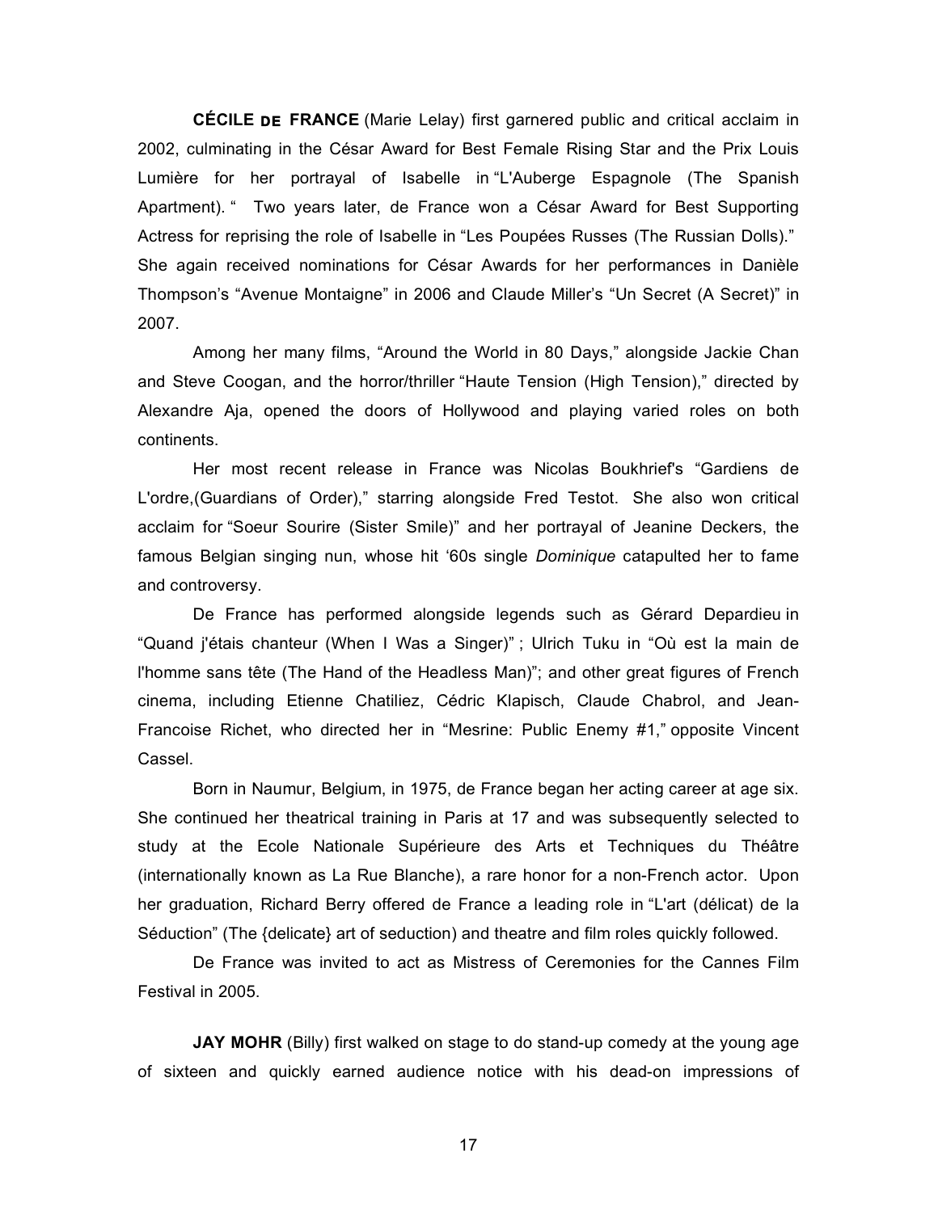**CÉCILE DE FRANCE** (Marie Lelay) first garnered public and critical acclaim in 2002, culminating in the César Award for Best Female Rising Star and the Prix Louis Lumière for her portrayal of Isabelle in "L'Auberge Espagnole (The Spanish Apartment). " Two years later, de France won a César Award for Best Supporting Actress for reprising the role of Isabelle in "Les Poupées Russes (The Russian Dolls)." She again received nominations for César Awards for her performances in Danièle Thompson's "Avenue Montaigne" in 2006 and Claude Miller's "Un Secret (A Secret)" in 2007.

Among her many films, "Around the World in 80 Days," alongside Jackie Chan and Steve Coogan, and the horror/thriller "Haute Tension (High Tension)," directed by Alexandre Aja, opened the doors of Hollywood and playing varied roles on both continents.

Her most recent release in France was Nicolas Boukhrief's "Gardiens de L'ordre,(Guardians of Order)," starring alongside Fred Testot. She also won critical acclaim for "Soeur Sourire (Sister Smile)" and her portrayal of Jeanine Deckers, the famous Belgian singing nun, whose hit '60s single *Dominique* catapulted her to fame and controversy.

De France has performed alongside legends such as Gérard Depardieu in "Quand j'étais chanteur (When I Was a Singer)" ; Ulrich Tuku in "Où est la main de l'homme sans tête (The Hand of the Headless Man)"; and other great figures of French cinema, including Etienne Chatiliez, Cédric Klapisch, Claude Chabrol, and Jean-Francoise Richet, who directed her in "Mesrine: Public Enemy #1," opposite Vincent Cassel.

Born in Naumur, Belgium, in 1975, de France began her acting career at age six. She continued her theatrical training in Paris at 17 and was subsequently selected to study at the Ecole Nationale Supérieure des Arts et Techniques du Théâtre (internationally known as La Rue Blanche), a rare honor for a non-French actor. Upon her graduation, Richard Berry offered de France a leading role in "L'art (délicat) de la Séduction" (The {delicate} art of seduction) and theatre and film roles quickly followed.

De France was invited to act as Mistress of Ceremonies for the Cannes Film Festival in 2005.

**JAY MOHR** (Billy) first walked on stage to do stand-up comedy at the young age of sixteen and quickly earned audience notice with his dead-on impressions of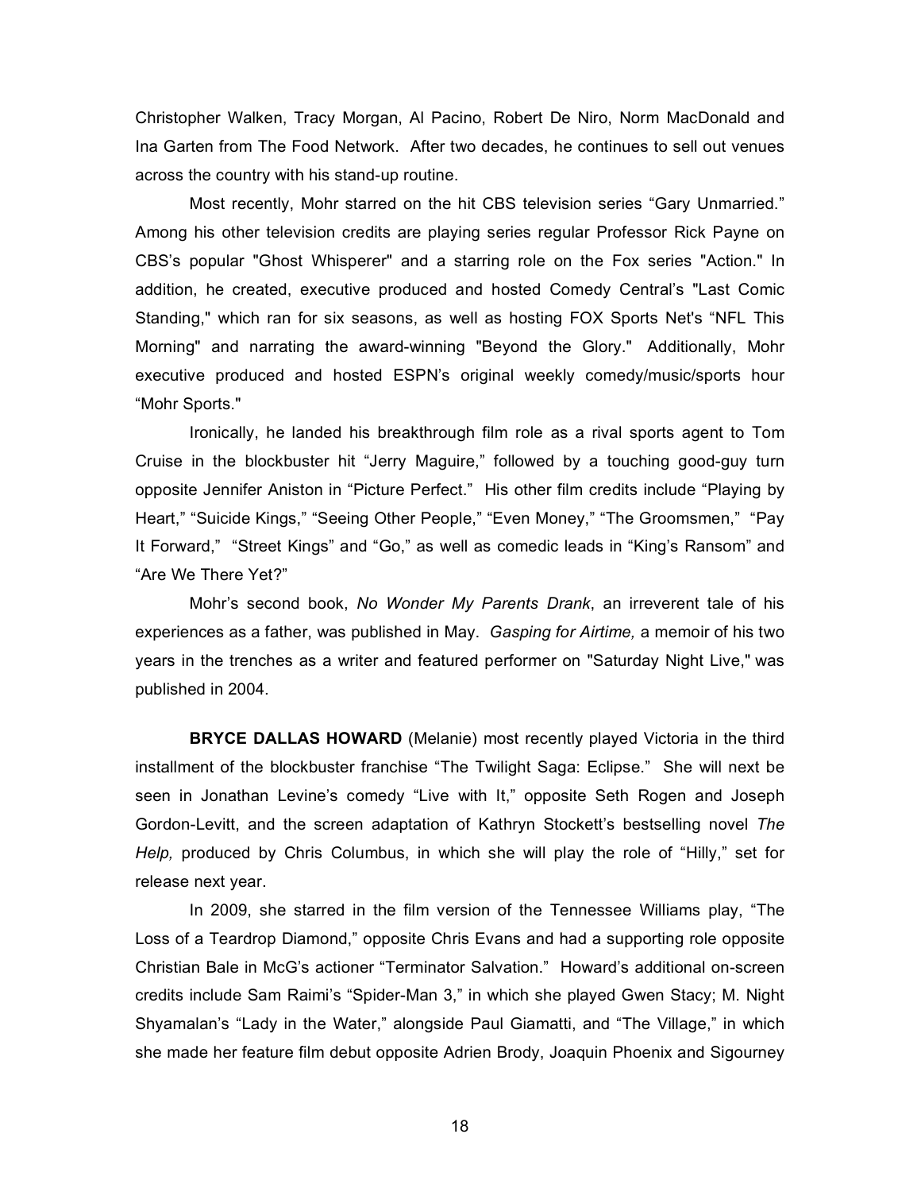Christopher Walken, Tracy Morgan, Al Pacino, Robert De Niro, Norm MacDonald and Ina Garten from The Food Network. After two decades, he continues to sell out venues across the country with his stand-up routine.

Most recently, Mohr starred on the hit CBS television series "Gary Unmarried." Among his other television credits are playing series regular Professor Rick Payne on CBS's popular "Ghost Whisperer" and a starring role on the Fox series "Action." In addition, he created, executive produced and hosted Comedy Central's "Last Comic Standing," which ran for six seasons, as well as hosting FOX Sports Net's "NFL This Morning" and narrating the award-winning "Beyond the Glory." Additionally, Mohr executive produced and hosted ESPN's original weekly comedy/music/sports hour "Mohr Sports."

Ironically, he landed his breakthrough film role as a rival sports agent to Tom Cruise in the blockbuster hit "Jerry Maguire," followed by a touching good-guy turn opposite Jennifer Aniston in "Picture Perfect." His other film credits include "Playing by Heart," "Suicide Kings," "Seeing Other People," "Even Money," "The Groomsmen," "Pay It Forward," "Street Kings" and "Go," as well as comedic leads in "King's Ransom" and "Are We There Yet?"

Mohr's second book, *No Wonder My Parents Drank*, an irreverent tale of his experiences as a father, was published in May. *Gasping for Airtime,* a memoir of his two years in the trenches as a writer and featured performer on "Saturday Night Live," was published in 2004.

**BRYCE DALLAS HOWARD** (Melanie) most recently played Victoria in the third installment of the blockbuster franchise "The Twilight Saga: Eclipse." She will next be seen in Jonathan Levine's comedy "Live with It," opposite Seth Rogen and Joseph Gordon-Levitt, and the screen adaptation of Kathryn Stockett's bestselling novel *The Help,* produced by Chris Columbus, in which she will play the role of "Hilly," set for release next year.

In 2009, she starred in the film version of the Tennessee Williams play, "The Loss of a Teardrop Diamond," opposite Chris Evans and had a supporting role opposite Christian Bale in McG's actioner "Terminator Salvation." Howard's additional on-screen credits include Sam Raimi's "Spider-Man 3," in which she played Gwen Stacy; M. Night Shyamalan's "Lady in the Water," alongside Paul Giamatti, and "The Village," in which she made her feature film debut opposite Adrien Brody, Joaquin Phoenix and Sigourney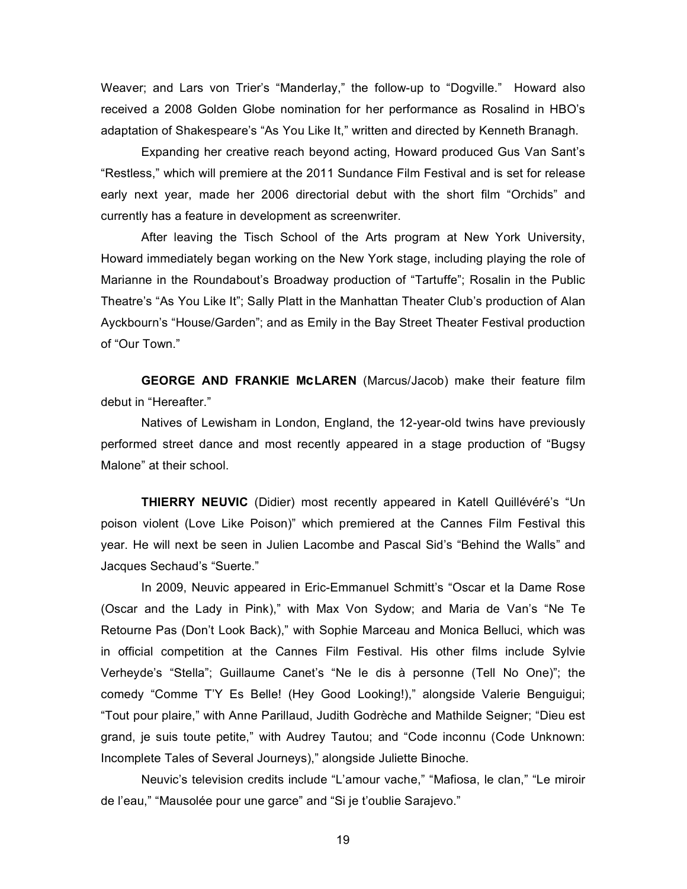Weaver; and Lars von Trier's "Manderlay," the follow-up to "Dogville." Howard also received a 2008 Golden Globe nomination for her performance as Rosalind in HBO's adaptation of Shakespeare's "As You Like It," written and directed by Kenneth Branagh.

Expanding her creative reach beyond acting, Howard produced Gus Van Sant's "Restless," which will premiere at the 2011 Sundance Film Festival and is set for release early next year, made her 2006 directorial debut with the short film "Orchids" and currently has a feature in development as screenwriter.

After leaving the Tisch School of the Arts program at New York University, Howard immediately began working on the New York stage, including playing the role of Marianne in the Roundabout's Broadway production of "Tartuffe"; Rosalin in the Public Theatre's "As You Like It"; Sally Platt in the Manhattan Theater Club's production of Alan Ayckbourn's "House/Garden"; and as Emily in the Bay Street Theater Festival production of "Our Town."

**GEORGE AND FRANKIE McLAREN** (Marcus/Jacob) make their feature film debut in "Hereafter."

Natives of Lewisham in London, England, the 12-year-old twins have previously performed street dance and most recently appeared in a stage production of "Bugsy Malone" at their school.

**THIERRY NEUVIC** (Didier) most recently appeared in Katell Quillévéré's "Un poison violent (Love Like Poison)" which premiered at the Cannes Film Festival this year. He will next be seen in Julien Lacombe and Pascal Sid's "Behind the Walls" and Jacques Sechaud's "Suerte."

In 2009, Neuvic appeared in Eric-Emmanuel Schmitt's "Oscar et la Dame Rose (Oscar and the Lady in Pink)," with Max Von Sydow; and Maria de Van's "Ne Te Retourne Pas (Don't Look Back)," with Sophie Marceau and Monica Belluci, which was in official competition at the Cannes Film Festival. His other films include Sylvie Verheyde's "Stella"; Guillaume Canet's "Ne le dis à personne (Tell No One)"; the comedy "Comme T'Y Es Belle! (Hey Good Looking!)," alongside Valerie Benguigui; "Tout pour plaire," with Anne Parillaud, Judith Godrèche and Mathilde Seigner; "Dieu est grand, je suis toute petite," with Audrey Tautou; and "Code inconnu (Code Unknown: Incomplete Tales of Several Journeys)," alongside Juliette Binoche.

Neuvic's television credits include "L'amour vache," "Mafiosa, le clan," "Le miroir de l'eau," "Mausolée pour une garce" and "Si je t'oublie Sarajevo."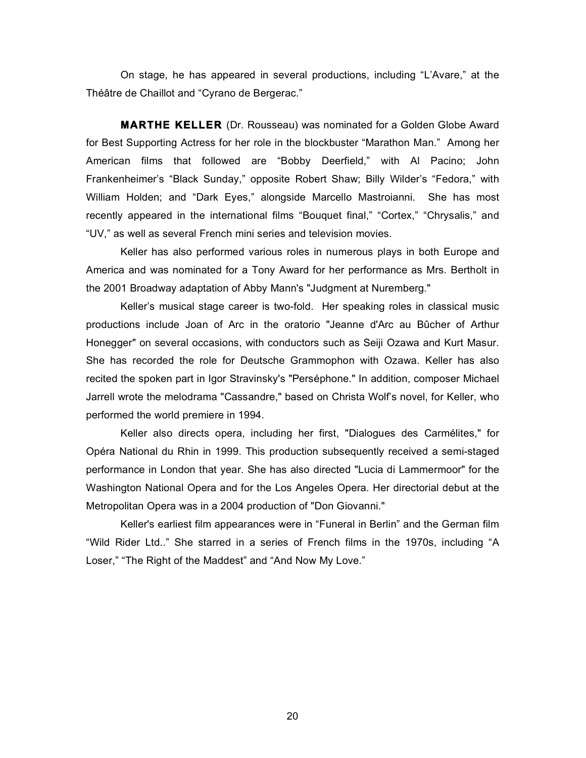On stage, he has appeared in several productions, including "L'Avare," at the Théâtre de Chaillot and "Cyrano de Bergerac."

**MARTHE KELLER** (Dr. Rousseau) was nominated for a Golden Globe Award for Best Supporting Actress for her role in the blockbuster "Marathon Man." Among her American films that followed are "Bobby Deerfield," with Al Pacino; John Frankenheimer's "Black Sunday," opposite Robert Shaw; Billy Wilder's "Fedora," with William Holden; and "Dark Eyes," alongside Marcello Mastroianni. She has most recently appeared in the international films "Bouquet final," "Cortex," "Chrysalis," and "UV," as well as several French mini series and television movies.

Keller has also performed various roles in numerous plays in both Europe and America and was nominated for a Tony Award for her performance as Mrs. Bertholt in the 2001 Broadway adaptation of Abby Mann's "Judgment at Nuremberg."

Keller's musical stage career is two-fold. Her speaking roles in classical music productions include Joan of Arc in the oratorio "Jeanne d'Arc au Bûcher of Arthur Honegger" on several occasions, with conductors such as Seiji Ozawa and Kurt Masur. She has recorded the role for Deutsche Grammophon with Ozawa. Keller has also recited the spoken part in Igor Stravinsky's "Perséphone." In addition, composer Michael Jarrell wrote the melodrama "Cassandre," based on Christa Wolf's novel, for Keller, who performed the world premiere in 1994.

Keller also directs opera, including her first, "Dialogues des Carmélites," for Opéra National du Rhin in 1999. This production subsequently received a semi-staged performance in London that year. She has also directed "Lucia di Lammermoor" for the Washington National Opera and for the Los Angeles Opera. Her directorial debut at the Metropolitan Opera was in a 2004 production of "Don Giovanni."

Keller's earliest film appearances were in "Funeral in Berlin" and the German film "Wild Rider Ltd.." She starred in a series of French films in the 1970s, including "A Loser," "The Right of the Maddest" and "And Now My Love."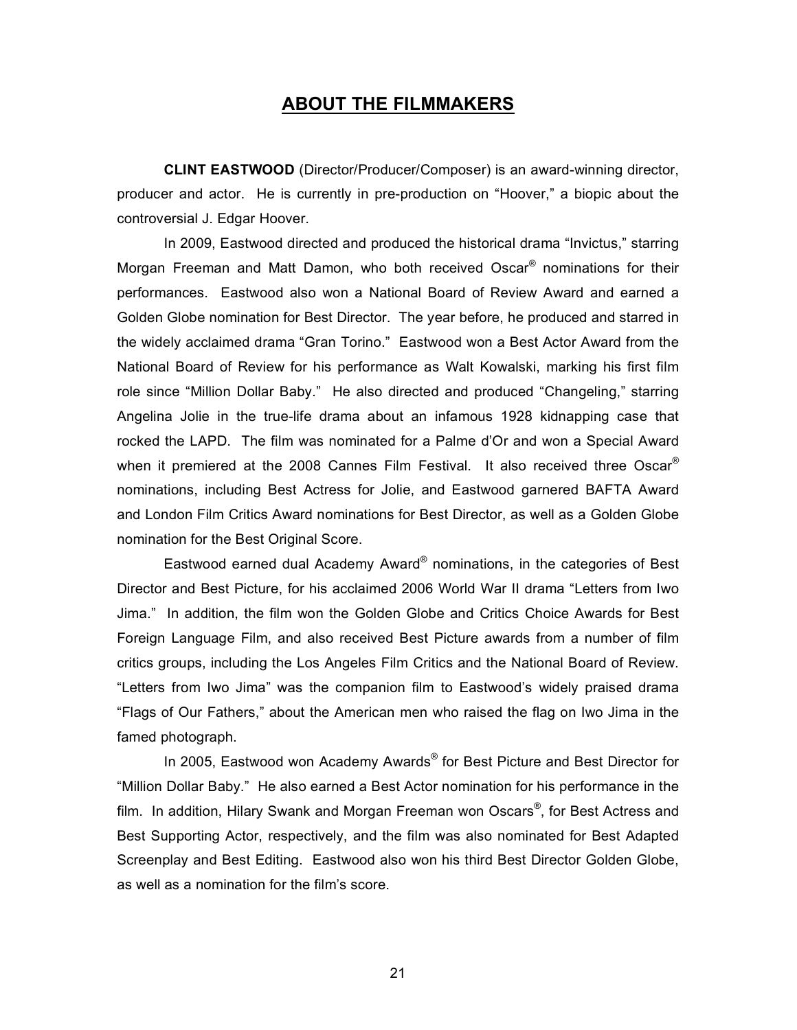## ABOUT THE FILMMAKERS

**CLINT EASTWOOD** (Director/Producer/Composer) is an award-winning director, producer and actor. He is currently in pre-production on "Hoover," a biopic about the controversial J. Edgar Hoover.

In 2009, Eastwood directed and produced the historical drama "Invictus," starring Morgan Freeman and Matt Damon, who both received Oscar® nominations for their performances. Eastwood also won a National Board of Review Award and earned a Golden Globe nomination for Best Director. The year before, he produced and starred in the widely acclaimed drama "Gran Torino." Eastwood won a Best Actor Award from the National Board of Review for his performance as Walt Kowalski, marking his first film role since "Million Dollar Baby." He also directed and produced "Changeling," starring Angelina Jolie in the true-life drama about an infamous 1928 kidnapping case that rocked the LAPD. The film was nominated for a Palme d'Or and won a Special Award when it premiered at the 2008 Cannes Film Festival. It also received three Oscar® nominations, including Best Actress for Jolie, and Eastwood garnered BAFTA Award and London Film Critics Award nominations for Best Director, as well as a Golden Globe nomination for the Best Original Score.

Eastwood earned dual Academy Award® nominations, in the categories of Best Director and Best Picture, for his acclaimed 2006 World War II drama "Letters from Iwo Jima." In addition, the film won the Golden Globe and Critics Choice Awards for Best Foreign Language Film, and also received Best Picture awards from a number of film critics groups, including the Los Angeles Film Critics and the National Board of Review. "Letters from Iwo Jima" was the companion film to Eastwood's widely praised drama "Flags of Our Fathers," about the American men who raised the flag on Iwo Jima in the famed photograph.

In 2005, Eastwood won Academy Awards® for Best Picture and Best Director for "Million Dollar Baby." He also earned a Best Actor nomination for his performance in the film. In addition, Hilary Swank and Morgan Freeman won Oscars®, for Best Actress and Best Supporting Actor, respectively, and the film was also nominated for Best Adapted Screenplay and Best Editing. Eastwood also won his third Best Director Golden Globe, as well as a nomination for the film's score.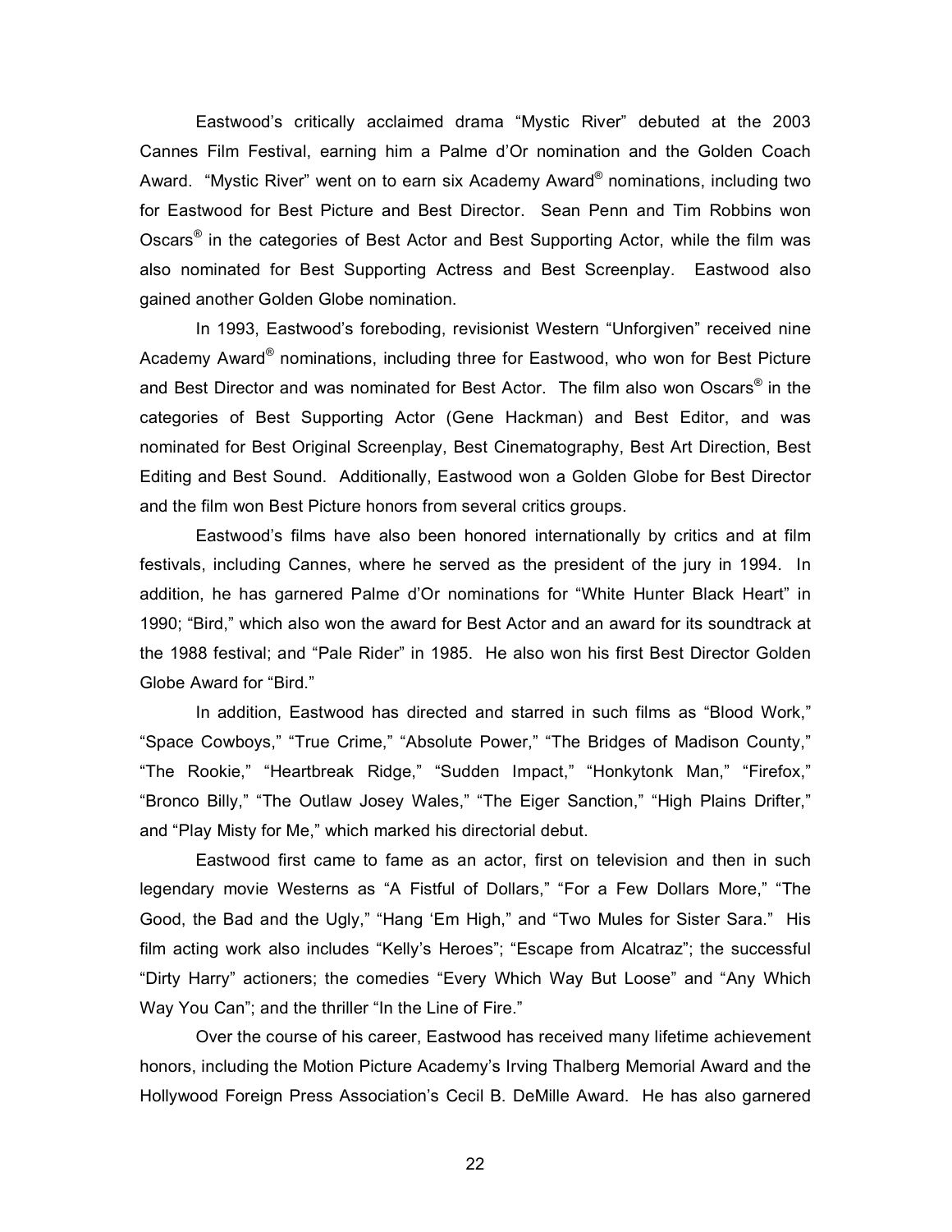Eastwood's critically acclaimed drama "Mystic River" debuted at the 2003 Cannes Film Festival, earning him a Palme d'Or nomination and the Golden Coach Award. "Mystic River" went on to earn six Academy Award® nominations, including two for Eastwood for Best Picture and Best Director. Sean Penn and Tim Robbins won Oscars® in the categories of Best Actor and Best Supporting Actor, while the film was also nominated for Best Supporting Actress and Best Screenplay. Eastwood also gained another Golden Globe nomination.

In 1993, Eastwood's foreboding, revisionist Western "Unforgiven" received nine Academy Award® nominations, including three for Eastwood, who won for Best Picture and Best Director and was nominated for Best Actor. The film also won Oscars® in the categories of Best Supporting Actor (Gene Hackman) and Best Editor, and was nominated for Best Original Screenplay, Best Cinematography, Best Art Direction, Best Editing and Best Sound. Additionally, Eastwood won a Golden Globe for Best Director and the film won Best Picture honors from several critics groups.

Eastwood's films have also been honored internationally by critics and at film festivals, including Cannes, where he served as the president of the jury in 1994. In addition, he has garnered Palme d'Or nominations for "White Hunter Black Heart" in 1990; "Bird," which also won the award for Best Actor and an award for its soundtrack at the 1988 festival; and "Pale Rider" in 1985. He also won his first Best Director Golden Globe Award for "Bird."

In addition, Eastwood has directed and starred in such films as "Blood Work," "Space Cowboys," "True Crime," "Absolute Power," "The Bridges of Madison County," "The Rookie," "Heartbreak Ridge," "Sudden Impact," "Honkytonk Man," "Firefox," "Bronco Billy," "The Outlaw Josey Wales," "The Eiger Sanction," "High Plains Drifter," and "Play Misty for Me," which marked his directorial debut.

Eastwood first came to fame as an actor, first on television and then in such legendary movie Westerns as "A Fistful of Dollars," "For a Few Dollars More," "The Good, the Bad and the Ugly," "Hang 'Em High," and "Two Mules for Sister Sara." His film acting work also includes "Kelly's Heroes"; "Escape from Alcatraz"; the successful "Dirty Harry" actioners; the comedies "Every Which Way But Loose" and "Any Which Way You Can"; and the thriller "In the Line of Fire."

Over the course of his career, Eastwood has received many lifetime achievement honors, including the Motion Picture Academy's Irving Thalberg Memorial Award and the Hollywood Foreign Press Association's Cecil B. DeMille Award. He has also garnered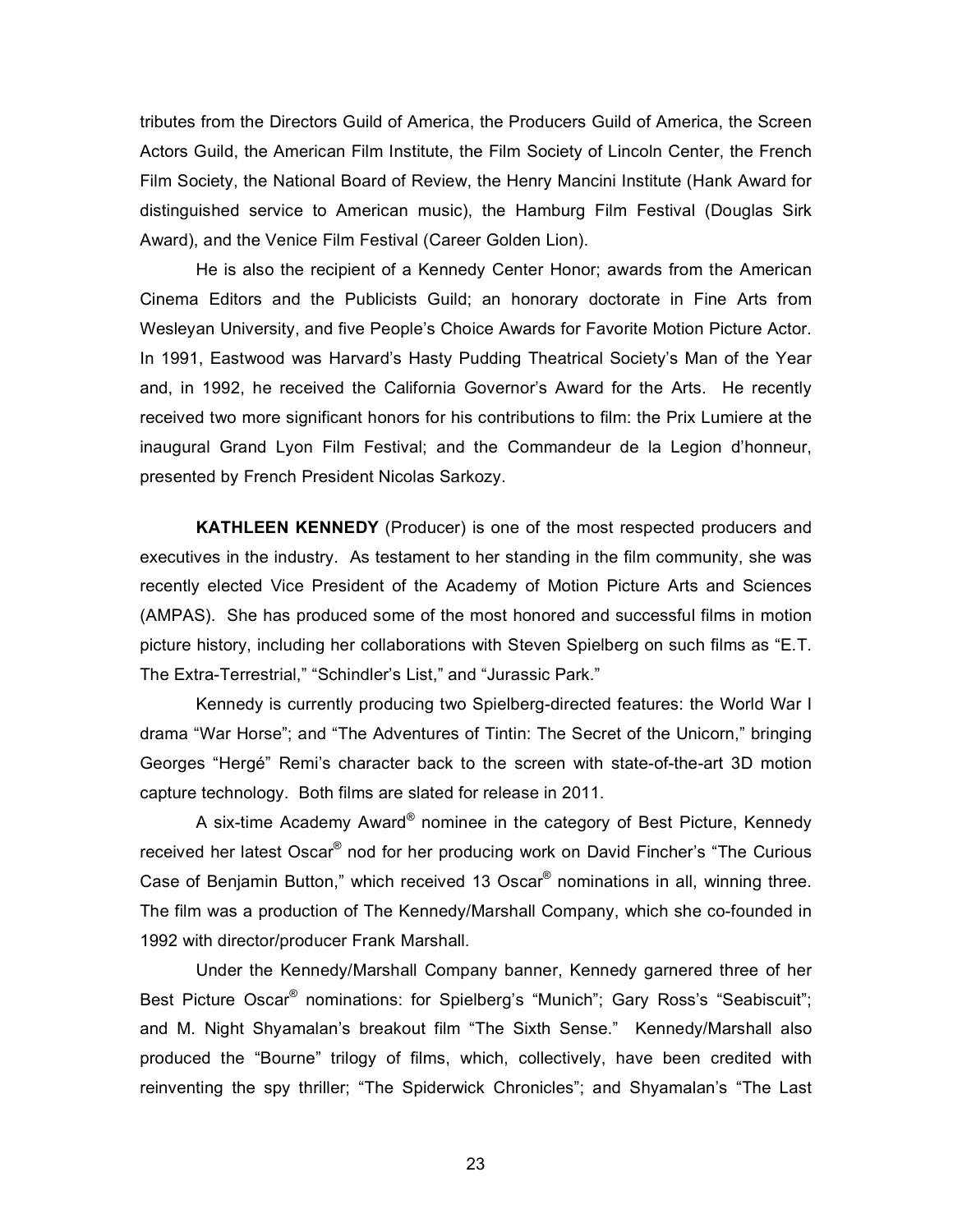tributes from the Directors Guild of America, the Producers Guild of America, the Screen Actors Guild, the American Film Institute, the Film Society of Lincoln Center, the French Film Society, the National Board of Review, the Henry Mancini Institute (Hank Award for distinguished service to American music), the Hamburg Film Festival (Douglas Sirk Award), and the Venice Film Festival (Career Golden Lion).

He is also the recipient of a Kennedy Center Honor; awards from the American Cinema Editors and the Publicists Guild; an honorary doctorate in Fine Arts from Wesleyan University, and five People's Choice Awards for Favorite Motion Picture Actor. In 1991, Eastwood was Harvard's Hasty Pudding Theatrical Society's Man of the Year and, in 1992, he received the California Governor's Award for the Arts. He recently received two more significant honors for his contributions to film: the Prix Lumiere at the inaugural Grand Lyon Film Festival; and the Commandeur de la Legion d'honneur, presented by French President Nicolas Sarkozy.

**KATHLEEN KENNEDY** (Producer) is one of the most respected producers and executives in the industry. As testament to her standing in the film community, she was recently elected Vice President of the Academy of Motion Picture Arts and Sciences (AMPAS). She has produced some of the most honored and successful films in motion picture history, including her collaborations with Steven Spielberg on such films as "E.T. The Extra-Terrestrial," "Schindler's List," and "Jurassic Park."

Kennedy is currently producing two Spielberg-directed features: the World War I drama "War Horse"; and "The Adventures of Tintin: The Secret of the Unicorn," bringing Georges "Hergé" Remi's character back to the screen with state-of-the-art 3D motion capture technology. Both films are slated for release in 2011.

A six-time Academy Award® nominee in the category of Best Picture, Kennedy received her latest Oscar® nod for her producing work on David Fincher's "The Curious Case of Benjamin Button," which received 13 Oscar® nominations in all, winning three. The film was a production of The Kennedy/Marshall Company, which she co-founded in 1992 with director/producer Frank Marshall.

Under the Kennedy/Marshall Company banner, Kennedy garnered three of her Best Picture Oscar® nominations: for Spielberg's "Munich"; Gary Ross's "Seabiscuit"; and M. Night Shyamalan's breakout film "The Sixth Sense." Kennedy/Marshall also produced the "Bourne" trilogy of films, which, collectively, have been credited with reinventing the spy thriller; "The Spiderwick Chronicles"; and Shyamalan's "The Last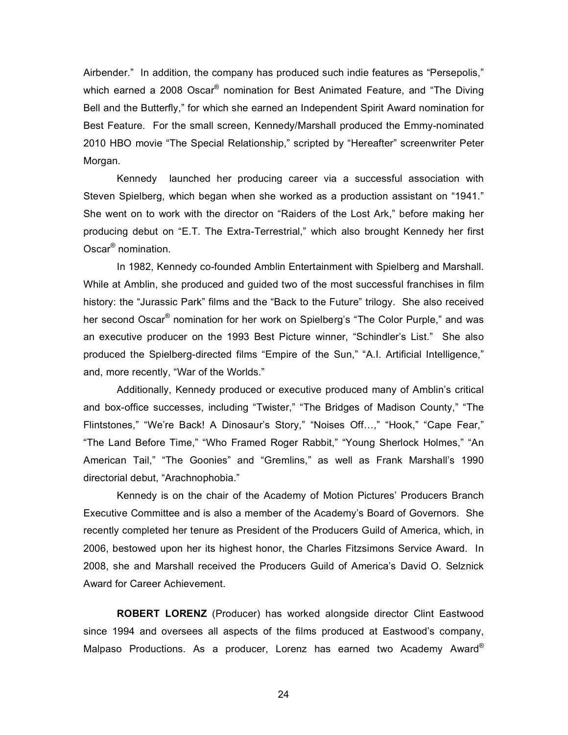Airbender." In addition, the company has produced such indie features as "Persepolis," which earned a 2008 Oscar® nomination for Best Animated Feature, and "The Diving Bell and the Butterfly," for which she earned an Independent Spirit Award nomination for Best Feature. For the small screen, Kennedy/Marshall produced the Emmy-nominated 2010 HBO movie "The Special Relationship," scripted by "Hereafter" screenwriter Peter Morgan.

Kennedy launched her producing career via a successful association with Steven Spielberg, which began when she worked as a production assistant on "1941." She went on to work with the director on "Raiders of the Lost Ark," before making her producing debut on "E.T. The Extra-Terrestrial," which also brought Kennedy her first Oscar® nomination.

In 1982, Kennedy co-founded Amblin Entertainment with Spielberg and Marshall. While at Amblin, she produced and guided two of the most successful franchises in film history: the "Jurassic Park" films and the "Back to the Future" trilogy. She also received her second Oscar® nomination for her work on Spielberg's "The Color Purple," and was an executive producer on the 1993 Best Picture winner, "Schindler's List." She also produced the Spielberg-directed films "Empire of the Sun," "A.I. Artificial Intelligence," and, more recently, "War of the Worlds."

Additionally, Kennedy produced or executive produced many of Amblin's critical and box-office successes, including "Twister," "The Bridges of Madison County," "The Flintstones," "We're Back! A Dinosaur's Story," "Noises Off…," "Hook," "Cape Fear," "The Land Before Time," "Who Framed Roger Rabbit," "Young Sherlock Holmes," "An American Tail," "The Goonies" and "Gremlins," as well as Frank Marshall's 1990 directorial debut, "Arachnophobia."

Kennedy is on the chair of the Academy of Motion Pictures' Producers Branch Executive Committee and is also a member of the Academy's Board of Governors. She recently completed her tenure as President of the Producers Guild of America, which, in 2006, bestowed upon her its highest honor, the Charles Fitzsimons Service Award. In 2008, she and Marshall received the Producers Guild of America's David O. Selznick Award for Career Achievement.

**ROBERT LORENZ** (Producer) has worked alongside director Clint Eastwood since 1994 and oversees all aspects of the films produced at Eastwood's company, Malpaso Productions. As a producer, Lorenz has earned two Academy Award®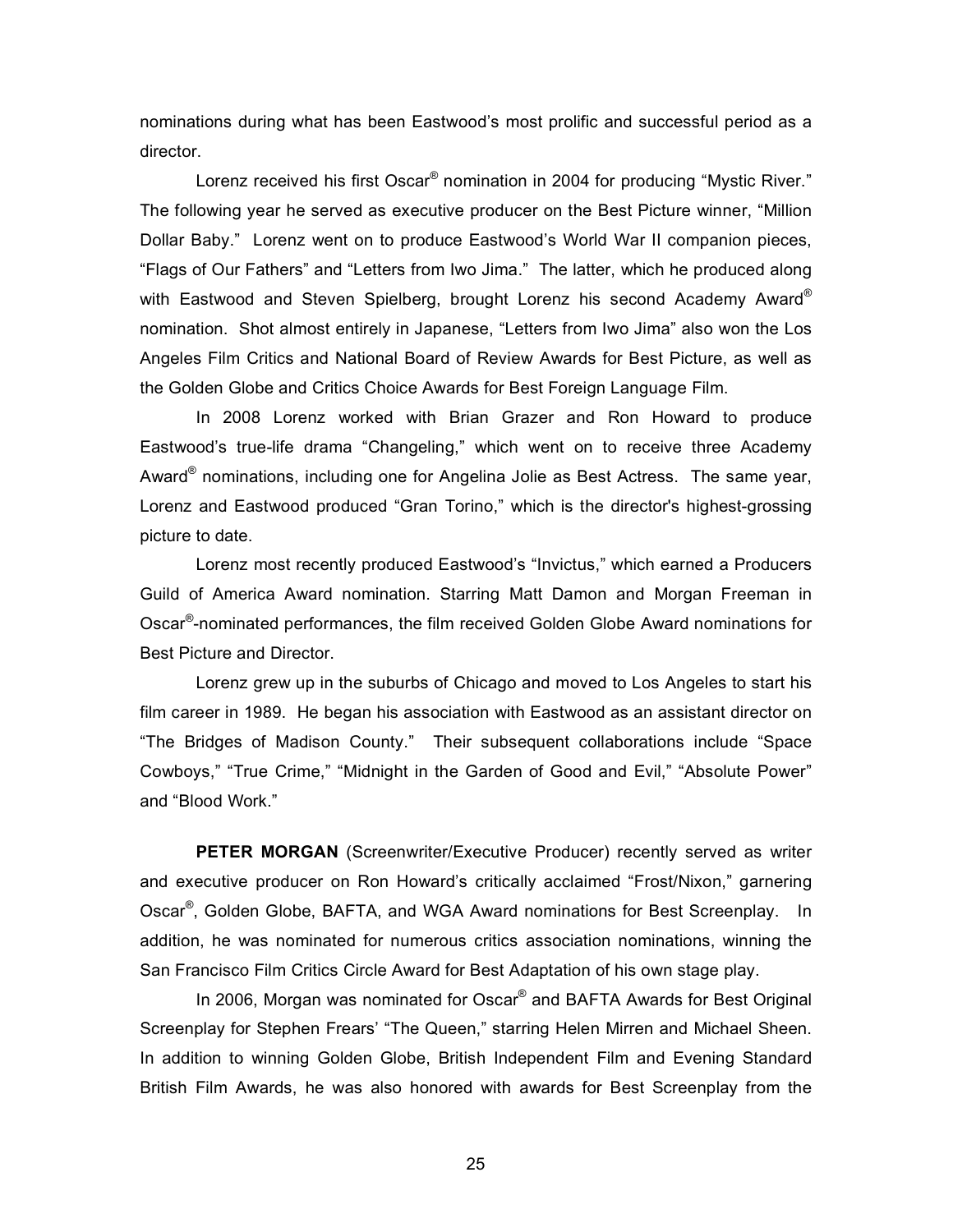nominations during what has been Eastwood's most prolific and successful period as a director.

Lorenz received his first Oscar® nomination in 2004 for producing "Mystic River." The following year he served as executive producer on the Best Picture winner, "Million Dollar Baby." Lorenz went on to produce Eastwood's World War II companion pieces, "Flags of Our Fathers" and "Letters from Iwo Jima." The latter, which he produced along with Eastwood and Steven Spielberg, brought Lorenz his second Academy Award® nomination. Shot almost entirely in Japanese, "Letters from Iwo Jima" also won the Los Angeles Film Critics and National Board of Review Awards for Best Picture, as well as the Golden Globe and Critics Choice Awards for Best Foreign Language Film.

In 2008 Lorenz worked with Brian Grazer and Ron Howard to produce Eastwood's true-life drama "Changeling," which went on to receive three Academy Award® nominations, including one for Angelina Jolie as Best Actress. The same year, Lorenz and Eastwood produced "Gran Torino," which is the director's highest-grossing picture to date.

Lorenz most recently produced Eastwood's "Invictus," which earned a Producers Guild of America Award nomination. Starring Matt Damon and Morgan Freeman in Oscar®-nominated performances, the film received Golden Globe Award nominations for Best Picture and Director.

Lorenz grew up in the suburbs of Chicago and moved to Los Angeles to start his film career in 1989. He began his association with Eastwood as an assistant director on "The Bridges of Madison County." Their subsequent collaborations include "Space Cowboys," "True Crime," "Midnight in the Garden of Good and Evil," "Absolute Power" and "Blood Work."

**PETER MORGAN** (Screenwriter/Executive Producer) recently served as writer and executive producer on Ron Howard's critically acclaimed "Frost/Nixon," garnering Oscar®, Golden Globe, BAFTA, and WGA Award nominations for Best Screenplay. In addition, he was nominated for numerous critics association nominations, winning the San Francisco Film Critics Circle Award for Best Adaptation of his own stage play.

In 2006, Morgan was nominated for Oscar® and BAFTA Awards for Best Original Screenplay for Stephen Frears' "The Queen," starring Helen Mirren and Michael Sheen. In addition to winning Golden Globe, British Independent Film and Evening Standard British Film Awards, he was also honored with awards for Best Screenplay from the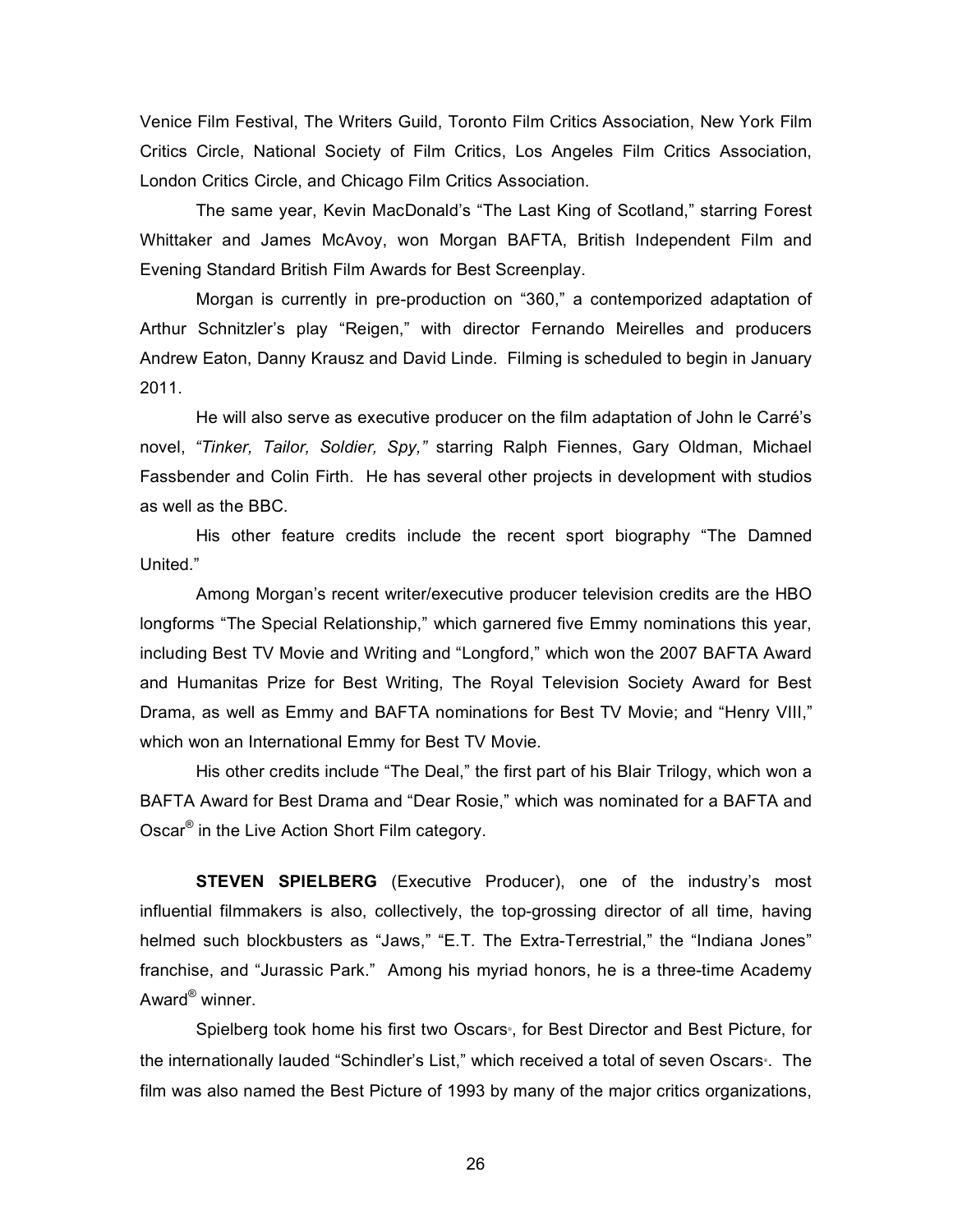Venice Film Festival, The Writers Guild, Toronto Film Critics Association, New York Film Critics Circle, National Society of Film Critics, Los Angeles Film Critics Association, London Critics Circle, and Chicago Film Critics Association.

The same year, Kevin MacDonald's "The Last King of Scotland," starring Forest Whittaker and James McAvoy, won Morgan BAFTA, British Independent Film and Evening Standard British Film Awards for Best Screenplay.

Morgan is currently in pre-production on "360," a contemporized adaptation of Arthur Schnitzler's play "Reigen," with director Fernando Meirelles and producers Andrew Eaton, Danny Krausz and David Linde. Filming is scheduled to begin in January 2011.

He will also serve as executive producer on the film adaptation of John le Carré's novel, *"Tinker, Tailor, Soldier, Spy,"* starring Ralph Fiennes, Gary Oldman, Michael Fassbender and Colin Firth. He has several other projects in development with studios as well as the BBC.

His other feature credits include the recent sport biography "The Damned United."

Among Morgan's recent writer/executive producer television credits are the HBO longforms "The Special Relationship," which garnered five Emmy nominations this year, including Best TV Movie and Writing and "Longford," which won the 2007 BAFTA Award and Humanitas Prize for Best Writing, The Royal Television Society Award for Best Drama, as well as Emmy and BAFTA nominations for Best TV Movie; and "Henry VIII," which won an International Emmy for Best TV Movie.

His other credits include "The Deal," the first part of his Blair Trilogy, which won a BAFTA Award for Best Drama and "Dear Rosie," which was nominated for a BAFTA and Oscar® in the Live Action Short Film category.

**STEVEN SPIELBERG** (Executive Producer), one of the industry's most influential filmmakers is also, collectively, the top-grossing director of all time, having helmed such blockbusters as "Jaws," "E.T. The Extra-Terrestrial," the "Indiana Jones" franchise, and "Jurassic Park." Among his myriad honors, he is a three-time Academy Award® winner.

Spielberg took home his first two Oscars®, for Best Director and Best Picture, for the internationally lauded "Schindler's List," which received a total of seven Oscars®. The film was also named the Best Picture of 1993 by many of the major critics organizations,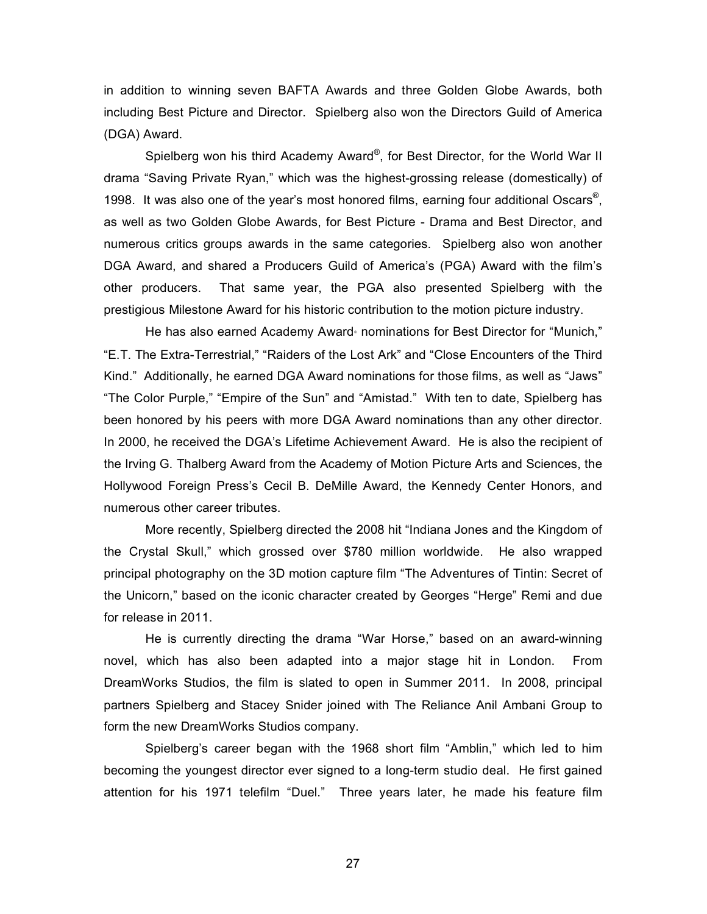in addition to winning seven BAFTA Awards and three Golden Globe Awards, both including Best Picture and Director. Spielberg also won the Directors Guild of America (DGA) Award.

Spielberg won his third Academy Award®, for Best Director, for the World War II drama "Saving Private Ryan," which was the highest-grossing release (domestically) of 1998. It was also one of the year's most honored films, earning four additional Oscars®, as well as two Golden Globe Awards, for Best Picture - Drama and Best Director, and numerous critics groups awards in the same categories. Spielberg also won another DGA Award, and shared a Producers Guild of America's (PGA) Award with the film's other producers. That same year, the PGA also presented Spielberg with the prestigious Milestone Award for his historic contribution to the motion picture industry.

He has also earned Academy Award® nominations for Best Director for "Munich," "E.T. The Extra-Terrestrial," "Raiders of the Lost Ark" and "Close Encounters of the Third Kind." Additionally, he earned DGA Award nominations for those films, as well as "Jaws" "The Color Purple," "Empire of the Sun" and "Amistad." With ten to date, Spielberg has been honored by his peers with more DGA Award nominations than any other director. In 2000, he received the DGA's Lifetime Achievement Award. He is also the recipient of the Irving G. Thalberg Award from the Academy of Motion Picture Arts and Sciences, the Hollywood Foreign Press's Cecil B. DeMille Award, the Kennedy Center Honors, and numerous other career tributes.

More recently, Spielberg directed the 2008 hit "Indiana Jones and the Kingdom of the Crystal Skull," which grossed over $780 million worldwide. He also wrapped principal photography on the 3D motion capture film "The Adventures of Tintin: Secret of the Unicorn," based on the iconic character created by Georges "Herge" Remi and due for release in 2011.

He is currently directing the drama "War Horse," based on an award-winning novel, which has also been adapted into a major stage hit in London. From DreamWorks Studios, the film is slated to open in Summer 2011. In 2008, principal partners Spielberg and Stacey Snider joined with The Reliance Anil Ambani Group to form the new DreamWorks Studios company.

Spielberg's career began with the 1968 short film "Amblin," which led to him becoming the youngest director ever signed to a long-term studio deal. He first gained attention for his 1971 telefilm "Duel." Three years later, he made his feature film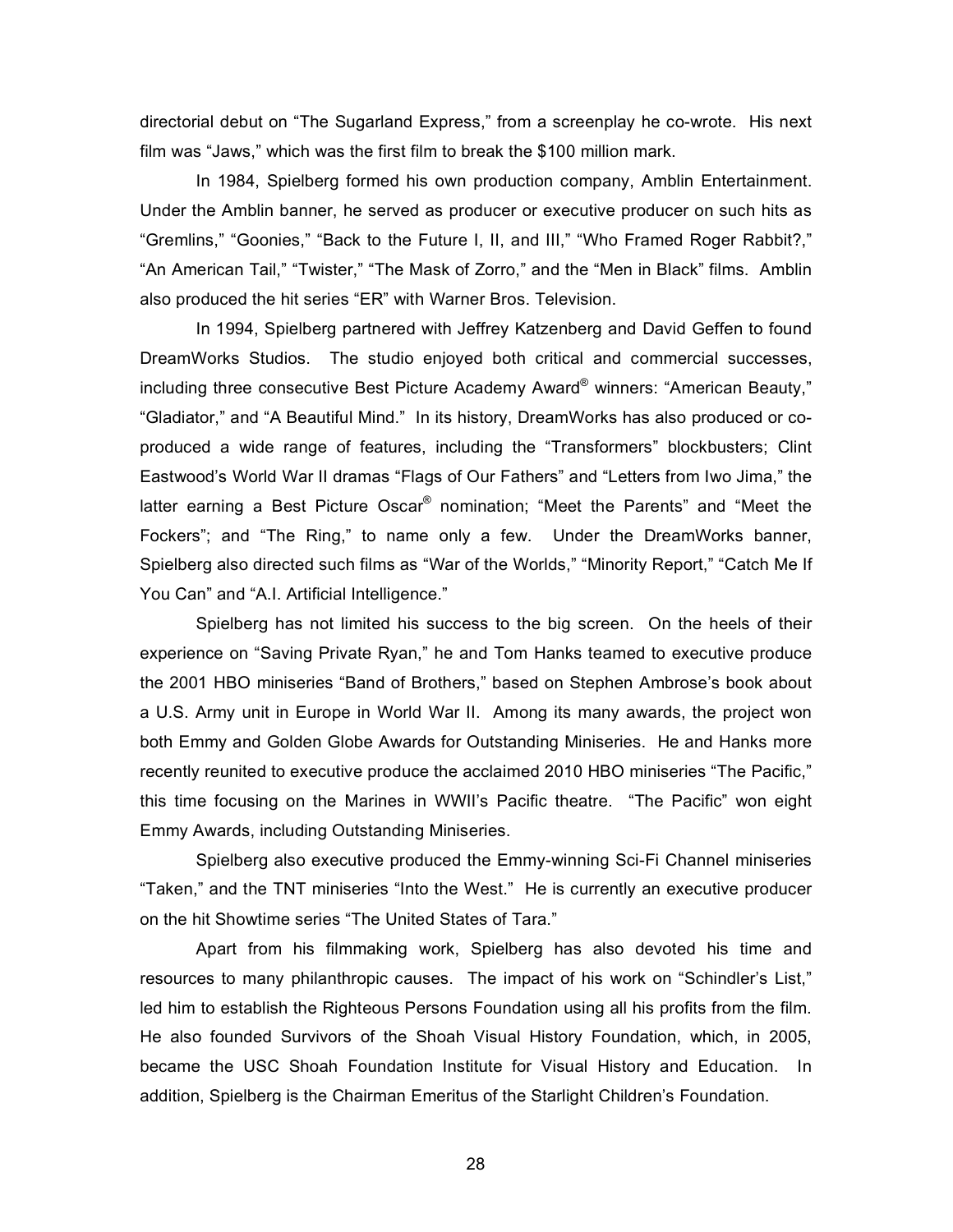directorial debut on "The Sugarland Express," from a screenplay he co-wrote. His next film was "Jaws," which was the first film to break the $100 million mark.

In 1984, Spielberg formed his own production company, Amblin Entertainment. Under the Amblin banner, he served as producer or executive producer on such hits as "Gremlins," "Goonies," "Back to the Future I, II, and III," "Who Framed Roger Rabbit?," "An American Tail," "Twister," "The Mask of Zorro," and the "Men in Black" films. Amblin also produced the hit series "ER" with Warner Bros. Television.

In 1994, Spielberg partnered with Jeffrey Katzenberg and David Geffen to found DreamWorks Studios. The studio enjoyed both critical and commercial successes, including three consecutive Best Picture Academy Award® winners: "American Beauty," "Gladiator," and "A Beautiful Mind." In its history, DreamWorks has also produced or co-produced a wide range of features, including the "Transformers" blockbusters; Clint Eastwood's World War II dramas "Flags of Our Fathers" and "Letters from Iwo Jima," the latter earning a Best Picture Oscar® nomination; "Meet the Parents" and "Meet the Fockers"; and "The Ring," to name only a few. Under the DreamWorks banner, Spielberg also directed such films as "War of the Worlds," "Minority Report," "Catch Me If You Can" and "A.I. Artificial Intelligence."

Spielberg has not limited his success to the big screen. On the heels of their experience on "Saving Private Ryan," he and Tom Hanks teamed to executive produce the 2001 HBO miniseries "Band of Brothers," based on Stephen Ambrose's book about a U.S. Army unit in Europe in World War II. Among its many awards, the project won both Emmy and Golden Globe Awards for Outstanding Miniseries. He and Hanks more recently reunited to executive produce the acclaimed 2010 HBO miniseries "The Pacific," this time focusing on the Marines in WWII's Pacific theatre. "The Pacific" won eight Emmy Awards, including Outstanding Miniseries.

Spielberg also executive produced the Emmy-winning Sci-Fi Channel miniseries "Taken," and the TNT miniseries "Into the West." He is currently an executive producer on the hit Showtime series "The United States of Tara."

Apart from his filmmaking work, Spielberg has also devoted his time and resources to many philanthropic causes. The impact of his work on "Schindler's List," led him to establish the Righteous Persons Foundation using all his profits from the film. He also founded Survivors of the Shoah Visual History Foundation, which, in 2005, became the USC Shoah Foundation Institute for Visual History and Education. In addition, Spielberg is the Chairman Emeritus of the Starlight Children's Foundation.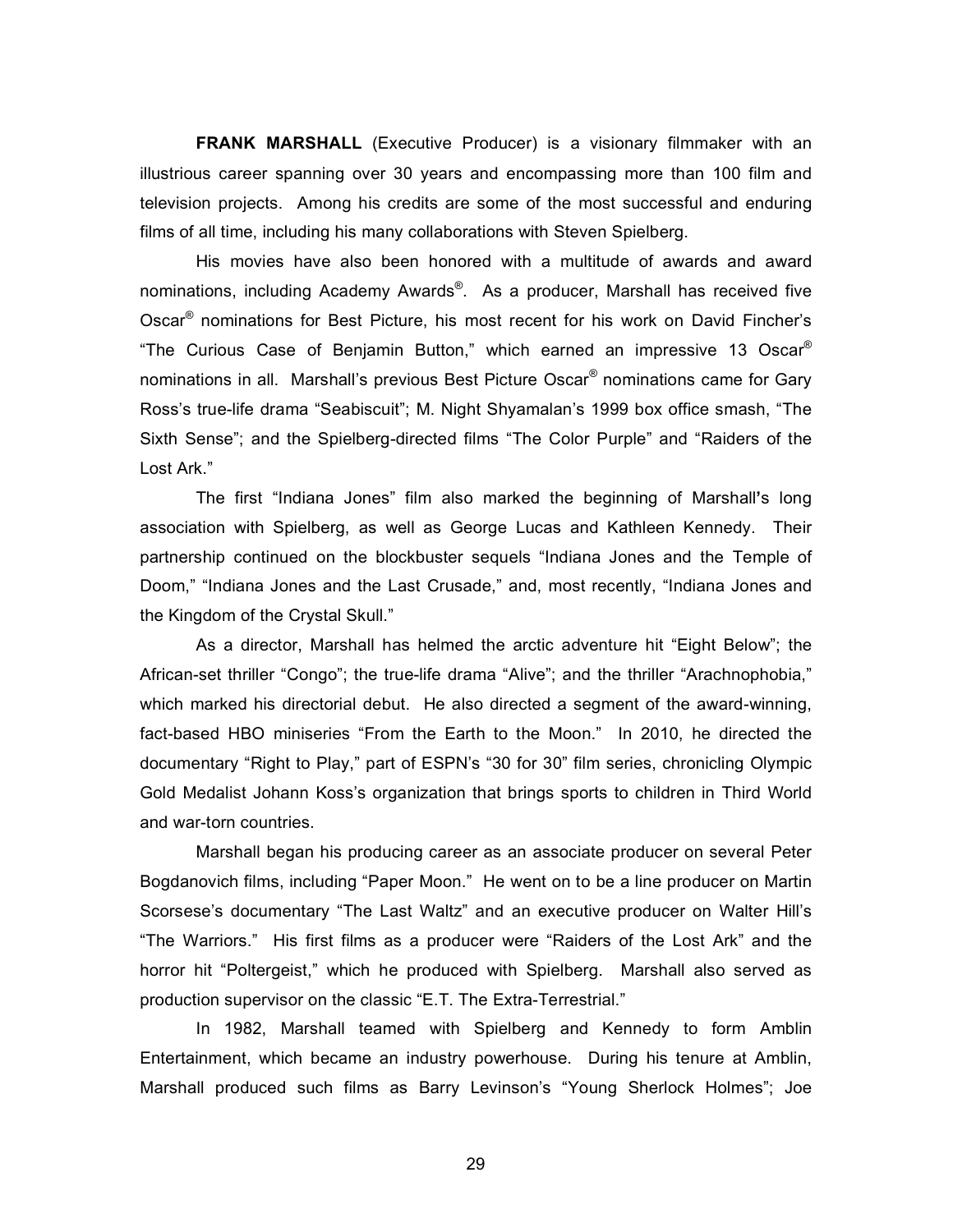**FRANK MARSHALL** (Executive Producer) is a visionary filmmaker with an illustrious career spanning over 30 years and encompassing more than 100 film and television projects. Among his credits are some of the most successful and enduring films of all time, including his many collaborations with Steven Spielberg.

His movies have also been honored with a multitude of awards and award nominations, including Academy Awards®. As a producer, Marshall has received five Oscar® nominations for Best Picture, his most recent for his work on David Fincher's "The Curious Case of Benjamin Button," which earned an impressive 13 Oscar® nominations in all. Marshall's previous Best Picture Oscar® nominations came for Gary Ross's true-life drama "Seabiscuit"; M. Night Shyamalan's 1999 box office smash, "The Sixth Sense"; and the Spielberg-directed films "The Color Purple" and "Raiders of the Lost Ark."

The first "Indiana Jones" film also marked the beginning of Marshall's long association with Spielberg, as well as George Lucas and Kathleen Kennedy. Their partnership continued on the blockbuster sequels "Indiana Jones and the Temple of Doom," "Indiana Jones and the Last Crusade," and, most recently, "Indiana Jones and the Kingdom of the Crystal Skull."

As a director, Marshall has helmed the arctic adventure hit "Eight Below"; the African-set thriller "Congo"; the true-life drama "Alive"; and the thriller "Arachnophobia," which marked his directorial debut. He also directed a segment of the award-winning, fact-based HBO miniseries "From the Earth to the Moon." In 2010, he directed the documentary "Right to Play," part of ESPN's "30 for 30" film series, chronicling Olympic Gold Medalist Johann Koss's organization that brings sports to children in Third World and war-torn countries.

Marshall began his producing career as an associate producer on several Peter Bogdanovich films, including "Paper Moon." He went on to be a line producer on Martin Scorsese's documentary "The Last Waltz" and an executive producer on Walter Hill's "The Warriors." His first films as a producer were "Raiders of the Lost Ark" and the horror hit "Poltergeist," which he produced with Spielberg. Marshall also served as production supervisor on the classic "E.T. The Extra-Terrestrial."

In 1982, Marshall teamed with Spielberg and Kennedy to form Amblin Entertainment, which became an industry powerhouse. During his tenure at Amblin, Marshall produced such films as Barry Levinson's "Young Sherlock Holmes"; Joe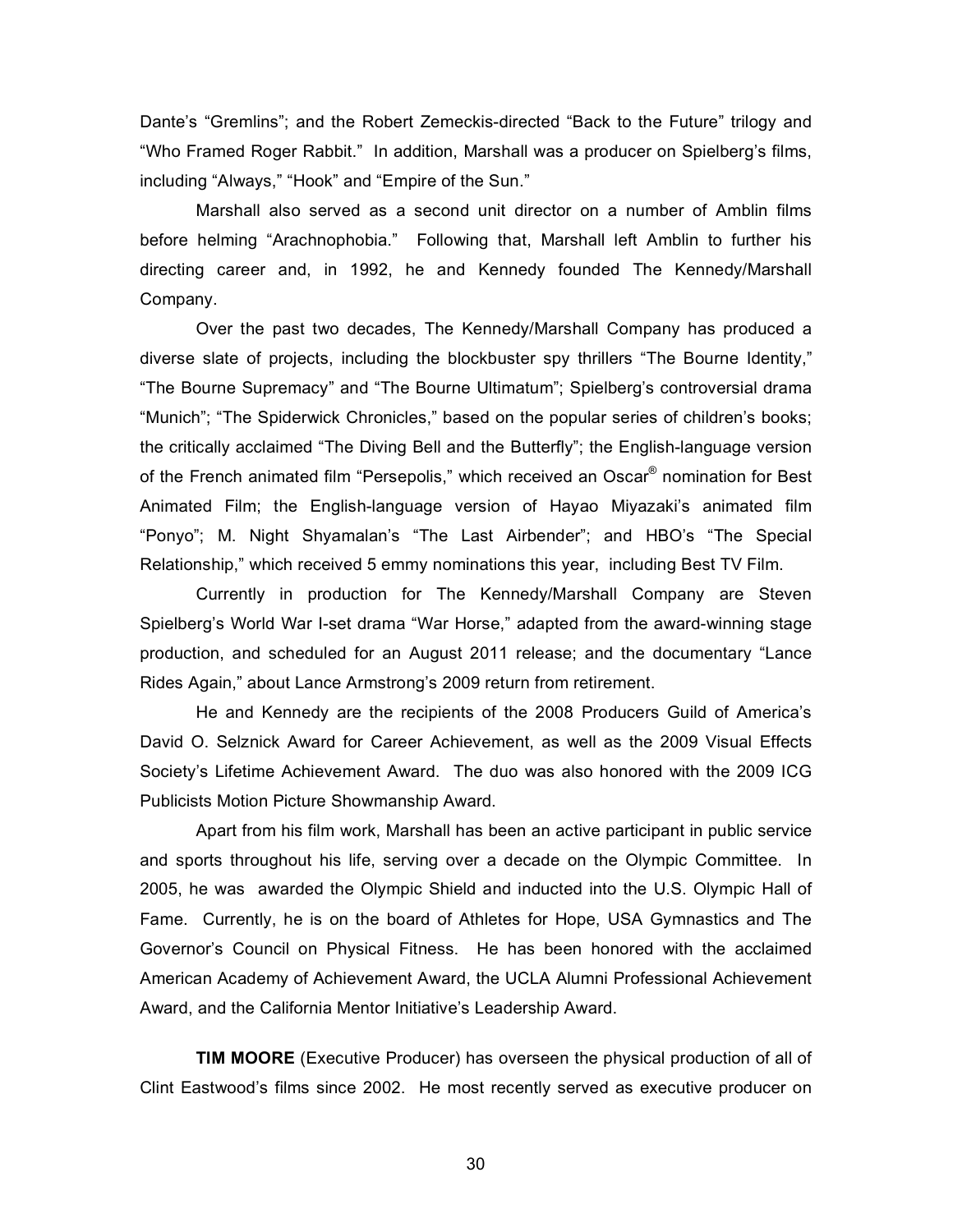Dante's "Gremlins"; and the Robert Zemeckis-directed "Back to the Future" trilogy and "Who Framed Roger Rabbit." In addition, Marshall was a producer on Spielberg's films, including "Always," "Hook" and "Empire of the Sun."

Marshall also served as a second unit director on a number of Amblin films before helming "Arachnophobia." Following that, Marshall left Amblin to further his directing career and, in 1992, he and Kennedy founded The Kennedy/Marshall Company.

Over the past two decades, The Kennedy/Marshall Company has produced a diverse slate of projects, including the blockbuster spy thrillers "The Bourne Identity," "The Bourne Supremacy" and "The Bourne Ultimatum"; Spielberg's controversial drama "Munich"; "The Spiderwick Chronicles," based on the popular series of children's books; the critically acclaimed "The Diving Bell and the Butterfly"; the English-language version of the French animated film "Persepolis," which received an Oscar® nomination for Best Animated Film; the English-language version of Hayao Miyazaki's animated film "Ponyo"; M. Night Shyamalan's "The Last Airbender"; and HBO's "The Special Relationship," which received 5 emmy nominations this year, including Best TV Film.

Currently in production for The Kennedy/Marshall Company are Steven Spielberg's World War I-set drama "War Horse," adapted from the award-winning stage production, and scheduled for an August 2011 release; and the documentary "Lance Rides Again," about Lance Armstrong's 2009 return from retirement.

He and Kennedy are the recipients of the 2008 Producers Guild of America's David O. Selznick Award for Career Achievement, as well as the 2009 Visual Effects Society's Lifetime Achievement Award. The duo was also honored with the 2009 ICG Publicists Motion Picture Showmanship Award.

Apart from his film work, Marshall has been an active participant in public service and sports throughout his life, serving over a decade on the Olympic Committee. In 2005, he was awarded the Olympic Shield and inducted into the U.S. Olympic Hall of Fame. Currently, he is on the board of Athletes for Hope, USA Gymnastics and The Governor's Council on Physical Fitness. He has been honored with the acclaimed American Academy of Achievement Award, the UCLA Alumni Professional Achievement Award, and the California Mentor Initiative's Leadership Award.

**TIM MOORE** (Executive Producer) has overseen the physical production of all of Clint Eastwood's films since 2002. He most recently served as executive producer on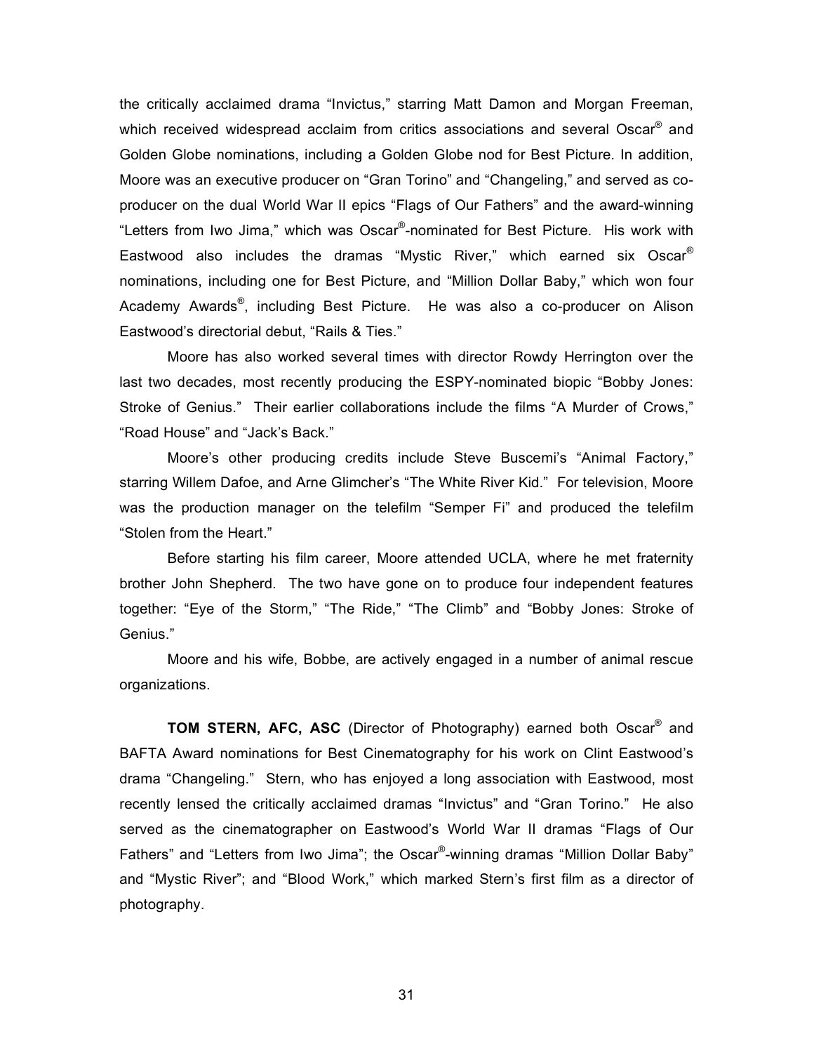the critically acclaimed drama "Invictus," starring Matt Damon and Morgan Freeman, which received widespread acclaim from critics associations and several Oscar® and Golden Globe nominations, including a Golden Globe nod for Best Picture. In addition, Moore was an executive producer on "Gran Torino" and "Changeling," and served as co-producer on the dual World War II epics "Flags of Our Fathers" and the award-winning "Letters from Iwo Jima," which was Oscar®-nominated for Best Picture. His work with Eastwood also includes the dramas "Mystic River," which earned six Oscar® nominations, including one for Best Picture, and "Million Dollar Baby," which won four Academy Awards®, including Best Picture. He was also a co-producer on Alison Eastwood's directorial debut, "Rails & Ties."

Moore has also worked several times with director Rowdy Herrington over the last two decades, most recently producing the ESPY-nominated biopic "Bobby Jones: Stroke of Genius." Their earlier collaborations include the films "A Murder of Crows," "Road House" and "Jack's Back."

Moore's other producing credits include Steve Buscemi's "Animal Factory," starring Willem Dafoe, and Arne Glimcher's "The White River Kid." For television, Moore was the production manager on the telefilm "Semper Fi" and produced the telefilm "Stolen from the Heart."

Before starting his film career, Moore attended UCLA, where he met fraternity brother John Shepherd. The two have gone on to produce four independent features together: "Eye of the Storm," "The Ride," "The Climb" and "Bobby Jones: Stroke of Genius."

Moore and his wife, Bobbe, are actively engaged in a number of animal rescue organizations.

**TOM STERN, AFC, ASC** (Director of Photography) earned both Oscar® and BAFTA Award nominations for Best Cinematography for his work on Clint Eastwood's drama "Changeling." Stern, who has enjoyed a long association with Eastwood, most recently lensed the critically acclaimed dramas "Invictus" and "Gran Torino." He also served as the cinematographer on Eastwood's World War II dramas "Flags of Our Fathers" and "Letters from Iwo Jima"; the Oscar®-winning dramas "Million Dollar Baby" and "Mystic River"; and "Blood Work," which marked Stern's first film as a director of photography.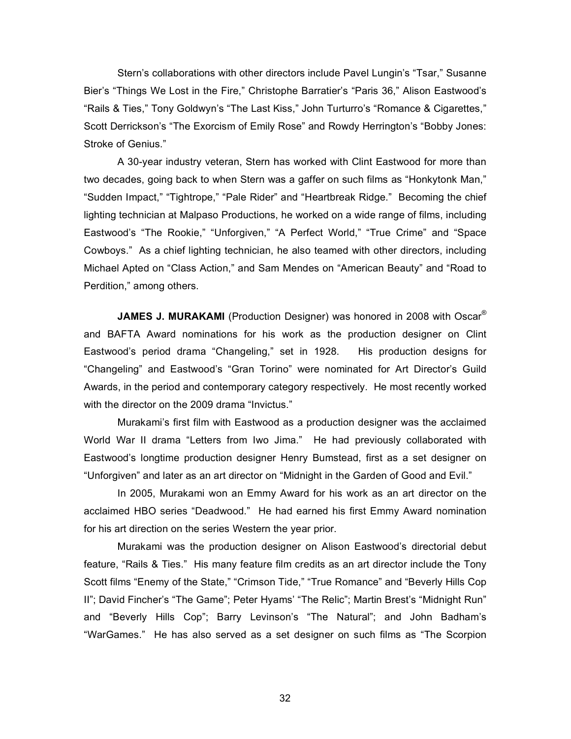Stern's collaborations with other directors include Pavel Lungin's "Tsar," Susanne Bier's "Things We Lost in the Fire," Christophe Barratier's "Paris 36," Alison Eastwood's "Rails & Ties," Tony Goldwyn's "The Last Kiss," John Turturro's "Romance & Cigarettes," Scott Derrickson's "The Exorcism of Emily Rose" and Rowdy Herrington's "Bobby Jones: Stroke of Genius."

A 30-year industry veteran, Stern has worked with Clint Eastwood for more than two decades, going back to when Stern was a gaffer on such films as "Honkytonk Man," "Sudden Impact," "Tightrope," "Pale Rider" and "Heartbreak Ridge." Becoming the chief lighting technician at Malpaso Productions, he worked on a wide range of films, including Eastwood's "The Rookie," "Unforgiven," "A Perfect World," "True Crime" and "Space Cowboys." As a chief lighting technician, he also teamed with other directors, including Michael Apted on "Class Action," and Sam Mendes on "American Beauty" and "Road to Perdition," among others.

**JAMES J. MURAKAMI** (Production Designer) was honored in 2008 with Oscar® and BAFTA Award nominations for his work as the production designer on Clint Eastwood's period drama "Changeling," set in 1928. His production designs for "Changeling" and Eastwood's "Gran Torino" were nominated for Art Director's Guild Awards, in the period and contemporary category respectively. He most recently worked with the director on the 2009 drama "Invictus."

Murakami's first film with Eastwood as a production designer was the acclaimed World War II drama "Letters from Iwo Jima." He had previously collaborated with Eastwood's longtime production designer Henry Bumstead, first as a set designer on "Unforgiven" and later as an art director on "Midnight in the Garden of Good and Evil."

In 2005, Murakami won an Emmy Award for his work as an art director on the acclaimed HBO series "Deadwood." He had earned his first Emmy Award nomination for his art direction on the series Western the year prior.

Murakami was the production designer on Alison Eastwood's directorial debut feature, "Rails & Ties." His many feature film credits as an art director include the Tony Scott films "Enemy of the State," "Crimson Tide," "True Romance" and "Beverly Hills Cop II"; David Fincher's "The Game"; Peter Hyams' "The Relic"; Martin Brest's "Midnight Run" and "Beverly Hills Cop"; Barry Levinson's "The Natural"; and John Badham's "WarGames." He has also served as a set designer on such films as "The Scorpion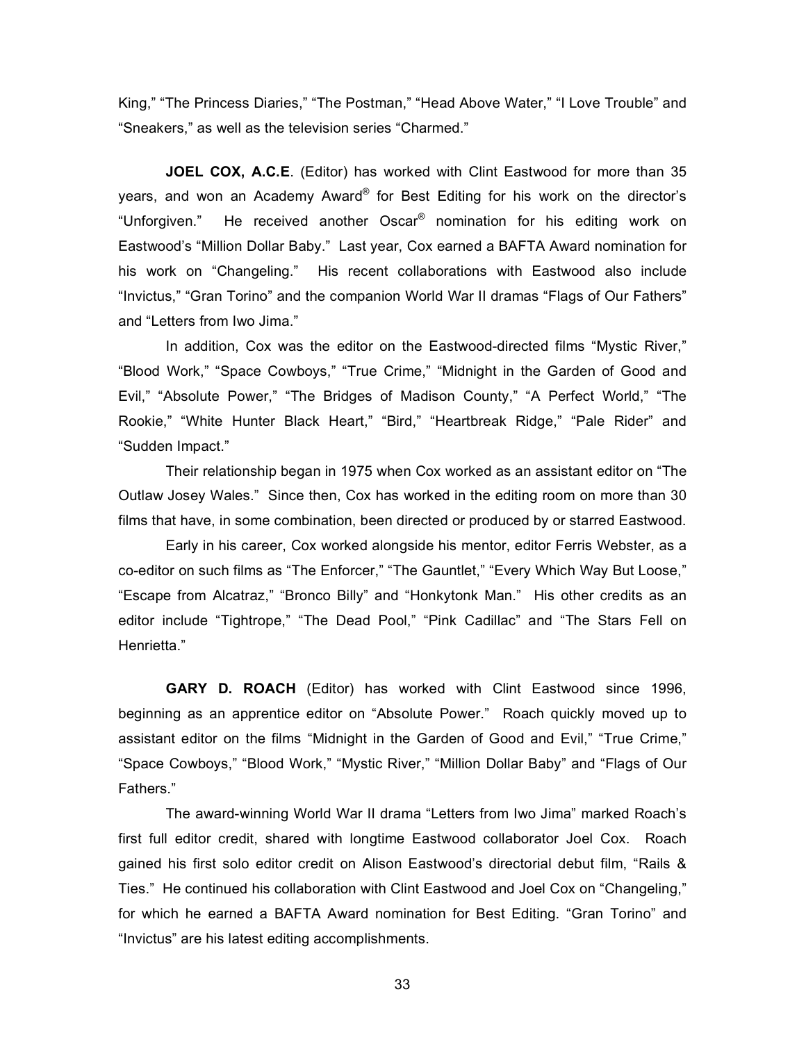King," "The Princess Diaries," "The Postman," "Head Above Water," "I Love Trouble" and "Sneakers," as well as the television series "Charmed."

**JOEL COX, A.C.E**. (Editor) has worked with Clint Eastwood for more than 35 years, and won an Academy Award® for Best Editing for his work on the director's "Unforgiven." He received another Oscar® nomination for his editing work on Eastwood's "Million Dollar Baby." Last year, Cox earned a BAFTA Award nomination for his work on "Changeling." His recent collaborations with Eastwood also include "Invictus," "Gran Torino" and the companion World War II dramas "Flags of Our Fathers" and "Letters from Iwo Jima."

In addition, Cox was the editor on the Eastwood-directed films "Mystic River," "Blood Work," "Space Cowboys," "True Crime," "Midnight in the Garden of Good and Evil," "Absolute Power," "The Bridges of Madison County," "A Perfect World," "The Rookie," "White Hunter Black Heart," "Bird," "Heartbreak Ridge," "Pale Rider" and "Sudden Impact."

Their relationship began in 1975 when Cox worked as an assistant editor on "The Outlaw Josey Wales." Since then, Cox has worked in the editing room on more than 30 films that have, in some combination, been directed or produced by or starred Eastwood.

Early in his career, Cox worked alongside his mentor, editor Ferris Webster, as a co-editor on such films as "The Enforcer," "The Gauntlet," "Every Which Way But Loose," "Escape from Alcatraz," "Bronco Billy" and "Honkytonk Man." His other credits as an editor include "Tightrope," "The Dead Pool," "Pink Cadillac" and "The Stars Fell on Henrietta."

**GARY D. ROACH** (Editor) has worked with Clint Eastwood since 1996, beginning as an apprentice editor on "Absolute Power." Roach quickly moved up to assistant editor on the films "Midnight in the Garden of Good and Evil," "True Crime," "Space Cowboys," "Blood Work," "Mystic River," "Million Dollar Baby" and "Flags of Our Fathers."

The award-winning World War II drama "Letters from Iwo Jima" marked Roach's first full editor credit, shared with longtime Eastwood collaborator Joel Cox. Roach gained his first solo editor credit on Alison Eastwood's directorial debut film, "Rails & Ties." He continued his collaboration with Clint Eastwood and Joel Cox on "Changeling," for which he earned a BAFTA Award nomination for Best Editing. "Gran Torino" and "Invictus" are his latest editing accomplishments.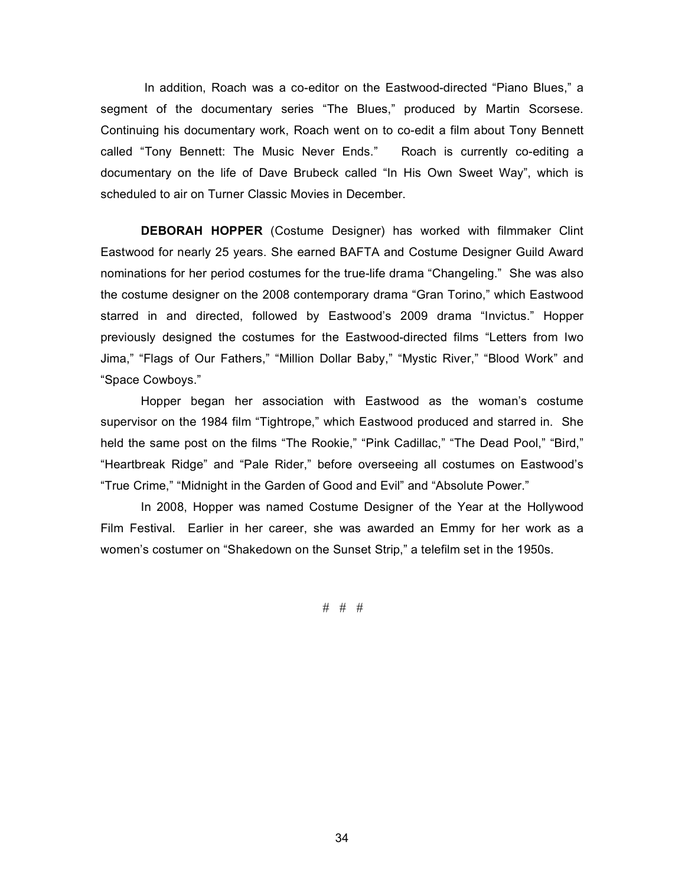In addition, Roach was a co-editor on the Eastwood-directed "Piano Blues," a segment of the documentary series "The Blues," produced by Martin Scorsese. Continuing his documentary work, Roach went on to co-edit a film about Tony Bennett called "Tony Bennett: The Music Never Ends." Roach is currently co-editing a documentary on the life of Dave Brubeck called "In His Own Sweet Way", which is scheduled to air on Turner Classic Movies in December.

**DEBORAH HOPPER** (Costume Designer) has worked with filmmaker Clint Eastwood for nearly 25 years. She earned BAFTA and Costume Designer Guild Award nominations for her period costumes for the true-life drama "Changeling." She was also the costume designer on the 2008 contemporary drama "Gran Torino," which Eastwood starred in and directed, followed by Eastwood's 2009 drama "Invictus." Hopper previously designed the costumes for the Eastwood-directed films "Letters from Iwo Jima," "Flags of Our Fathers," "Million Dollar Baby," "Mystic River," "Blood Work" and "Space Cowboys."

Hopper began her association with Eastwood as the woman's costume supervisor on the 1984 film "Tightrope," which Eastwood produced and starred in. She held the same post on the films "The Rookie," "Pink Cadillac," "The Dead Pool," "Bird," "Heartbreak Ridge" and "Pale Rider," before overseeing all costumes on Eastwood's "True Crime," "Midnight in the Garden of Good and Evil" and "Absolute Power."

In 2008, Hopper was named Costume Designer of the Year at the Hollywood Film Festival. Earlier in her career, she was awarded an Emmy for her work as a women's costumer on "Shakedown on the Sunset Strip," a telefilm set in the 1950s.

# # #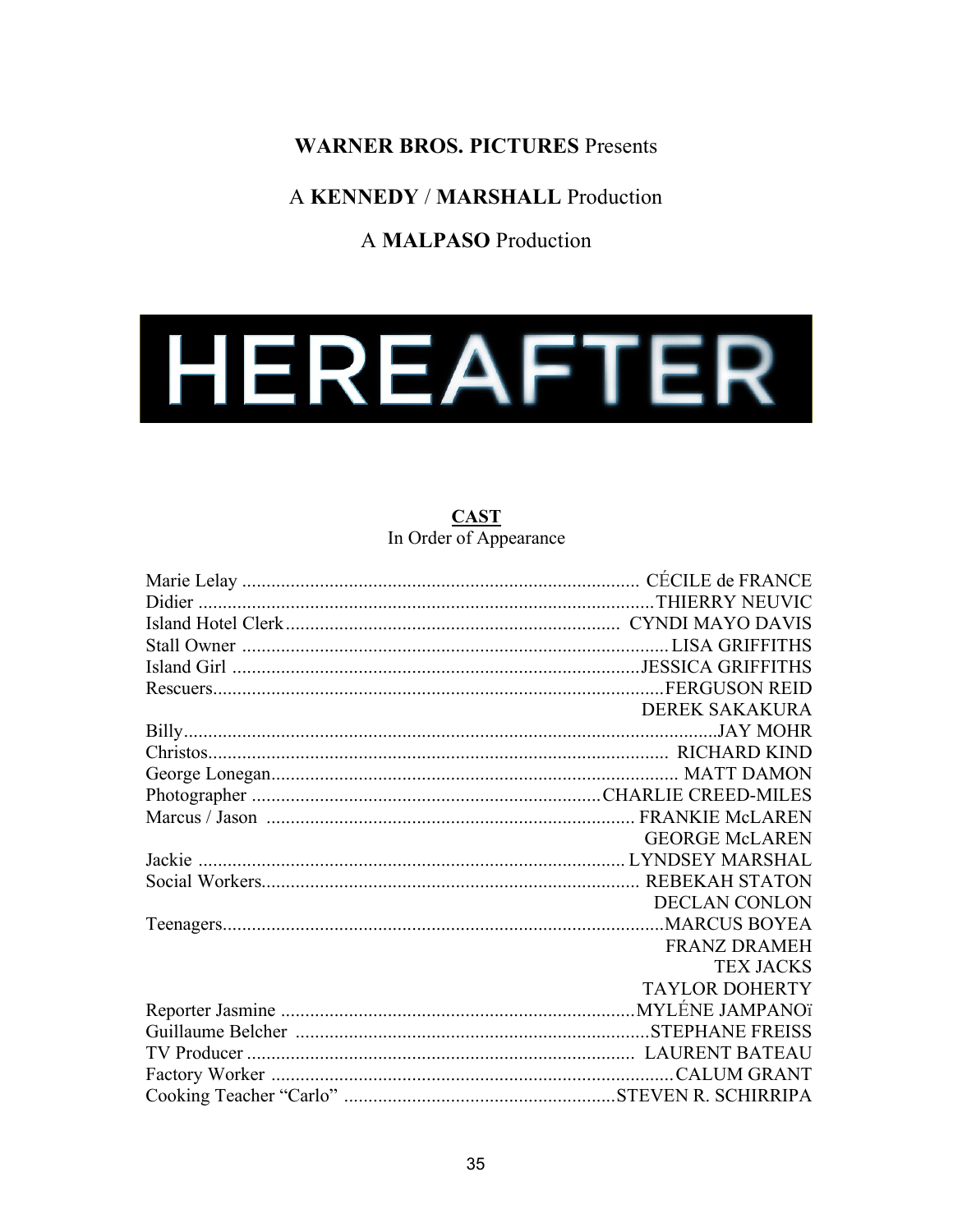**WARNER BROS. PICTURES** Presents

A **KENNEDY** / **MARSHALL** Production

A **MALPASO** Production

# HEREAFTER

**CAST**
In Order of Appearance

| | |
|---|---|
| Marie Lelay | CÉCILE de FRANCE |
| Didier | THIERRY NEUVIC |
| Island Hotel Clerk | CYNDI MAYO DAVIS |
| Stall Owner | LISA GRIFFITHS |
| Island Girl | JESSICA GRIFFITHS |
| Rescuers | FERGUSON REID |
| | DEREK SAKAKURA |
| Billy | JAY MOHR |
| Christos | RICHARD KIND |
| George Lonegan | MATT DAMON |
| Photographer | CHARLIE CREED-MILES |
| Marcus / Jason | FRANKIE McLAREN |
| | GEORGE McLAREN |
| Jackie | LYNDSEY MARSHAL |
| Social Workers | REBEKAH STATON |
| | DECLAN CONLON |
| Teenagers | MARCUS BOYEA |
| | FRANZ DRAMEH |
| | TEX JACKS |
| | TAYLOR DOHERTY |
| Reporter Jasmine | MYLÉNE JAMPANOï |
| Guillaume Belcher | STEPHANE FREISS |
| TV Producer | LAURENT BATEAU |
| Factory Worker | CALUM GRANT |
| Cooking Teacher "Carlo" | STEVEN R. SCHIRRIPA |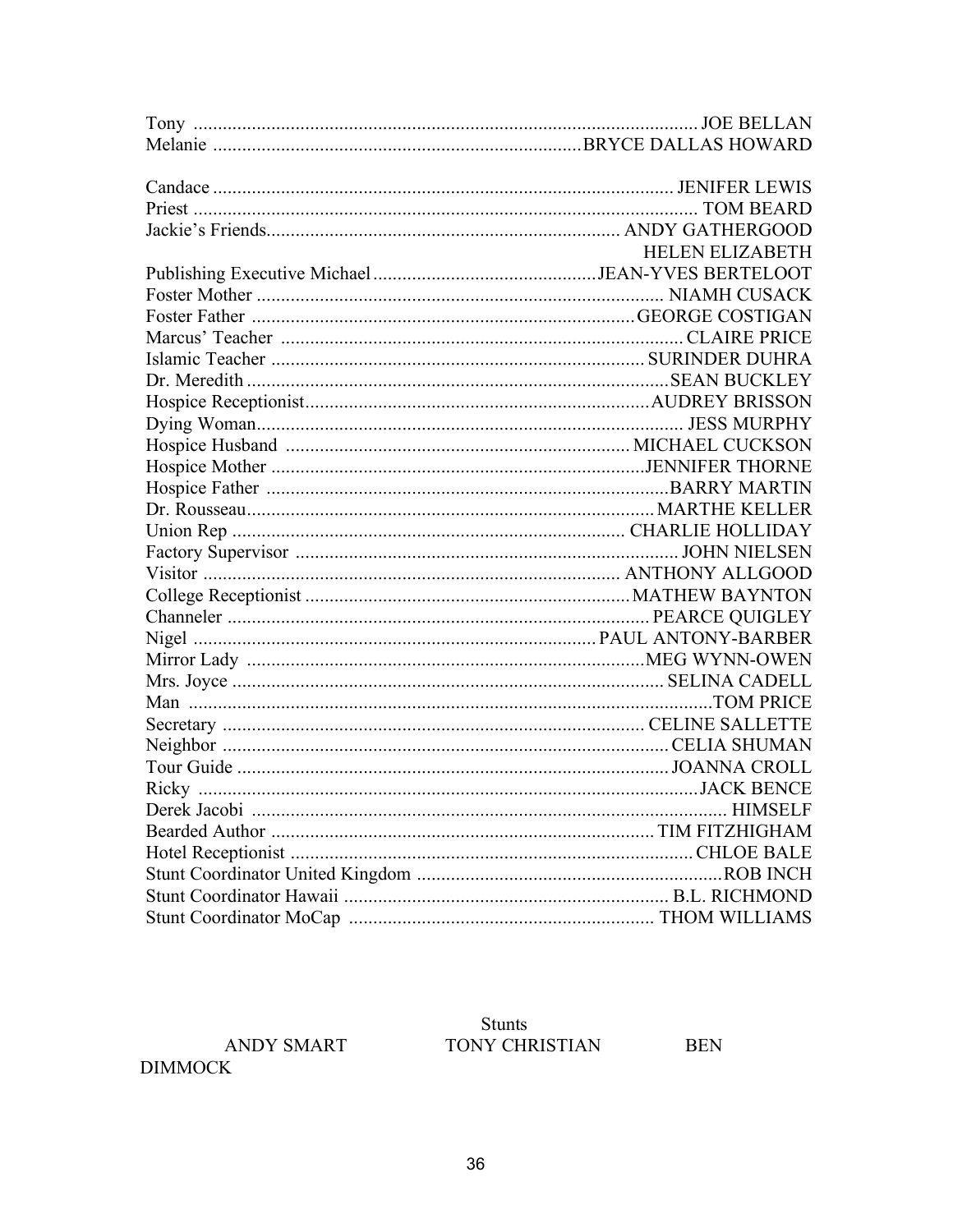Tony ........................................................................................................ JOE BELLAN
Melanie ............................................................................BRYCE DALLAS HOWARD

Candace ............................................................................................... JENIFER LEWIS
Priest ....................................................................................................... TOM BEARD
Jackie's Friends........................................................................ ANDY GATHERGOOD
HELEN ELIZABETH
Publishing Executive Michael..............................................JEAN-YVES BERTELOOT
Foster Mother .................................................................................... NIAMH CUSACK
Foster Father ...............................................................................GEORGE COSTIGAN
Marcus' Teacher ................................................................................... CLAIRE PRICE
Islamic Teacher ............................................................................. SURINDER DUHRA
Dr. Meredith ......................................................................................SEAN BUCKLEY
Hospice Receptionist.......................................................................AUDREY BRISSON
Dying Woman........................................................................................ JESS MURPHY
Hospice Husband ...................................................................... MICHAEL CUCKSON
Hospice Mother .............................................................................JENNIFER THORNE
Hospice Father ..................................................................................BARRY MARTIN
Dr. Rousseau.................................................................................... MARTHE KELLER
Union Rep ................................................................................ CHARLIE HOLLIDAY
Factory Supervisor .............................................................................. JOHN NIELSEN
Visitor ..................................................................................... ANTHONY ALLGOOD
College Receptionist ................................................................... MATHEW BAYNTON
Channeler ....................................................................................... PEARCE QUIGLEY
Nigel ...................................................................................PAUL ANTONY-BARBER
Mirror Lady ..................................................................................MEG WYNN-OWEN
Mrs. Joyce ......................................................................................... SELINA CADELL
Man ..........................................................................................................TOM PRICE
Secretary ....................................................................................... CELINE SALLETTE
Neighbor ........................................................................................... CELIA SHUMAN
Tour Guide ......................................................................................... JOANNA CROLL
Ricky .......................................................................................................JACK BENCE
Derek Jacobi ................................................................................................. HIMSELF
Bearded Author ............................................................................... TIM FITZHIGHAM
Hotel Receptionist ................................................................................... CHLOE BALE
Stunt Coordinator United Kingdom ................................................................ROB INCH
Stunt Coordinator Hawaii .................................................................. B.L. RICHMOND
Stunt Coordinator MoCap ............................................................... THOM WILLIAMS

Stunts

ANDY SMART TONY CHRISTIAN BEN DIMMOCK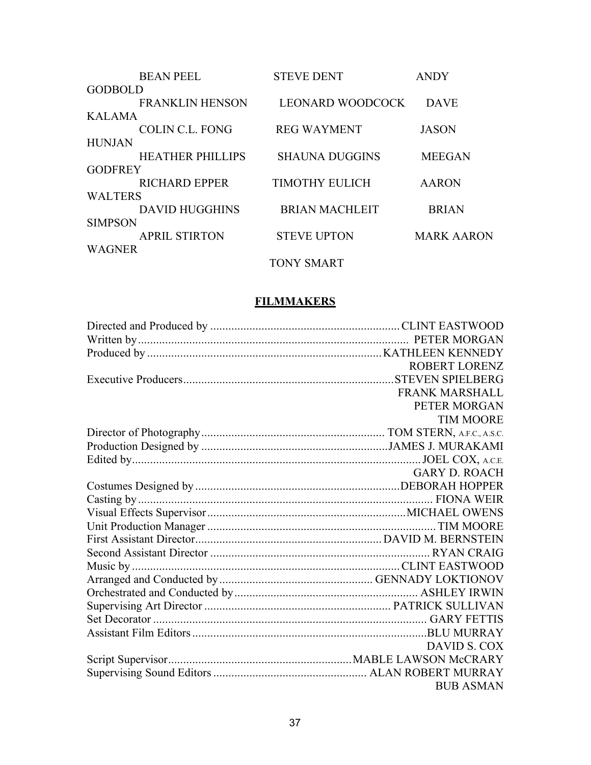BEAN PEEL STEVE DENT ANDY GODBOLD
FRANKLIN HENSON LEONARD WOODCOCK DAVE KALAMA
COLIN C.L. FONG REG WAYMENT JASON HUNJAN
HEATHER PHILLIPS SHAUNA DUGGINS MEEGAN GODFREY
RICHARD EPPER TIMOTHY EULICH AARON WALTERS
DAVID HUGGHINS BRIAN MACHLEIT BRIAN SIMPSON
APRIL STIRTON STEVE UPTON MARK AARON WAGNER
TONY SMART

## FILMMAKERS

Directed and Produced by ............ CLINT EASTWOOD
Written by ............ PETER MORGAN
Produced by ............ KATHLEEN KENNEDY
ROBERT LORENZ
Executive Producers ............ STEVEN SPIELBERG
FRANK MARSHALL
PETER MORGAN
TIM MOORE
Director of Photography ............ TOM STERN, A.F.C., A.S.C.
Production Designed by ............ JAMES J. MURAKAMI
Edited by ............ JOEL COX, A.C.E.
GARY D. ROACH
Costumes Designed by ............ DEBORAH HOPPER
Casting by ............ FIONA WEIR
Visual Effects Supervisor ............ MICHAEL OWENS
Unit Production Manager ............ TIM MOORE
First Assistant Director ............ DAVID M. BERNSTEIN
Second Assistant Director ............ RYAN CRAIG
Music by ............ CLINT EASTWOOD
Arranged and Conducted by ............ GENNADY LOKTIONOV
Orchestrated and Conducted by ............ ASHLEY IRWIN
Supervising Art Director ............ PATRICK SULLIVAN
Set Decorator ............ GARY FETTIS
Assistant Film Editors ............ BLU MURRAY
DAVID S. COX
Script Supervisor ............ MABLE LAWSON McCRARY
Supervising Sound Editors ............ ALAN ROBERT MURRAY
BUB ASMAN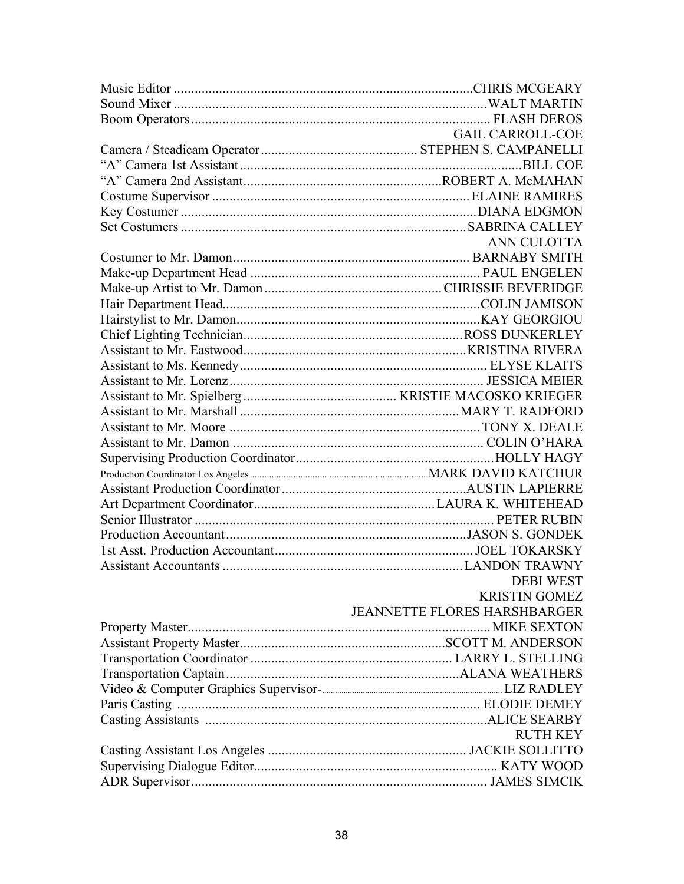| Role | Name |
|---|---|
| Music Editor | CHRIS MCGEARY |
| Sound Mixer | WALT MARTIN |
| Boom Operators | FLASH DEROS |
| | GAIL CARROLL-COE |
| Camera / Steadicam Operator | STEPHEN S. CAMPANELLI |
| "A" Camera 1st Assistant | BILL COE |
| "A" Camera 2nd Assistant | ROBERT A. McMAHAN |
| Costume Supervisor | ELAINE RAMIRES |
| Key Costumer | DIANA EDGMON |
| Set Costumers | SABRINA CALLEY |
| | ANN CULOTTA |
| Costumer to Mr. Damon | BARNABY SMITH |
| Make-up Department Head | PAUL ENGELEN |
| Make-up Artist to Mr. Damon | CHRISSIE BEVERIDGE |
| Hair Department Head | COLIN JAMISON |
| Hairstylist to Mr. Damon | KAY GEORGIOU |
| Chief Lighting Technician | ROSS DUNKERLEY |
| Assistant to Mr. Eastwood | KRISTINA RIVERA |
| Assistant to Ms. Kennedy | ELYSE KLAITS |
| Assistant to Mr. Lorenz | JESSICA MEIER |
| Assistant to Mr. Spielberg | KRISTIE MACOSKO KRIEGER |
| Assistant to Mr. Marshall | MARY T. RADFORD |
| Assistant to Mr. Moore | TONY X. DEALE |
| Assistant to Mr. Damon | COLIN O'HARA |
| Supervising Production Coordinator | HOLLY HAGY |
| Production Coordinator Los Angeles | MARK DAVID KATCHUR |
| Assistant Production Coordinator | AUSTIN LAPIERRE |
| Art Department Coordinator | LAURA K. WHITEHEAD |
| Senior Illustrator | PETER RUBIN |
| Production Accountant | JASON S. GONDEK |
| 1st Asst. Production Accountant | JOEL TOKARSKY |
| Assistant Accountants | LANDON TRAWNY |
| | DEBI WEST |
| | KRISTIN GOMEZ |
| | JEANNETTE FLORES HARSHBARGER |
| Property Master | MIKE SEXTON |
| Assistant Property Master | SCOTT M. ANDERSON |
| Transportation Coordinator | LARRY L. STELLING |
| Transportation Captain | ALANA WEATHERS |
| Video & Computer Graphics Supervisor- | LIZ RADLEY |
| Paris Casting | ELODIE DEMEY |
| Casting Assistants | ALICE SEARBY |
| | RUTH KEY |
| Casting Assistant Los Angeles | JACKIE SOLLITTO |
| Supervising Dialogue Editor | KATY WOOD |
| ADR Supervisor | JAMES SIMCIK |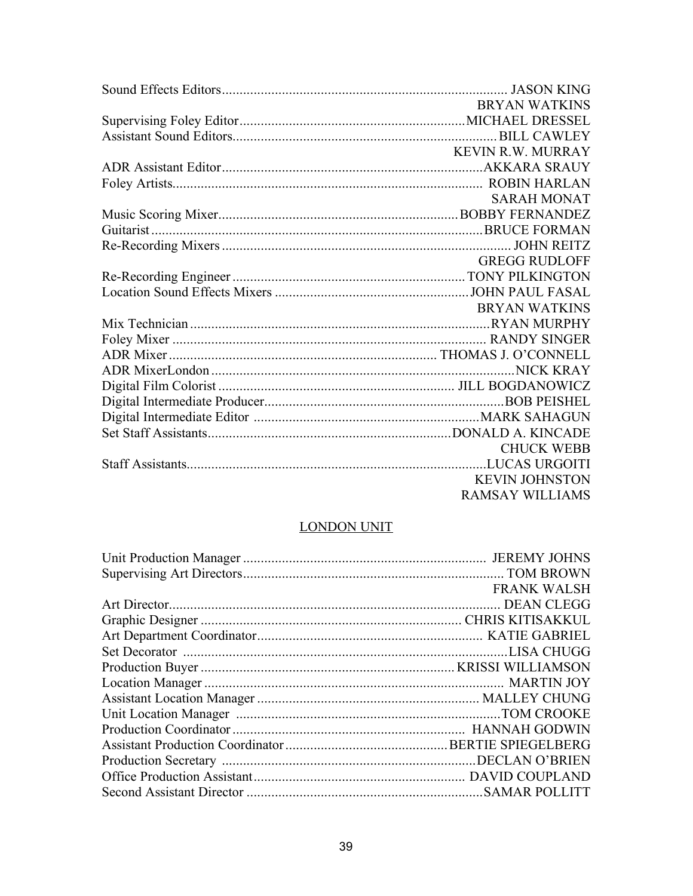Sound Effects Editors................................................................................ JASON KING
BRYAN WATKINS
Supervising Foley Editor...............................................................MICHAEL DRESSEL
Assistant Sound Editors.........................................................................BILL CAWLEY
KEVIN R.W. MURRAY
ADR Assistant Editor.........................................................................AKKARA SRAUY
Foley Artists....................................................................................... ROBIN HARLAN
SARAH MONAT
Music Scoring Mixer...................................................................BOBBY FERNANDEZ
Guitarist .............................................................................................BRUCE FORMAN
Re-Recording Mixers ................................................................................ JOHN REITZ
GREGG RUDLOFF
Re-Recording Engineer .................................................................TONY PILKINGTON
Location Sound Effects Mixers ......................................................JOHN PAUL FASAL
BRYAN WATKINS
Mix Technician ....................................................................................RYAN MURPHY
Foley Mixer ........................................................................................ RANDY SINGER
ADR Mixer ........................................................................... THOMAS J. O'CONNELL
ADR MixerLondon .....................................................................................NICK KRAY
Digital Film Colorist .................................................................. JILL BOGDANOWICZ
Digital Intermediate Producer...................................................................BOB PEISHEL
Digital Intermediate Editor ...............................................................MARK SAHAGUN
Set Staff Assistants...................................................................DONALD A. KINCADE
CHUCK WEBB
Staff Assistants...................................................................................LUCAS URGOITI
KEVIN JOHNSTON
RAMSAY WILLIAMS

## LONDON UNIT

Unit Production Manager .................................................................... JEREMY JOHNS
Supervising Art Directors......................................................................... TOM BROWN
FRANK WALSH
Art Director............................................................................................ DEAN CLEGG
Graphic Designer ........................................................................ CHRIS KITISAKKUL
Art Department Coordinator.............................................................. KATIE GABRIEL
Set Decorator ..........................................................................................LISA CHUGG
Production Buyer ...................................................................... KRISSI WILLIAMSON
Location Manager .................................................................................... MARTIN JOY
Assistant Location Manager .............................................................. MALLEY CHUNG
Unit Location Manager ..........................................................................TOM CROOKE
Production Coordinator ................................................................. HANNAH GODWIN
Assistant Production Coordinator.............................................BERTIE SPIEGELBERG
Production Secretary ......................................................................DECLAN O'BRIEN
Office Production Assistant........................................................... DAVID COUPLAND
Second Assistant Director ..................................................................SAMAR POLLITT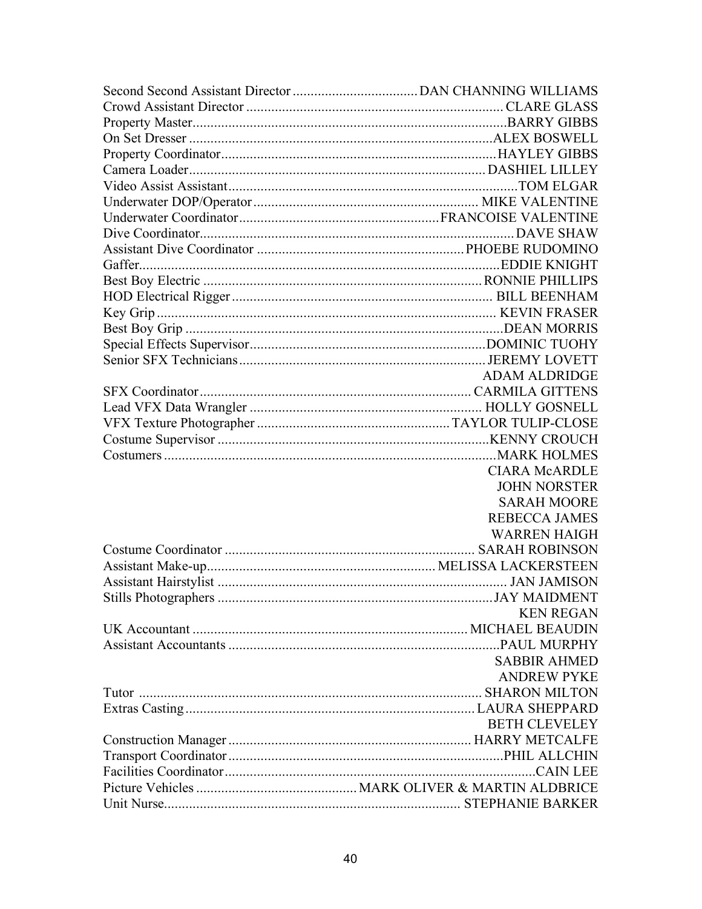| Role | Name |
|---|---|
| Second Second Assistant Director | DAN CHANNING WILLIAMS |
| Crowd Assistant Director | CLARE GLASS |
| Property Master | BARRY GIBBS |
| On Set Dresser | ALEX BOSWELL |
| Property Coordinator | HAYLEY GIBBS |
| Camera Loader | DASHIEL LILLEY |
| Video Assist Assistant | TOM ELGAR |
| Underwater DOP/Operator | MIKE VALENTINE |
| Underwater Coordinator | FRANCOISE VALENTINE |
| Dive Coordinator | DAVE SHAW |
| Assistant Dive Coordinator | PHOEBE RUDOMINO |
| Gaffer | EDDIE KNIGHT |
| Best Boy Electric | RONNIE PHILLIPS |
| HOD Electrical Rigger | BILL BEENHAM |
| Key Grip | KEVIN FRASER |
| Best Boy Grip | DEAN MORRIS |
| Special Effects Supervisor | DOMINIC TUOHY |
| Senior SFX Technicians | JEREMY LOVETT |
| | ADAM ALDRIDGE |
| SFX Coordinator | CARMILA GITTENS |
| Lead VFX Data Wrangler | HOLLY GOSNELL |
| VFX Texture Photographer | TAYLOR TULIP-CLOSE |
| Costume Supervisor | KENNY CROUCH |
| Costumers | MARK HOLMES |
| | CIARA McARDLE |
| | JOHN NORSTER |
| | SARAH MOORE |
| | REBECCA JAMES |
| | WARREN HAIGH |
| Costume Coordinator | SARAH ROBINSON |
| Assistant Make-up | MELISSA LACKERSTEEN |
| Assistant Hairstylist | JAN JAMISON |
| Stills Photographers | JAY MAIDMENT |
| | KEN REGAN |
| UK Accountant | MICHAEL BEAUDIN |
| Assistant Accountants | PAUL MURPHY |
| | SABBIR AHMED |
| | ANDREW PYKE |
| Tutor | SHARON MILTON |
| Extras Casting | LAURA SHEPPARD |
| | BETH CLEVELEY |
| Construction Manager | HARRY METCALFE |
| Transport Coordinator | PHIL ALLCHIN |
| Facilities Coordinator | CAIN LEE |
| Picture Vehicles | MARK OLIVER & MARTIN ALDBRICE |
| Unit Nurse | STEPHANIE BARKER |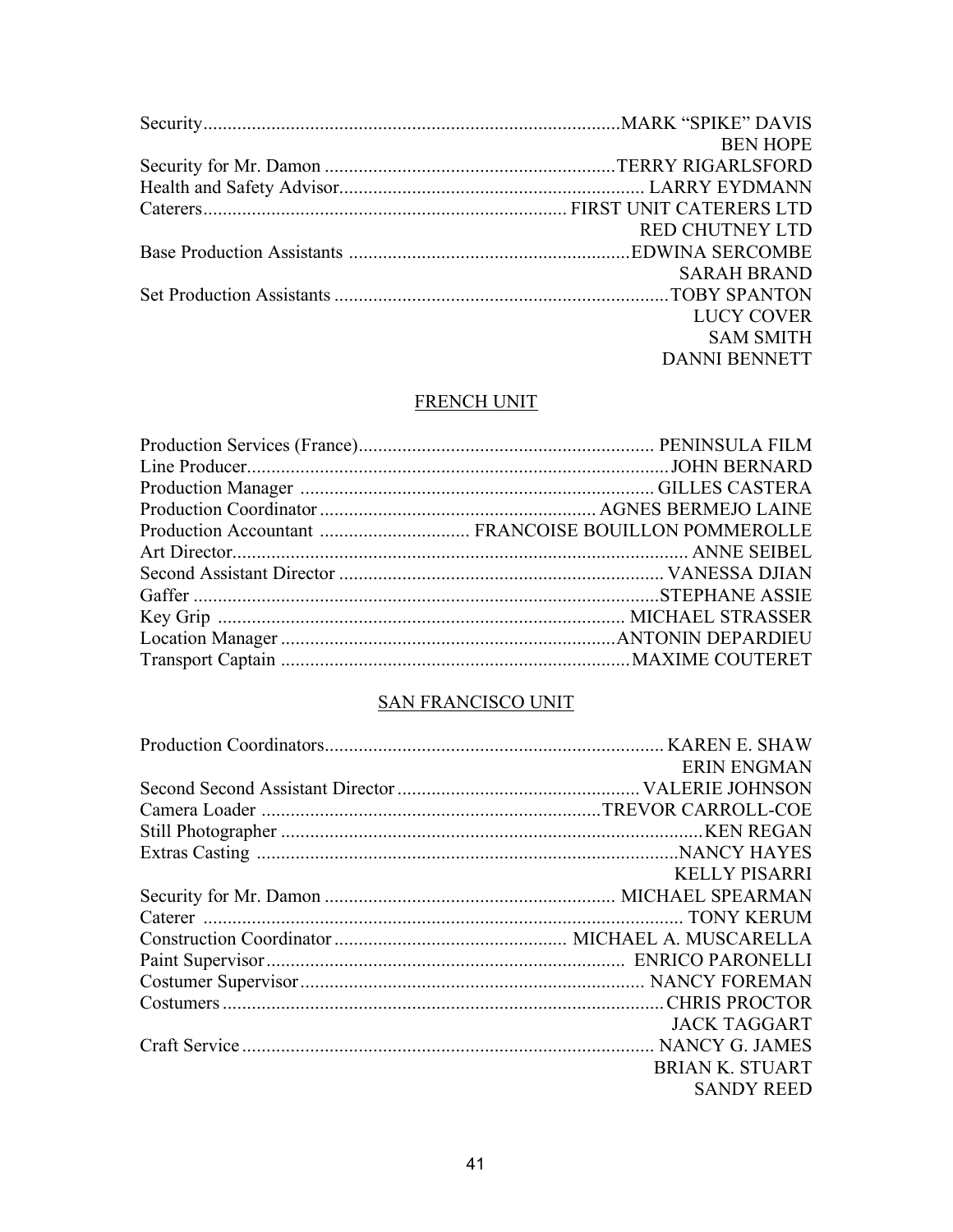Security.....................................................................................MARK "SPIKE" DAVIS
BEN HOPE
Security for Mr. Damon ...........................................................TERRY RIGARLSFORD
Health and Safety Advisor.............................................................. LARRY EYDMANN
Caterers.......................................................................... FIRST UNIT CATERERS LTD
RED CHUTNEY LTD
Base Production Assistants ..........................................................EDWINA SERCOMBE
SARAH BRAND
Set Production Assistants ....................................................................TOBY SPANTON
LUCY COVER
SAM SMITH
DANNI BENNETT

## FRENCH UNIT

Production Services (France)............................................................. PENINSULA FILM
Line Producer.......................................................................................JOHN BERNARD
Production Manager ......................................................................... GILLES CASTERA
Production Coordinator ......................................................... AGNES BERMEJO LAINE
Production Accountant ............................... FRANCOISE BOUILLON POMMEROLLE
Art Director............................................................................................. ANNE SEIBEL
Second Assistant Director .................................................................. VANESSA DJIAN
Gaffer ...............................................................................................STEPHANE ASSIE
Key Grip .................................................................................. MICHAEL STRASSER
Location Manager .....................................................................ANTONIN DEPARDIEU
Transport Captain ........................................................................MAXIME COUTERET

## SAN FRANCISCO UNIT

Production Coordinators..................................................................... KAREN E. SHAW
ERIN ENGMAN
Second Second Assistant Director .................................................. VALERIE JOHNSON
Camera Loader ......................................................................TREVOR CARROLL-COE
Still Photographer .......................................................................................KEN REGAN
Extras Casting .......................................................................................NANCY HAYES
KELLY PISARRI
Security for Mr. Damon ........................................................... MICHAEL SPEARMAN
Caterer .................................................................................................... TONY KERUM
Construction Coordinator ............................................... MICHAEL A. MUSCARELLA
Paint Supervisor.......................................................................... ENRICO PARONELLI
Costumer Supervisor...................................................................... NANCY FOREMAN
Costumers ...........................................................................................CHRIS PROCTOR
JACK TAGGART
Craft Service .................................................................................... NANCY G. JAMES
BRIAN K. STUART
SANDY REED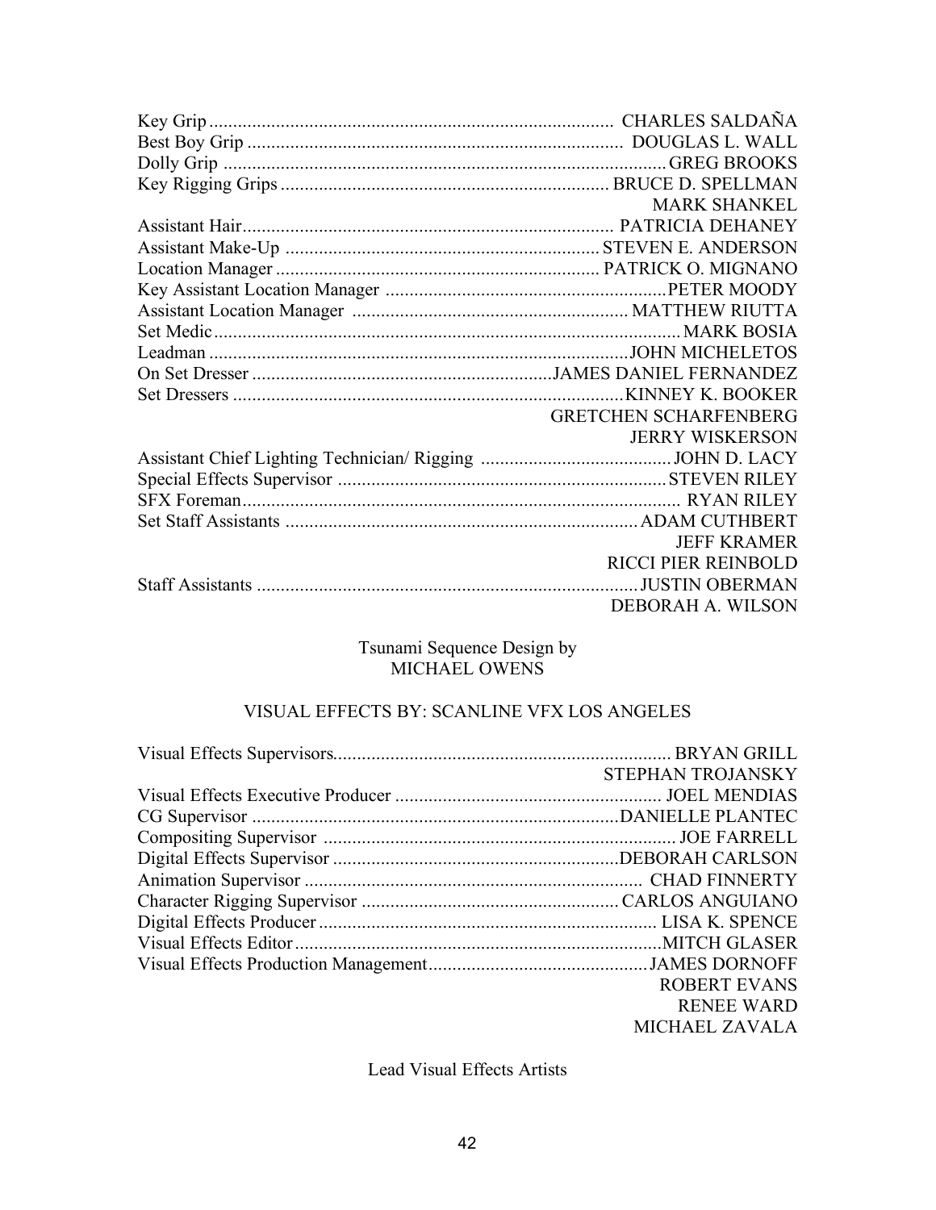Key Grip .................................................................................... CHARLES SALDAÑA
Best Boy Grip .............................................................................. DOUGLAS L. WALL
Dolly Grip ............................................................................................ GREG BROOKS
Key Rigging Grips ................................................................... BRUCE D. SPELLMAN
MARK SHANKEL
Assistant Hair.............................................................................. PATRICIA DEHANEY
Assistant Make-Up ................................................................. STEVEN E. ANDERSON
Location Manager .................................................................... PATRICK O. MIGNANO
Key Assistant Location Manager ........................................................... PETER MOODY
Assistant Location Manager ......................................................... MATTHEW RIUTTA
Set Medic ..................................................................................................... MARK BOSIA
Leadman ........................................................................................ JOHN MICHELETOS
On Set Dresser ............................................................. JAMES DANIEL FERNANDEZ
Set Dressers .................................................................................. KINNEY K. BOOKER
GRETCHEN SCHARFENBERG
JERRY WISKERSON
Assistant Chief Lighting Technician/ Rigging ........................................ JOHN D. LACY
Special Effects Supervisor ..................................................................... STEVEN RILEY
SFX Foreman................................................................................................ RYAN RILEY
Set Staff Assistants ......................................................................... ADAM CUTHBERT
JEFF KRAMER
RICCI PIER REINBOLD
Staff Assistants ................................................................................ JUSTIN OBERMAN
DEBORAH A. WILSON

Tsunami Sequence Design by
MICHAEL OWENS

VISUAL EFFECTS BY: SCANLINE VFX LOS ANGELES

Visual Effects Supervisors....................................................................... BRYAN GRILL
STEPHAN TROJANSKY
Visual Effects Executive Producer ........................................................ JOEL MENDIAS
CG Supervisor ............................................................................ DANIELLE PLANTEC
Compositing Supervisor .......................................................................... JOE FARRELL
Digital Effects Supervisor ........................................................... DEBORAH CARLSON
Animation Supervisor ....................................................................... CHAD FINNERTY
Character Rigging Supervisor ..................................................... CARLOS ANGUIANO
Digital Effects Producer ....................................................................... LISA K. SPENCE
Visual Effects Editor ............................................................................. MITCH GLASER
Visual Effects Production Management.............................................. JAMES DORNOFF
ROBERT EVANS
RENEE WARD
MICHAEL ZAVALA

Lead Visual Effects Artists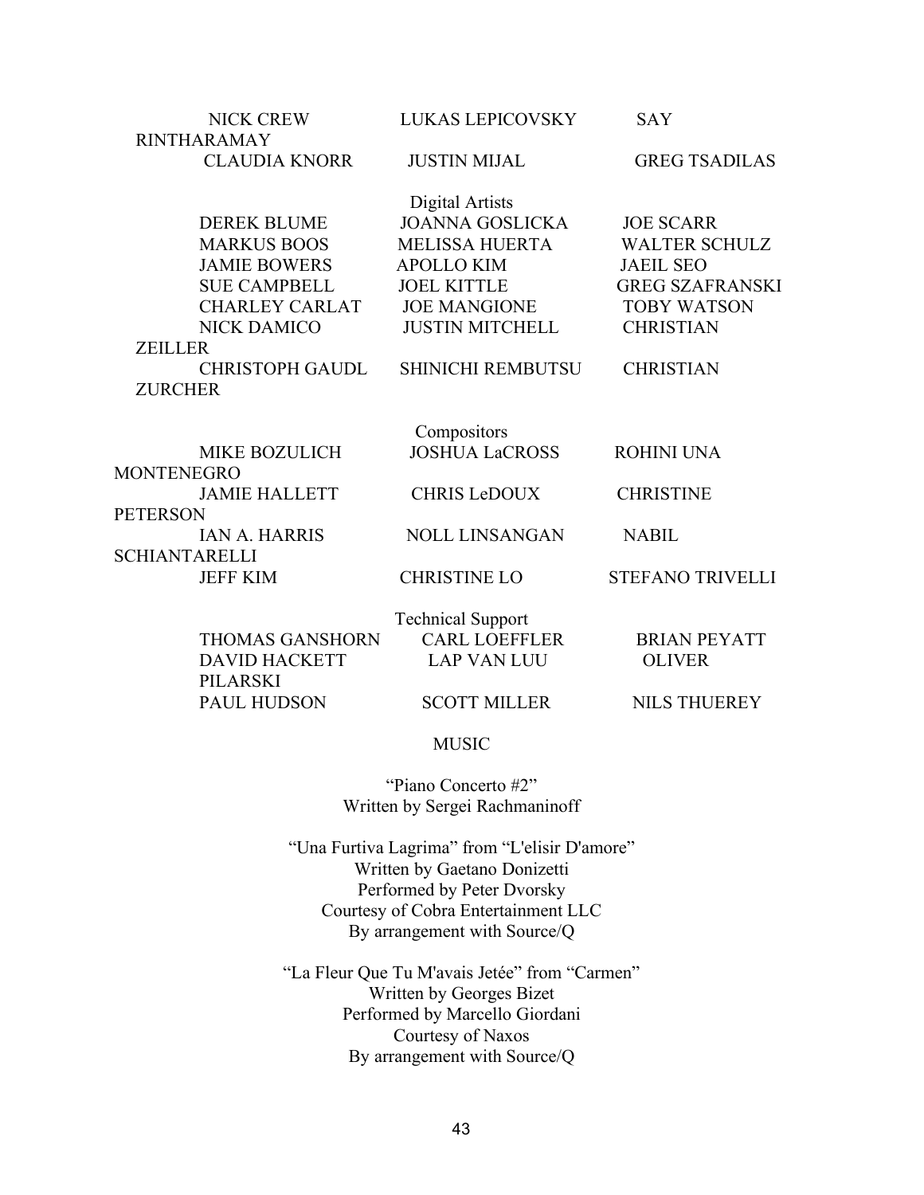NICK CREW | LUKAS LEPICOVSKY | SAY RINTHARAMAY
CLAUDIA KNORR | JUSTIN MIJAL | GREG TSADILAS

Digital Artists

| | | |
|---|---|---|
| DEREK BLUME | JOANNA GOSLICKA | JOE SCARR |
| MARKUS BOOS | MELISSA HUERTA | WALTER SCHULZ |
| JAMIE BOWERS | APOLLO KIM | JAEIL SEO |
| SUE CAMPBELL | JOEL KITTLE | GREG SZAFRANSKI |
| CHARLEY CARLAT | JOE MANGIONE | TOBY WATSON |
| NICK DAMICO | JUSTIN MITCHELL | CHRISTIAN ZEILLER |
| CHRISTOPH GAUDL | SHINICHI REMBUTSU | CHRISTIAN ZURCHER |

Compositors

| | | |
|---|---|---|
| MIKE BOZULICH | JOSHUA LaCROSS | ROHINI UNA MONTENEGRO |
| JAMIE HALLETT | CHRIS LeDOUX | CHRISTINE PETERSON |
| IAN A. HARRIS | NOLL LINSANGAN | NABIL SCHIANTARELLI |
| JEFF KIM | CHRISTINE LO | STEFANO TRIVELLI |

Technical Support

| | | |
|---|---|---|
| THOMAS GANSHORN | CARL LOEFFLER | BRIAN PEYATT |
| DAVID HACKETT | LAP VAN LUU | OLIVER PILARSKI |
| PAUL HUDSON | SCOTT MILLER | NILS THUEREY |

MUSIC

"Piano Concerto #2"
Written by Sergei Rachmaninoff

"Una Furtiva Lagrima" from "L'elisir D'amore"
Written by Gaetano Donizetti
Performed by Peter Dvorsky
Courtesy of Cobra Entertainment LLC
By arrangement with Source/Q

"La Fleur Que Tu M'avais Jetée" from "Carmen"
Written by Georges Bizet
Performed by Marcello Giordani
Courtesy of Naxos
By arrangement with Source/Q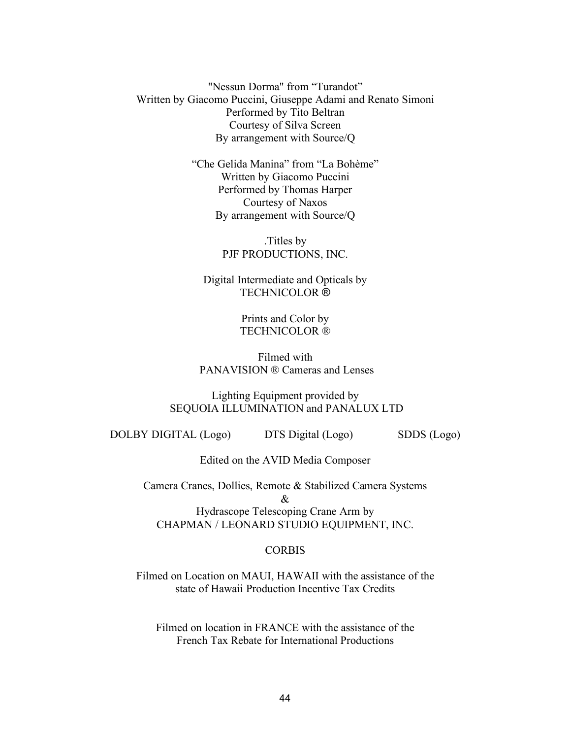"Nessun Dorma" from "Turandot"
Written by Giacomo Puccini, Giuseppe Adami and Renato Simoni
Performed by Tito Beltran
Courtesy of Silva Screen
By arrangement with Source/Q

"Che Gelida Manina" from "La Bohème"
Written by Giacomo Puccini
Performed by Thomas Harper
Courtesy of Naxos
By arrangement with Source/Q

.Titles by
PJF PRODUCTIONS, INC.

Digital Intermediate and Opticals by
TECHNICOLOR ®

Prints and Color by
TECHNICOLOR ®

Filmed with
PANAVISION ® Cameras and Lenses

Lighting Equipment provided by
SEQUOIA ILLUMINATION and PANALUX LTD

DOLBY DIGITAL (Logo) DTS Digital (Logo) SDDS (Logo)

Edited on the AVID Media Composer

Camera Cranes, Dollies, Remote & Stabilized Camera Systems
&
Hydrascope Telescoping Crane Arm by
CHAPMAN / LEONARD STUDIO EQUIPMENT, INC.

CORBIS

Filmed on Location on MAUI, HAWAII with the assistance of the
state of Hawaii Production Incentive Tax Credits

Filmed on location in FRANCE with the assistance of the
French Tax Rebate for International Productions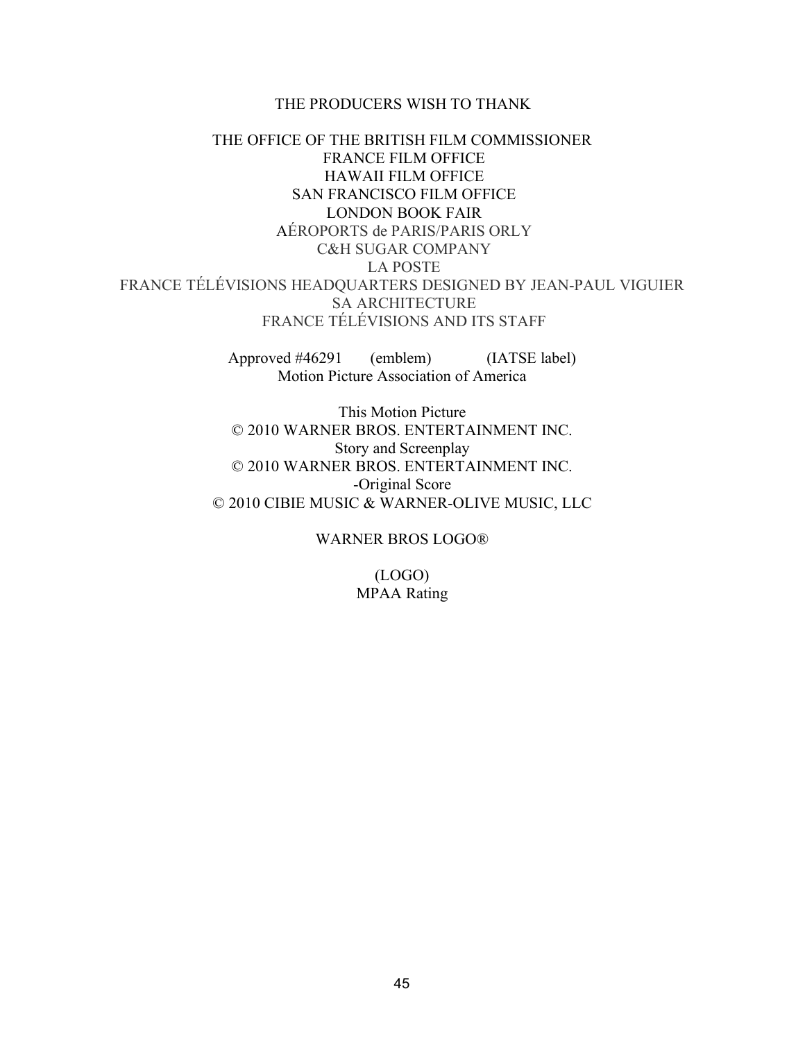THE PRODUCERS WISH TO THANK

THE OFFICE OF THE BRITISH FILM COMMISSIONER
FRANCE FILM OFFICE
HAWAII FILM OFFICE
SAN FRANCISCO FILM OFFICE
LONDON BOOK FAIR
AÉROPORTS de PARIS/PARIS ORLY
C&H SUGAR COMPANY
LA POSTE
FRANCE TÉLÉVISIONS HEADQUARTERS DESIGNED BY JEAN-PAUL VIGUIER
SA ARCHITECTURE
FRANCE TÉLÉVISIONS AND ITS STAFF

Approved #46291 (emblem) (IATSE label)
Motion Picture Association of America

This Motion Picture
© 2010 WARNER BROS. ENTERTAINMENT INC.
Story and Screenplay
© 2010 WARNER BROS. ENTERTAINMENT INC.
-Original Score
© 2010 CIBIE MUSIC & WARNER-OLIVE MUSIC, LLC

WARNER BROS LOGO®

(LOGO)
MPAA Rating